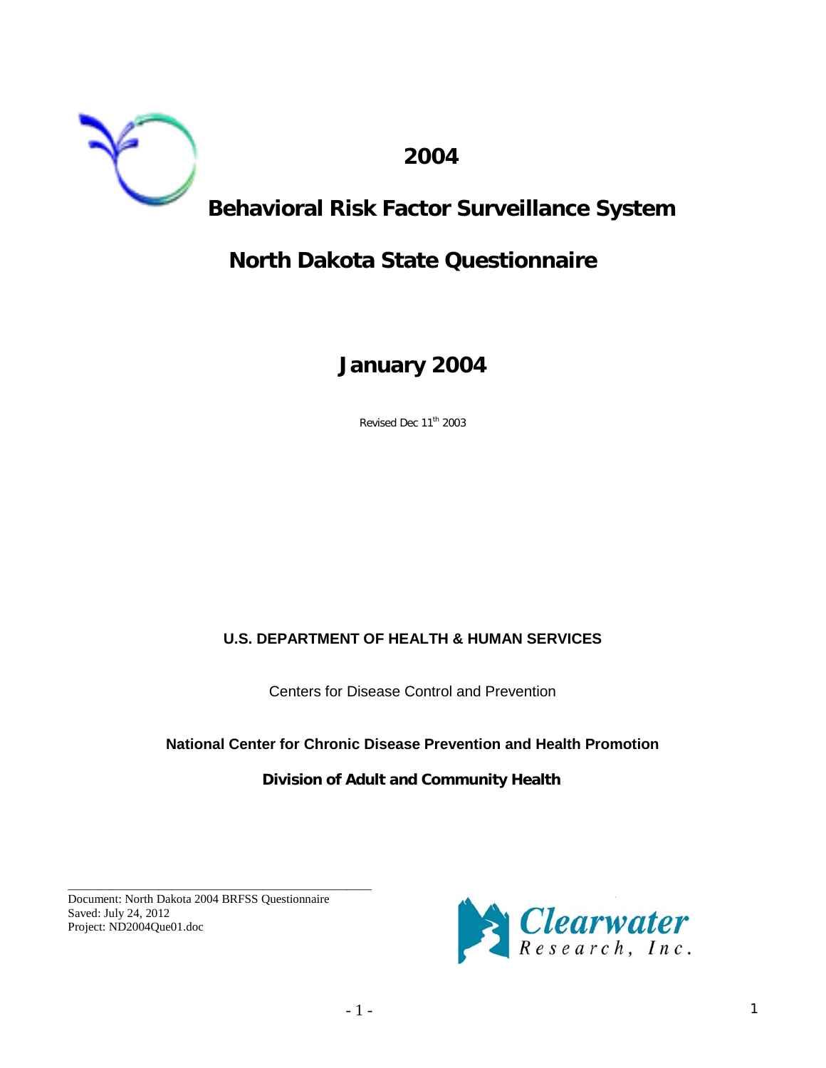# 2004

# Behavioral Risk Factor Surveillance System

# North Dakota State Questionnaire

## January 2004

Revised Dec 11th 2003

**U.S. DEPARTMENT OF HEALTH & HUMAN SERVICES**

Centers for Disease Control and Prevention

**National Center for Chronic Disease Prevention and Health Promotion**

**Division of Adult and Community Health**

Document: North Dakota 2004 BRFSS Questionnaire
Saved: July 24, 2012
Project: ND2004Que01.doc

Clearwater Research, Inc.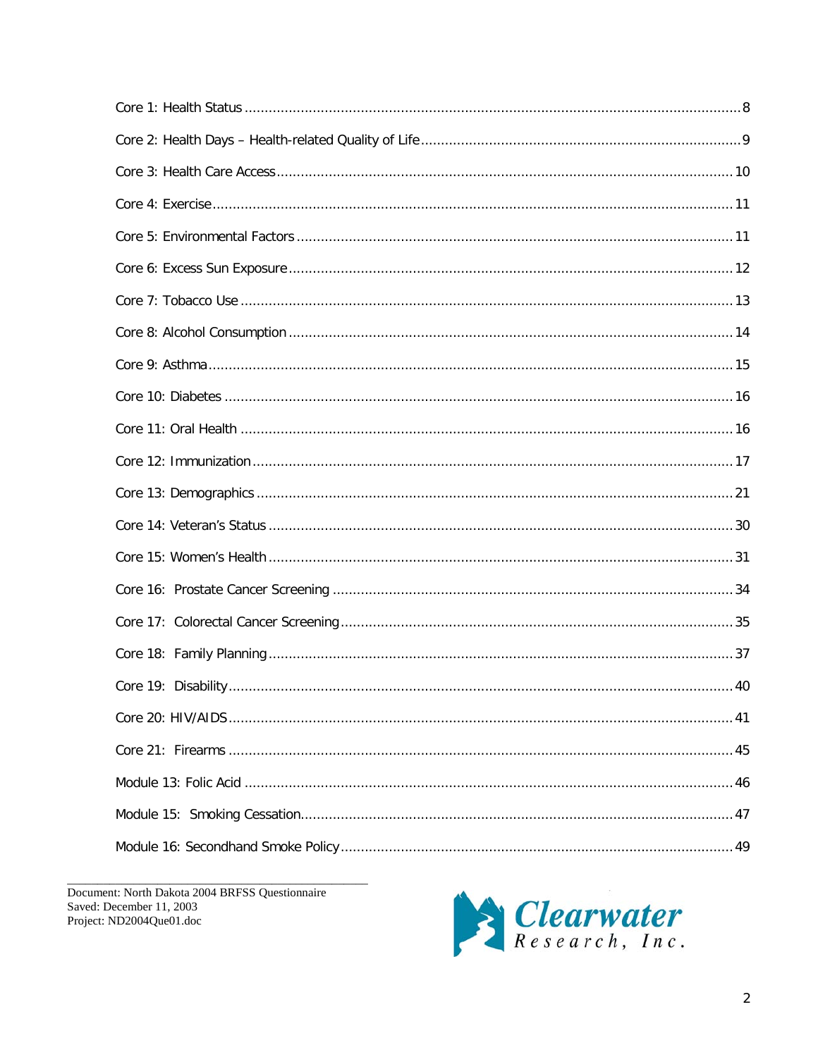Core 1: Health Status ........................................................................................................................ 8

Core 2: Health Days – Health-related Quality of Life ............................................................................ 9

Core 3: Health Care Access ............................................................................................................... 10

Core 4: Exercise ................................................................................................................................ 11

Core 5: Environmental Factors ........................................................................................................... 11

Core 6: Excess Sun Exposure ............................................................................................................. 12

Core 7: Tobacco Use ......................................................................................................................... 13

Core 8: Alcohol Consumption ............................................................................................................. 14

Core 9: Asthma ................................................................................................................................. 15

Core 10: Diabetes ............................................................................................................................. 16

Core 11: Oral Health ......................................................................................................................... 16

Core 12: Immunization ...................................................................................................................... 17

Core 13: Demographics ..................................................................................................................... 21

Core 14: Veteran's Status .................................................................................................................. 30

Core 15: Women's Health .................................................................................................................. 31

Core 16: Prostate Cancer Screening .................................................................................................. 34

Core 17: Colorectal Cancer Screening ............................................................................................... 35

Core 18: Family Planning .................................................................................................................. 37

Core 19: Disability ............................................................................................................................ 40

Core 20: HIV/AIDS ............................................................................................................................ 41

Core 21: Firearms ............................................................................................................................ 45

Module 13: Folic Acid ........................................................................................................................ 46

Module 15: Smoking Cessation .......................................................................................................... 47

Module 16: Secondhand Smoke Policy ................................................................................................ 49

Document: North Dakota 2004 BRFSS Questionnaire
Saved: December 11, 2003
Project: ND2004Que01.doc

Clearwater Research, Inc.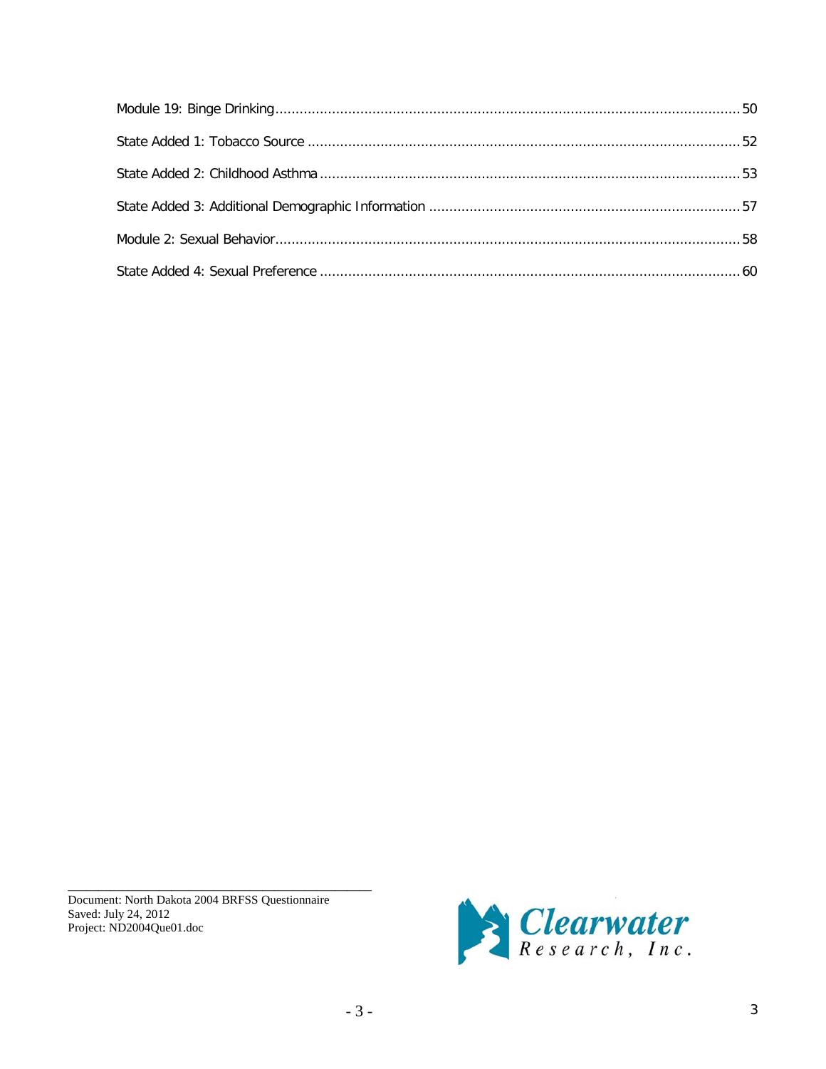Module 19: Binge Drinking .......... 50

State Added 1: Tobacco Source .......... 52

State Added 2: Childhood Asthma .......... 53

State Added 3: Additional Demographic Information .......... 57

Module 2: Sexual Behavior .......... 58

State Added 4: Sexual Preference .......... 60

Document: North Dakota 2004 BRFSS Questionnaire
Saved: July 24, 2012
Project: ND2004Que01.doc

Clearwater Research, Inc.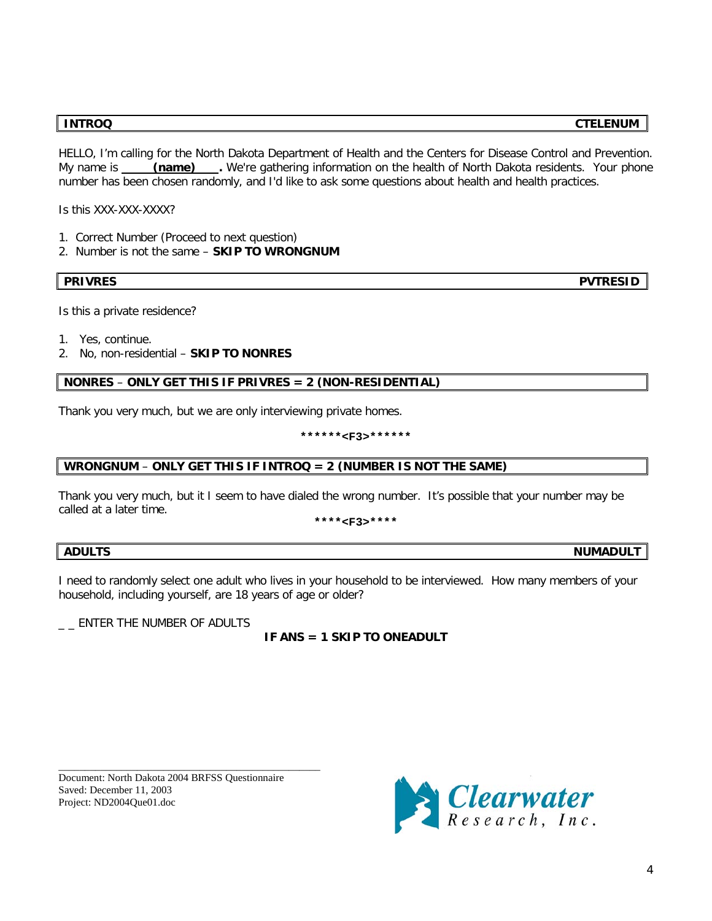**INTROQ** **CTELENUM**

HELLO, I'm calling for the North Dakota Department of Health and the Centers for Disease Control and Prevention. My name is **(name)** . We're gathering information on the health of North Dakota residents. Your phone number has been chosen randomly, and I'd like to ask some questions about health and health practices.

Is this XXX-XXX-XXXX?

1. Correct Number (Proceed to next question)
2. Number is not the same – **SKIP TO WRONGNUM**

**PRIVRES** **PVTRESID**

Is this a private residence?

1. Yes, continue.
2. No, non-residential – **SKIP TO NONRES**

**NONRES – ONLY GET THIS IF PRIVRES = 2 (NON-RESIDENTIAL)**

Thank you very much, but we are only interviewing private homes.

**\*\*\*\*\*\*<F3>\*\*\*\*\*\***

**WRONGNUM – ONLY GET THIS IF INTROQ = 2 (NUMBER IS NOT THE SAME)**

Thank you very much, but it I seem to have dialed the wrong number. It's possible that your number may be called at a later time.

**\*\*\*\*<F3>\*\*\*\***

**ADULTS** **NUMADULT**

I need to randomly select one adult who lives in your household to be interviewed. How many members of your household, including yourself, are 18 years of age or older?

_ _ ENTER THE NUMBER OF ADULTS

**IF ANS = 1 SKIP TO ONEADULT**

Document: North Dakota 2004 BRFSS Questionnaire
Saved: December 11, 2003
Project: ND2004Que01.doc

Clearwater Research, Inc.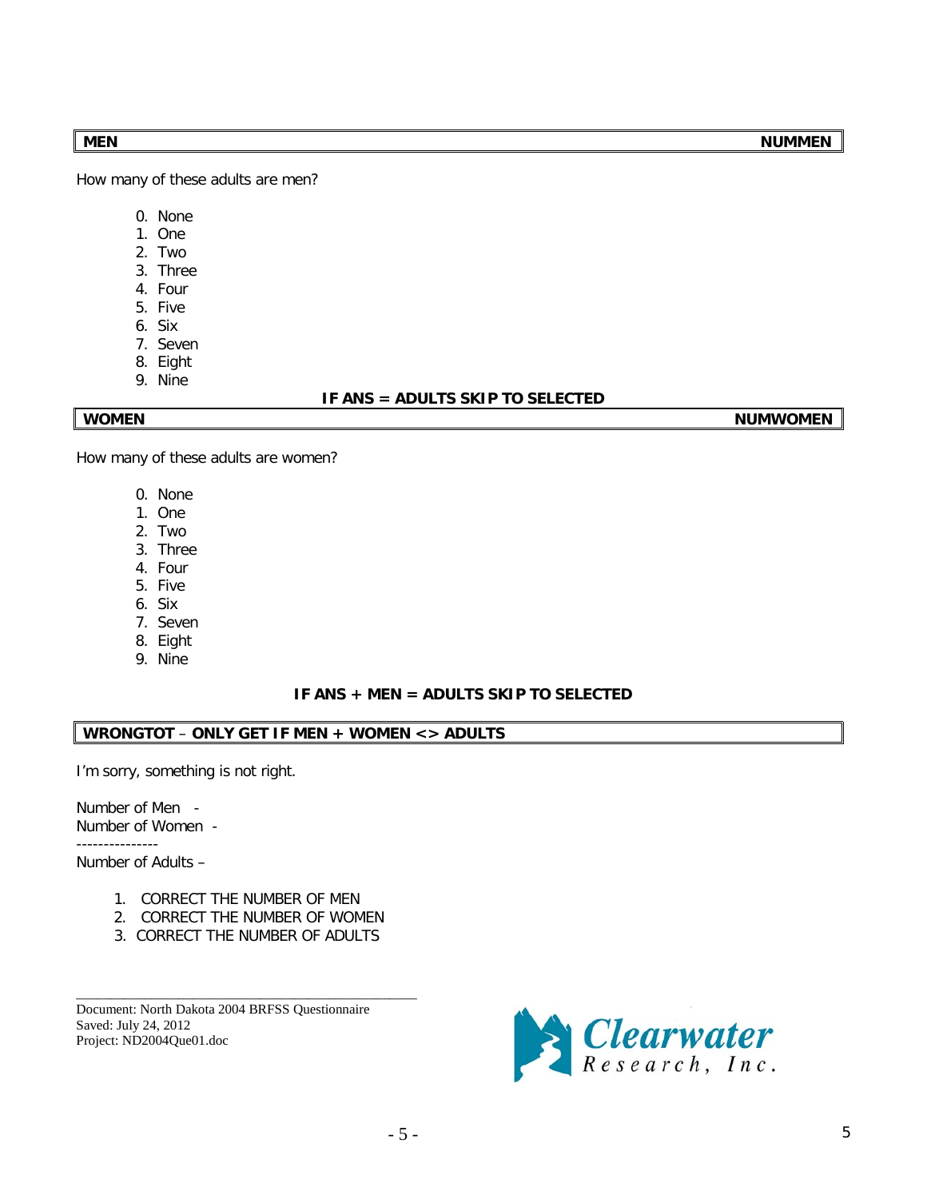**MEN** **NUMMEN**

How many of these adults are men?

0. None
1. One
2. Two
3. Three
4. Four
5. Five
6. Six
7. Seven
8. Eight
9. Nine

**IF ANS = ADULTS SKIP TO SELECTED**

**WOMEN** **NUMWOMEN**

How many of these adults are women?

0. None
1. One
2. Two
3. Three
4. Four
5. Five
6. Six
7. Seven
8. Eight
9. Nine

**IF ANS + MEN = ADULTS SKIP TO SELECTED**

**WRONGTOT** – **ONLY GET IF MEN + WOMEN <> ADULTS**

I'm sorry, something is not right.

Number of Men -
Number of Women -
---------------
Number of Adults –

1. CORRECT THE NUMBER OF MEN
2. CORRECT THE NUMBER OF WOMEN
3. CORRECT THE NUMBER OF ADULTS

Document: North Dakota 2004 BRFSS Questionnaire
Saved: July 24, 2012
Project: ND2004Que01.doc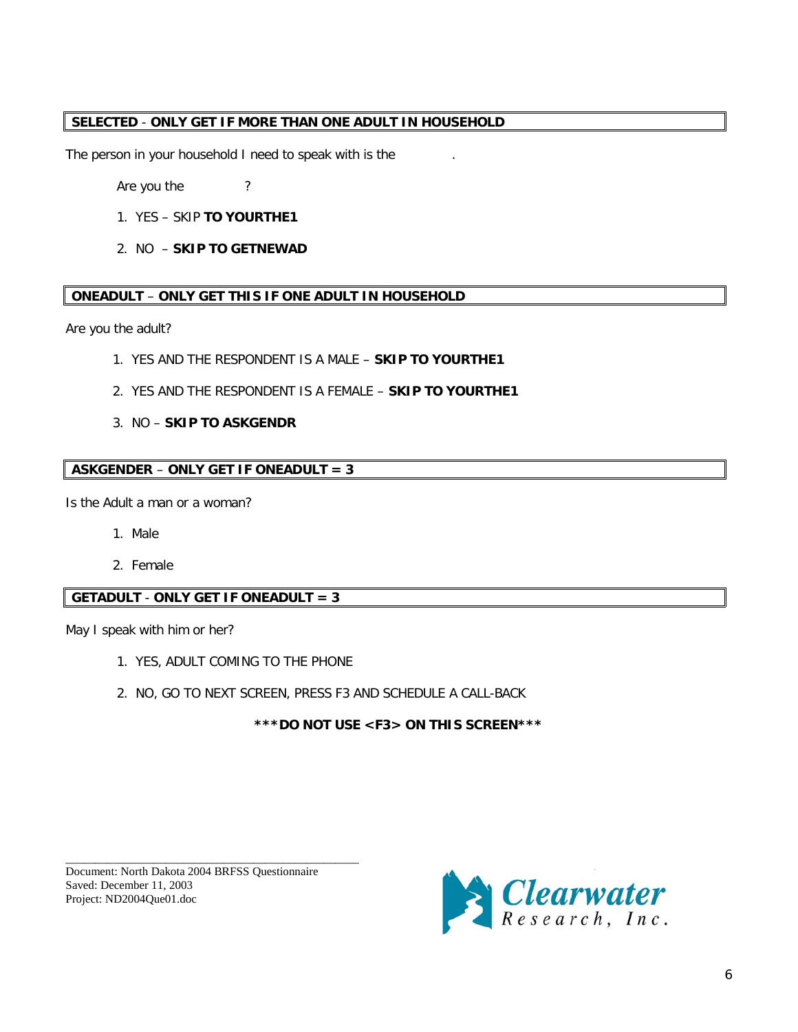**SELECTED - ONLY GET IF MORE THAN ONE ADULT IN HOUSEHOLD**

The person in your household I need to speak with is the .

Are you the ?

1. YES – SKIP **TO YOURTHE1**
2. NO – **SKIP TO GETNEWAD**

**ONEADULT – ONLY GET THIS IF ONE ADULT IN HOUSEHOLD**

Are you the adult?

1. YES AND THE RESPONDENT IS A MALE – **SKIP TO YOURTHE1**
2. YES AND THE RESPONDENT IS A FEMALE – **SKIP TO YOURTHE1**
3. NO – **SKIP TO ASKGENDR**

**ASKGENDER – ONLY GET IF ONEADULT = 3**

Is the Adult a man or a woman?

1. Male
2. Female

**GETADULT - ONLY GET IF ONEADULT = 3**

May I speak with him or her?

1. YES, ADULT COMING TO THE PHONE
2. NO, GO TO NEXT SCREEN, PRESS F3 AND SCHEDULE A CALL-BACK

**\*\*\*DO NOT USE <F3> ON THIS SCREEN\*\*\***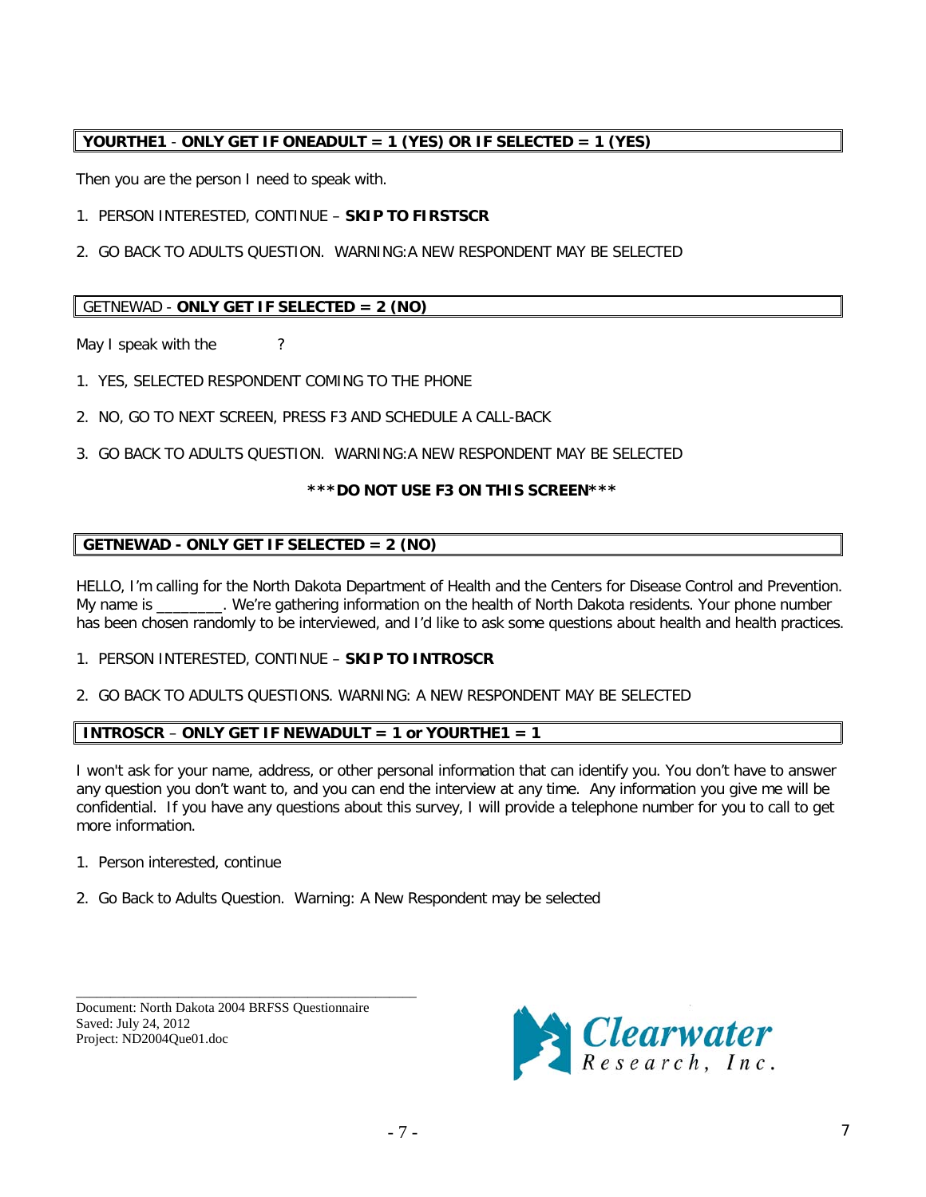**YOURTHE1 - ONLY GET IF ONEADULT = 1 (YES) OR IF SELECTED = 1 (YES)**

Then you are the person I need to speak with.

1. PERSON INTERESTED, CONTINUE – **SKIP TO FIRSTSCR**
2. GO BACK TO ADULTS QUESTION. WARNING:A NEW RESPONDENT MAY BE SELECTED

GETNEWAD - **ONLY GET IF SELECTED = 2 (NO)**

May I speak with the ?

1. YES, SELECTED RESPONDENT COMING TO THE PHONE
2. NO, GO TO NEXT SCREEN, PRESS F3 AND SCHEDULE A CALL-BACK
3. GO BACK TO ADULTS QUESTION. WARNING:A NEW RESPONDENT MAY BE SELECTED

**\*\*\*DO NOT USE F3 ON THIS SCREEN\*\*\***

**GETNEWAD - ONLY GET IF SELECTED = 2 (NO)**

HELLO, I'm calling for the North Dakota Department of Health and the Centers for Disease Control and Prevention. My name is ________. We're gathering information on the health of North Dakota residents. Your phone number has been chosen randomly to be interviewed, and I'd like to ask some questions about health and health practices.

1. PERSON INTERESTED, CONTINUE – **SKIP TO INTROSCR**
2. GO BACK TO ADULTS QUESTIONS. WARNING: A NEW RESPONDENT MAY BE SELECTED

**INTROSCR – ONLY GET IF NEWADULT = 1 or YOURTHE1 = 1**

I won't ask for your name, address, or other personal information that can identify you. You don't have to answer any question you don't want to, and you can end the interview at any time. Any information you give me will be confidential. If you have any questions about this survey, I will provide a telephone number for you to call to get more information.

1. Person interested, continue
2. Go Back to Adults Question. Warning: A New Respondent may be selected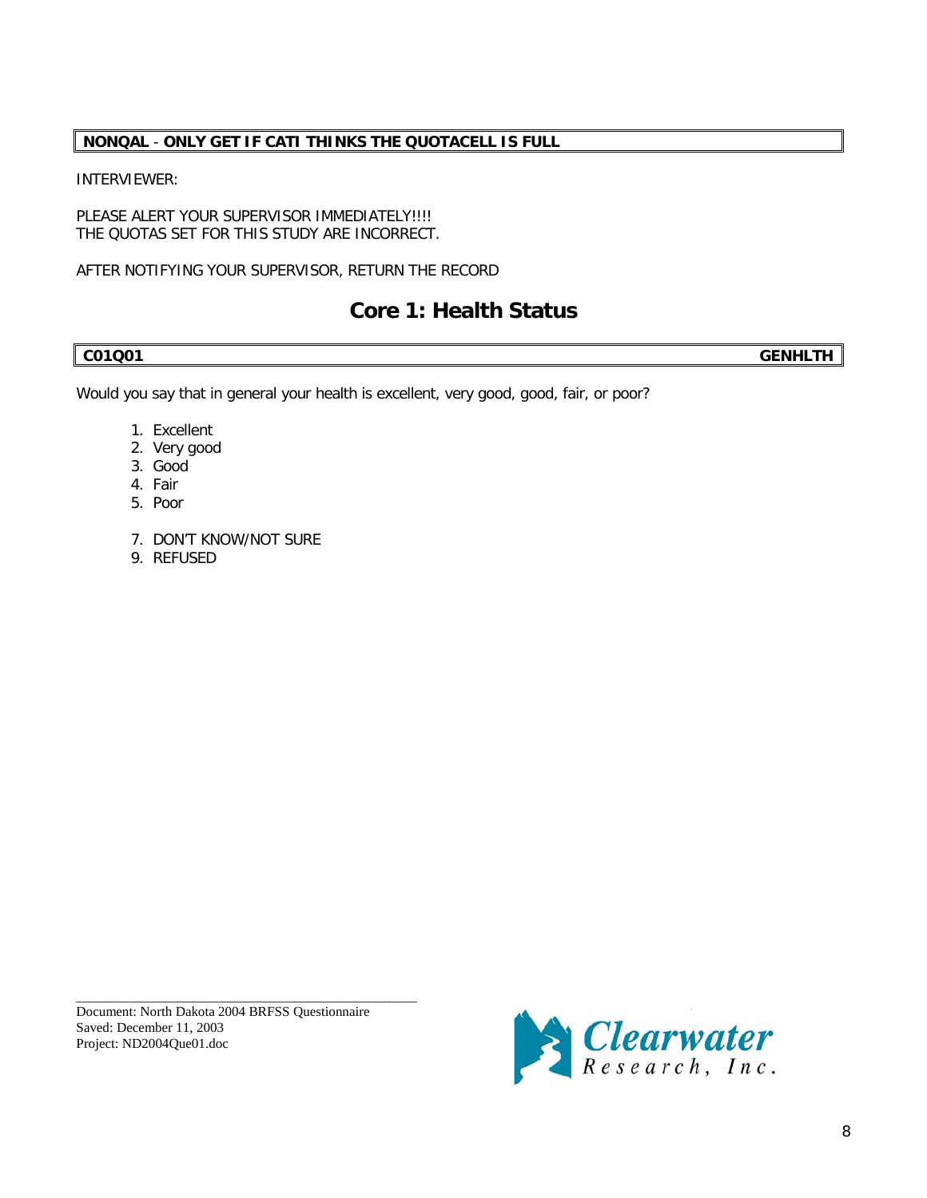**NONQAL** - **ONLY GET IF CATI THINKS THE QUOTACELL IS FULL**

INTERVIEWER:

PLEASE ALERT YOUR SUPERVISOR IMMEDIATELY!!!!
THE QUOTAS SET FOR THIS STUDY ARE INCORRECT.

AFTER NOTIFYING YOUR SUPERVISOR, RETURN THE RECORD

## Core 1: Health Status

**C01Q01** **GENHLTH**

Would you say that in general your health is excellent, very good, good, fair, or poor?

1. Excellent
2. Very good
3. Good
4. Fair
5. Poor

7. DON'T KNOW/NOT SURE
9. REFUSED

Document: North Dakota 2004 BRFSS Questionnaire
Saved: December 11, 2003
Project: ND2004Que01.doc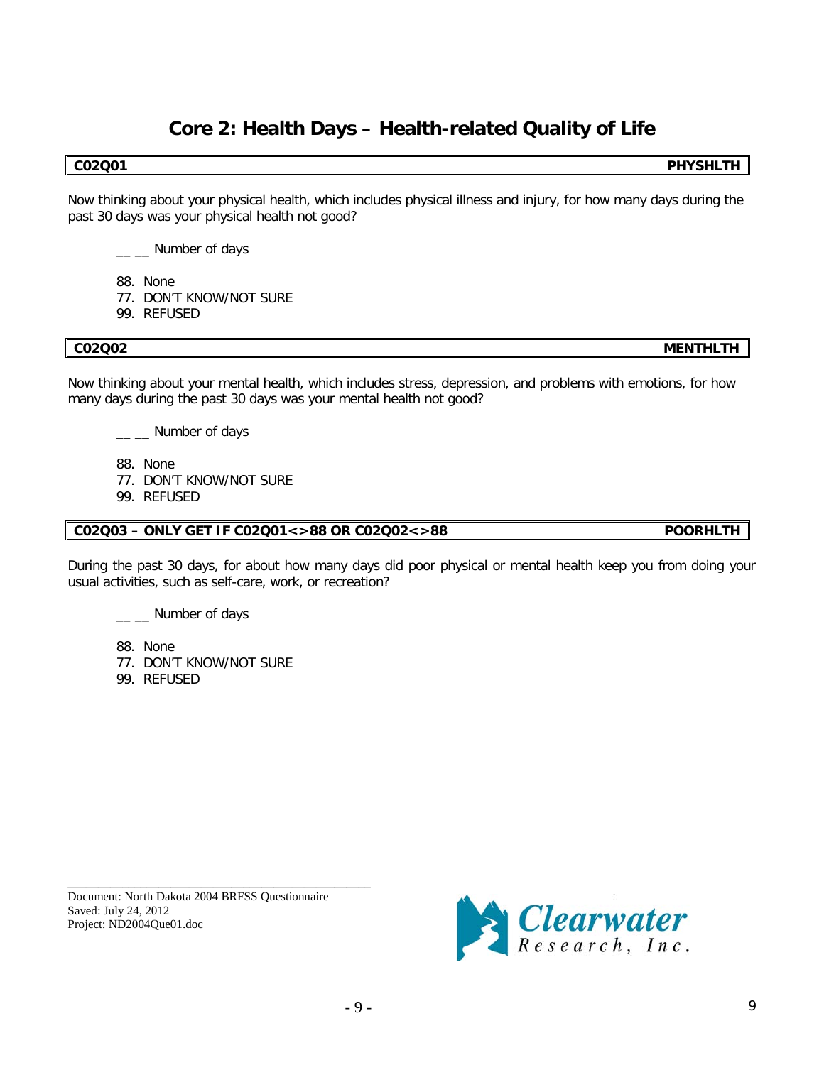# Core 2: Health Days – Health-related Quality of Life

| C02Q01 | PHYSHLTH |
|---|---|

Now thinking about your physical health, which includes physical illness and injury, for how many days during the past 30 days was your physical health not good?

__ __ Number of days

88. None
77. DON'T KNOW/NOT SURE
99. REFUSED

| C02Q02 | MENTHLTH |
|---|---|

Now thinking about your mental health, which includes stress, depression, and problems with emotions, for how many days during the past 30 days was your mental health not good?

__ __ Number of days

88. None
77. DON'T KNOW/NOT SURE
99. REFUSED

| C02Q03 – ONLY GET IF C02Q01<>88 OR C02Q02<>88 | POORHLTH |
|---|---|

During the past 30 days, for about how many days did poor physical or mental health keep you from doing your usual activities, such as self-care, work, or recreation?

__ __ Number of days

88. None
77. DON'T KNOW/NOT SURE
99. REFUSED

Document: North Dakota 2004 BRFSS Questionnaire
Saved: July 24, 2012
Project: ND2004Que01.doc

Clearwater Research, Inc.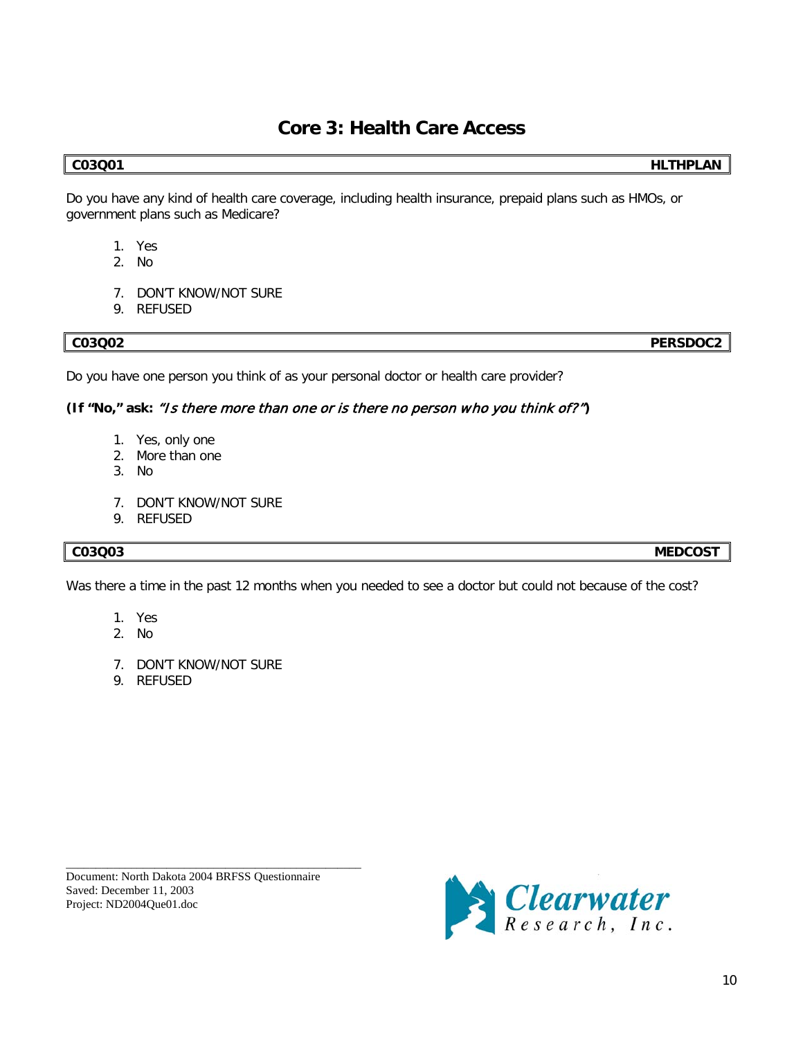# Core 3: Health Care Access

| C03Q01 | HLTHPLAN |
|---|---|

Do you have any kind of health care coverage, including health insurance, prepaid plans such as HMOs, or government plans such as Medicare?

1. Yes
2. No

7. DON'T KNOW/NOT SURE
9. REFUSED

| C03Q02 | PERSDOC2 |
|---|---|

Do you have one person you think of as your personal doctor or health care provider?

**(If "No," ask:** ***"Is there more than one or is there no person who you think of?"*****)**

1. Yes, only one
2. More than one
3. No

7. DON'T KNOW/NOT SURE
9. REFUSED

| C03Q03 | MEDCOST |
|---|---|

Was there a time in the past 12 months when you needed to see a doctor but could not because of the cost?

1. Yes
2. No

7. DON'T KNOW/NOT SURE
9. REFUSED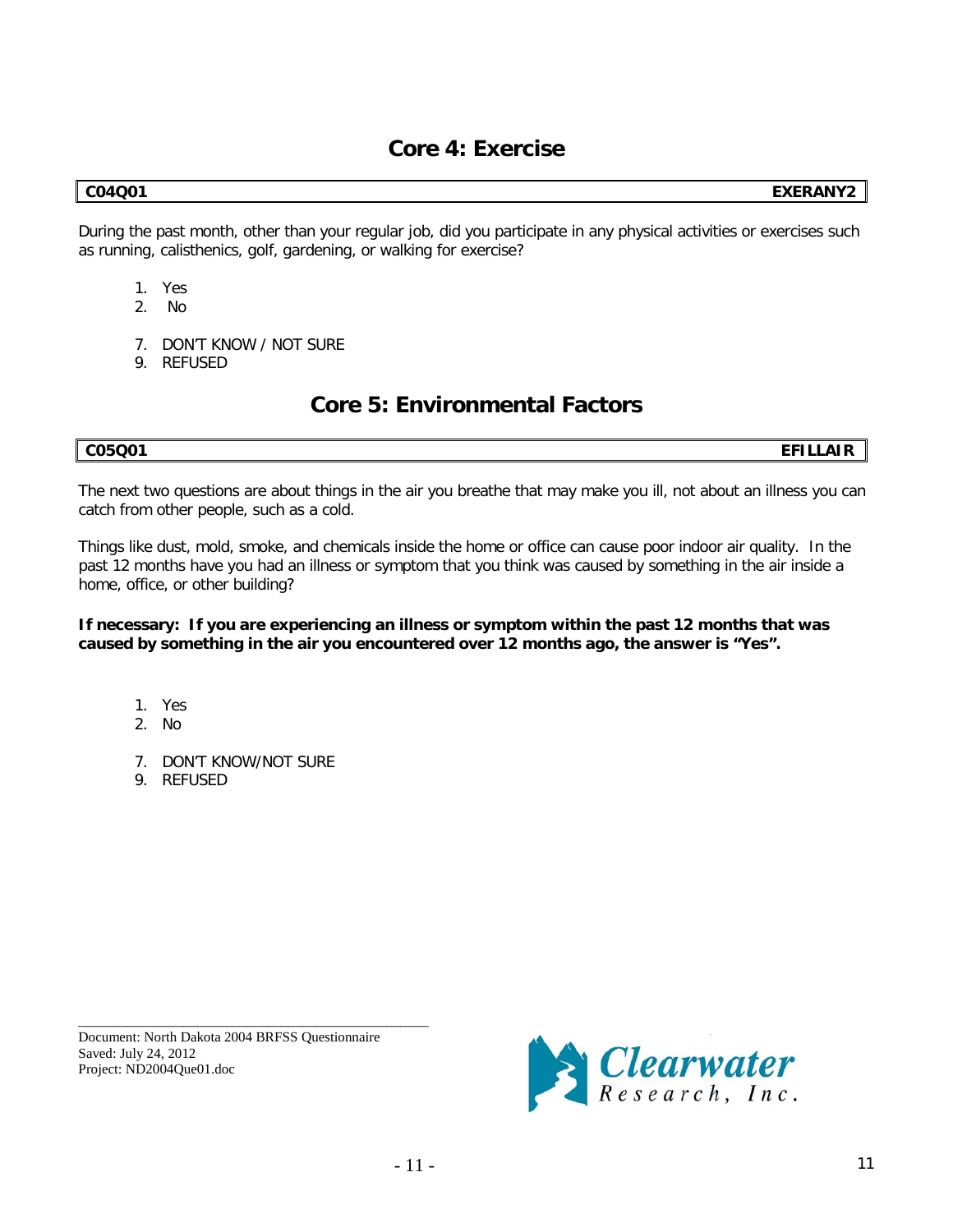## Core 4: Exercise

| C04Q01 | EXERANY2 |
|---|---|

During the past month, other than your regular job, did you participate in any physical activities or exercises such as running, calisthenics, golf, gardening, or walking for exercise?

1. Yes
2. No

7. DON'T KNOW / NOT SURE
9. REFUSED

## Core 5: Environmental Factors

| C05Q01 | EFILLAIR |
|---|---|

The next two questions are about things in the air you breathe that may make you ill, not about an illness you can catch from other people, such as a cold.

Things like dust, mold, smoke, and chemicals inside the home or office can cause poor indoor air quality. In the past 12 months have you had an illness or symptom that you think was caused by something in the air inside a home, office, or other building?

**If necessary: If you are experiencing an illness or symptom within the past 12 months that was caused by something in the air you encountered over 12 months ago, the answer is "Yes".**

1. Yes
2. No

7. DON'T KNOW/NOT SURE
9. REFUSED

Document: North Dakota 2004 BRFSS Questionnaire
Saved: July 24, 2012
Project: ND2004Que01.doc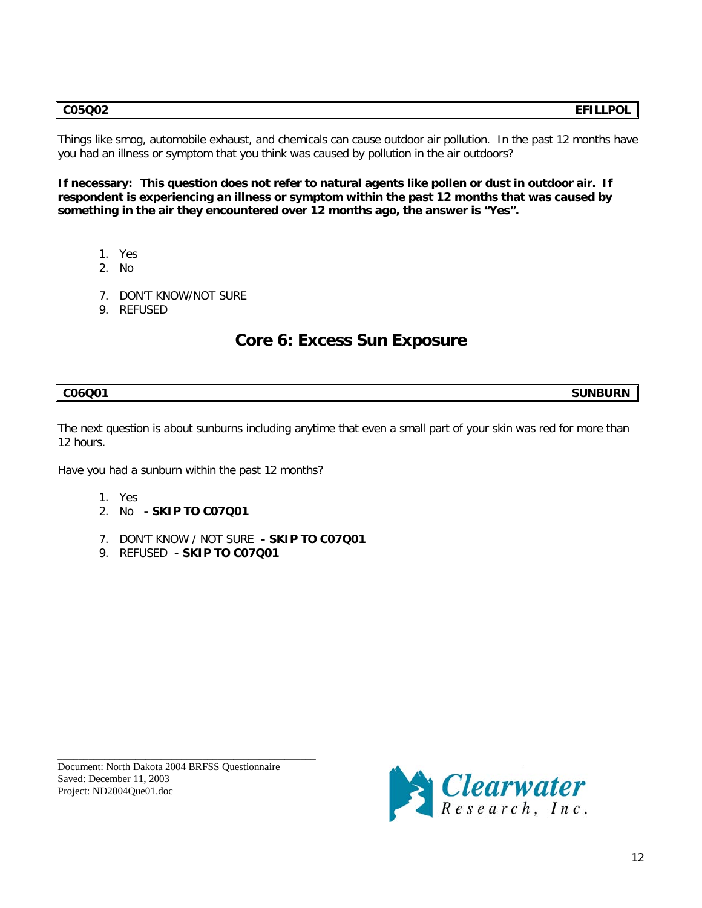| C05Q02 | EFILLPOL |
|---|---|

Things like smog, automobile exhaust, and chemicals can cause outdoor air pollution. In the past 12 months have you had an illness or symptom that you think was caused by pollution in the air outdoors?

**If necessary: This question does not refer to natural agents like pollen or dust in outdoor air. If respondent is experiencing an illness or symptom within the past 12 months that was caused by something in the air they encountered over 12 months ago, the answer is "Yes".**

1. Yes
2. No

7. DON'T KNOW/NOT SURE
9. REFUSED

## Core 6: Excess Sun Exposure

| C06Q01 | SUNBURN |
|---|---|

The next question is about sunburns including anytime that even a small part of your skin was red for more than 12 hours.

Have you had a sunburn within the past 12 months?

1. Yes
2. No **- SKIP TO C07Q01**

7. DON'T KNOW / NOT SURE **- SKIP TO C07Q01**
9. REFUSED **- SKIP TO C07Q01**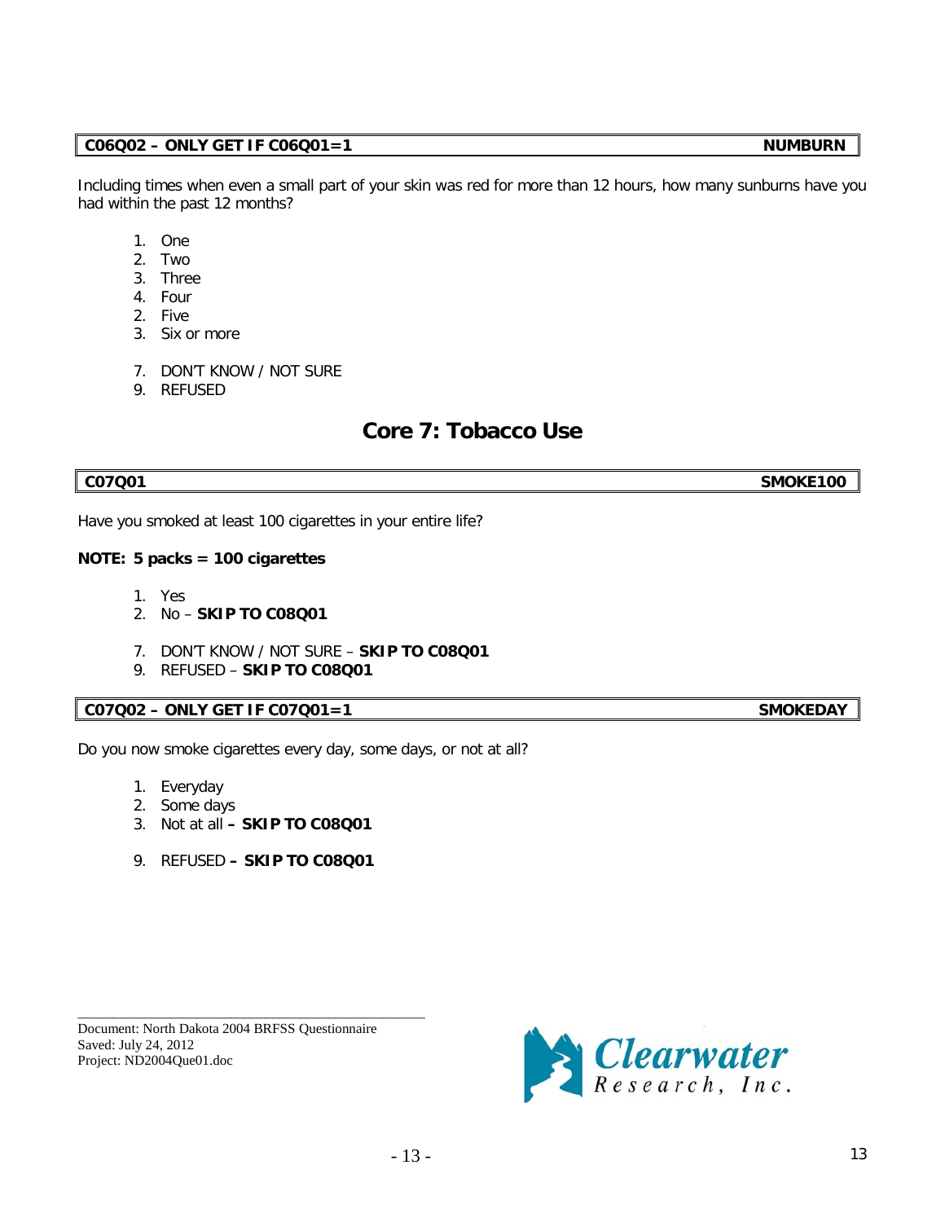**C06Q02 – ONLY GET IF C06Q01=1** **NUMBURN**

Including times when even a small part of your skin was red for more than 12 hours, how many sunburns have you had within the past 12 months?

1. One
2. Two
3. Three
4. Four
2. Five
3. Six or more

7. DON'T KNOW / NOT SURE
9. REFUSED

# Core 7: Tobacco Use

**C07Q01** **SMOKE100**

Have you smoked at least 100 cigarettes in your entire life?

**NOTE: 5 packs = 100 cigarettes**

1. Yes
2. No – **SKIP TO C08Q01**

7. DON'T KNOW / NOT SURE – **SKIP TO C08Q01**
9. REFUSED – **SKIP TO C08Q01**

**C07Q02 – ONLY GET IF C07Q01=1** **SMOKEDAY**

Do you now smoke cigarettes every day, some days, or not at all?

1. Everyday
2. Some days
3. Not at all **– SKIP TO C08Q01**

9. REFUSED **– SKIP TO C08Q01**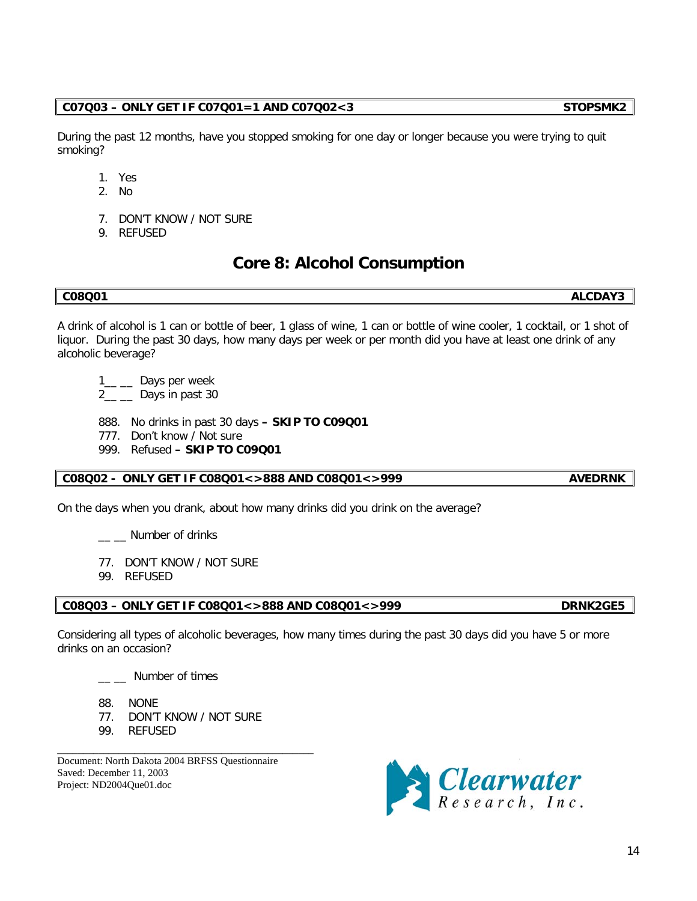| C07Q03 – ONLY GET IF C07Q01=1 AND C07Q02<3 | STOPSMK2 |
|---|---|

During the past 12 months, have you stopped smoking for one day or longer because you were trying to quit smoking?

1. Yes
2. No

7. DON'T KNOW / NOT SURE
9. REFUSED

## Core 8: Alcohol Consumption

| C08Q01 | ALCDAY3 |
|---|---|

A drink of alcohol is 1 can or bottle of beer, 1 glass of wine, 1 can or bottle of wine cooler, 1 cocktail, or 1 shot of liquor. During the past 30 days, how many days per week or per month did you have at least one drink of any alcoholic beverage?

1__ __ Days per week
2__ __ Days in past 30

888. No drinks in past 30 days **– SKIP TO C09Q01**
777. Don't know / Not sure
999. Refused **– SKIP TO C09Q01**

| C08Q02 - ONLY GET IF C08Q01<>888 AND C08Q01<>999 | AVEDRNK |
|---|---|

On the days when you drank, about how many drinks did you drink on the average?

__ __ Number of drinks

77. DON'T KNOW / NOT SURE
99. REFUSED

| C08Q03 – ONLY GET IF C08Q01<>888 AND C08Q01<>999 | DRNK2GE5 |
|---|---|

Considering all types of alcoholic beverages, how many times during the past 30 days did you have 5 or more drinks on an occasion?

__ __ Number of times

88. NONE
77. DON'T KNOW / NOT SURE
99. REFUSED

Document: North Dakota 2004 BRFSS Questionnaire
Saved: December 11, 2003
Project: ND2004Que01.doc

Clearwater Research, Inc.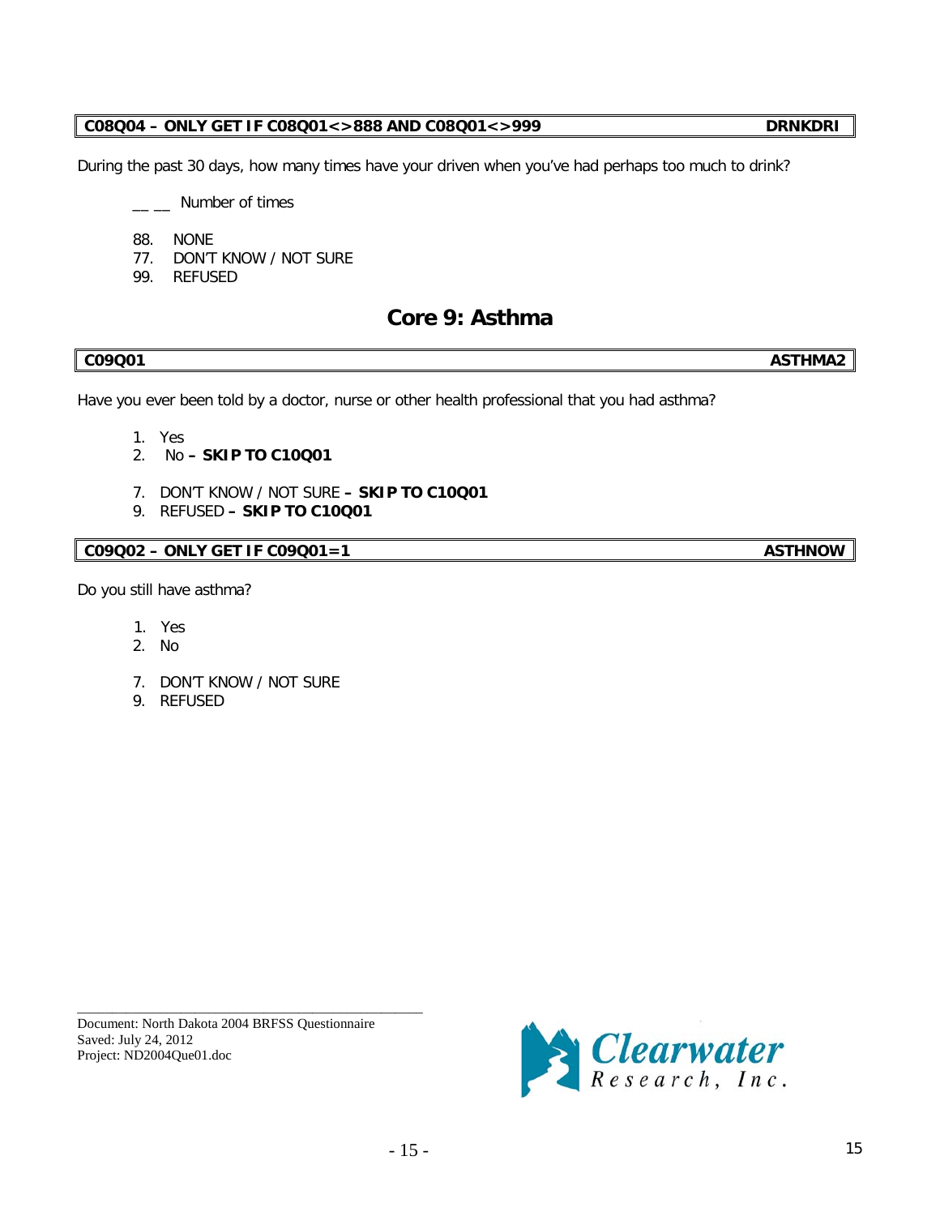**C08Q04 – ONLY GET IF C08Q01<>888 AND C08Q01<>999** **DRNKDRI**

During the past 30 days, how many times have your driven when you've had perhaps too much to drink?

__ __ Number of times

88. NONE
77. DON'T KNOW / NOT SURE
99. REFUSED

## Core 9: Asthma

**C09Q01** **ASTHMA2**

Have you ever been told by a doctor, nurse or other health professional that you had asthma?

1. Yes
2. No **– SKIP TO C10Q01**

7. DON'T KNOW / NOT SURE **– SKIP TO C10Q01**
9. REFUSED **– SKIP TO C10Q01**

**C09Q02 – ONLY GET IF C09Q01=1** **ASTHNOW**

Do you still have asthma?

1. Yes
2. No

7. DON'T KNOW / NOT SURE
9. REFUSED

Document: North Dakota 2004 BRFSS Questionnaire
Saved: July 24, 2012
Project: ND2004Que01.doc

Clearwater Research, Inc.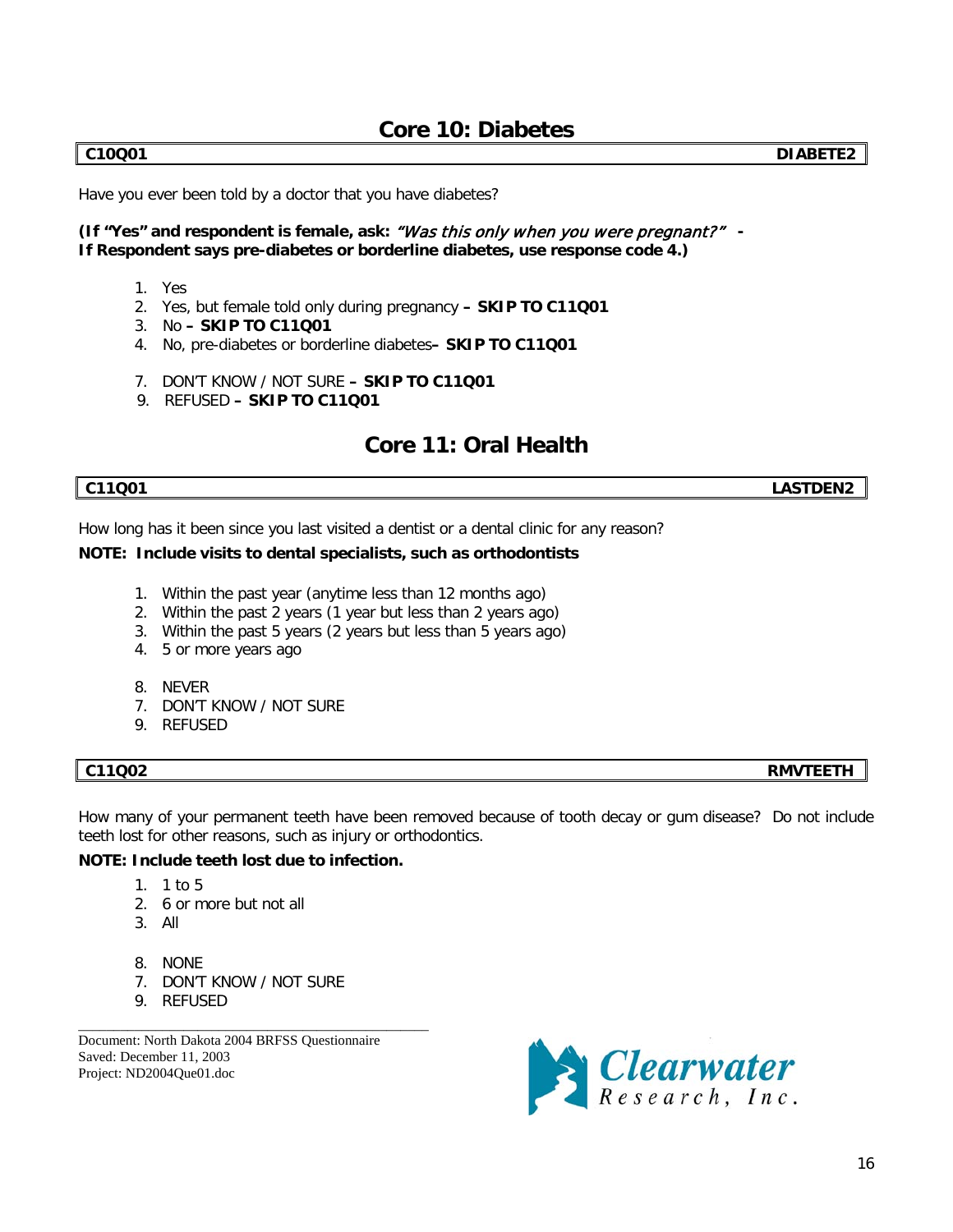# Core 10: Diabetes

| C10Q01 | DIABETE2 |
|---|---|

Have you ever been told by a doctor that you have diabetes?

**(If "Yes" and respondent is female, ask:** *"Was this only when you were pregnant?"* **- If Respondent says pre-diabetes or borderline diabetes, use response code 4.)**

1. Yes
2. Yes, but female told only during pregnancy **– SKIP TO C11Q01**
3. No **– SKIP TO C11Q01**
4. No, pre-diabetes or borderline diabetes**– SKIP TO C11Q01**

7. DON'T KNOW / NOT SURE **– SKIP TO C11Q01**
9. REFUSED **– SKIP TO C11Q01**

# Core 11: Oral Health

| C11Q01 | LASTDEN2 |
|---|---|

How long has it been since you last visited a dentist or a dental clinic for any reason?

**NOTE: Include visits to dental specialists, such as orthodontists**

1. Within the past year (anytime less than 12 months ago)
2. Within the past 2 years (1 year but less than 2 years ago)
3. Within the past 5 years (2 years but less than 5 years ago)
4. 5 or more years ago

8. NEVER
7. DON'T KNOW / NOT SURE
9. REFUSED

| C11Q02 | RMVTEETH |
|---|---|

How many of your permanent teeth have been removed because of tooth decay or gum disease? Do not include teeth lost for other reasons, such as injury or orthodontics.

**NOTE: Include teeth lost due to infection.**

1. 1 to 5
2. 6 or more but not all
3. All

8. NONE
7. DON'T KNOW / NOT SURE
9. REFUSED

Document: North Dakota 2004 BRFSS Questionnaire
Saved: December 11, 2003
Project: ND2004Que01.doc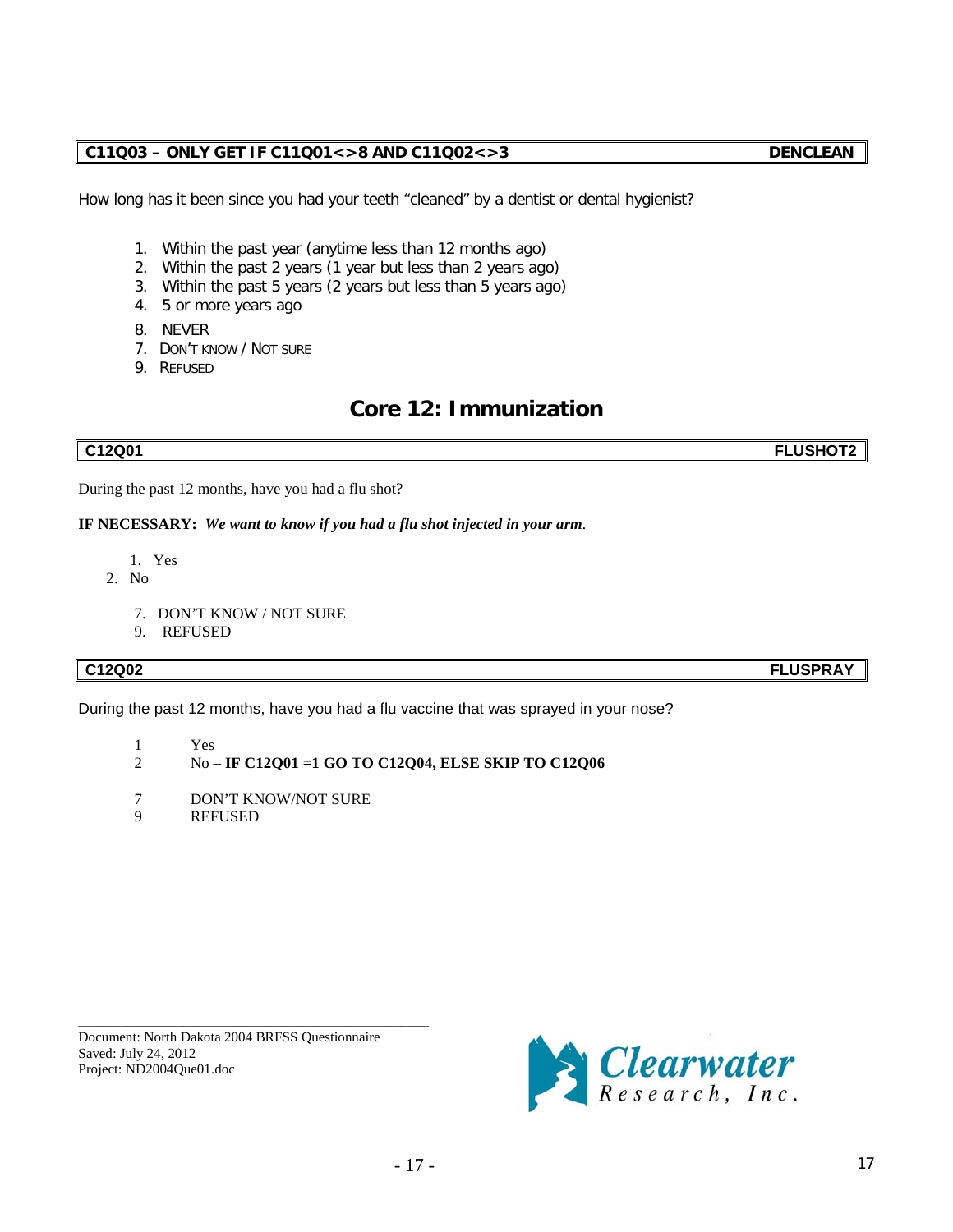**C11Q03 – ONLY GET IF C11Q01<>8 AND C11Q02<>3** **DENCLEAN**

How long has it been since you had your teeth "cleaned" by a dentist or dental hygienist?

1. Within the past year (anytime less than 12 months ago)
2. Within the past 2 years (1 year but less than 2 years ago)
3. Within the past 5 years (2 years but less than 5 years ago)
4. 5 or more years ago

8. NEVER
7. DON'T KNOW / NOT SURE
9. REFUSED

## Core 12: Immunization

**C12Q01** **FLUSHOT2**

During the past 12 months, have you had a flu shot?

**IF NECESSARY:** ***We want to know if you had a flu shot injected in your arm.***

1. Yes
2. No

7. DON'T KNOW / NOT SURE
9. REFUSED

**C12Q02** **FLUSPRAY**

During the past 12 months, have you had a flu vaccine that was sprayed in your nose?

1 Yes
2 No – **IF C12Q01 =1 GO TO C12Q04, ELSE SKIP TO C12Q06**

7 DON'T KNOW/NOT SURE
9 REFUSED

Document: North Dakota 2004 BRFSS Questionnaire
Saved: July 24, 2012
Project: ND2004Que01.doc

Clearwater Research, Inc.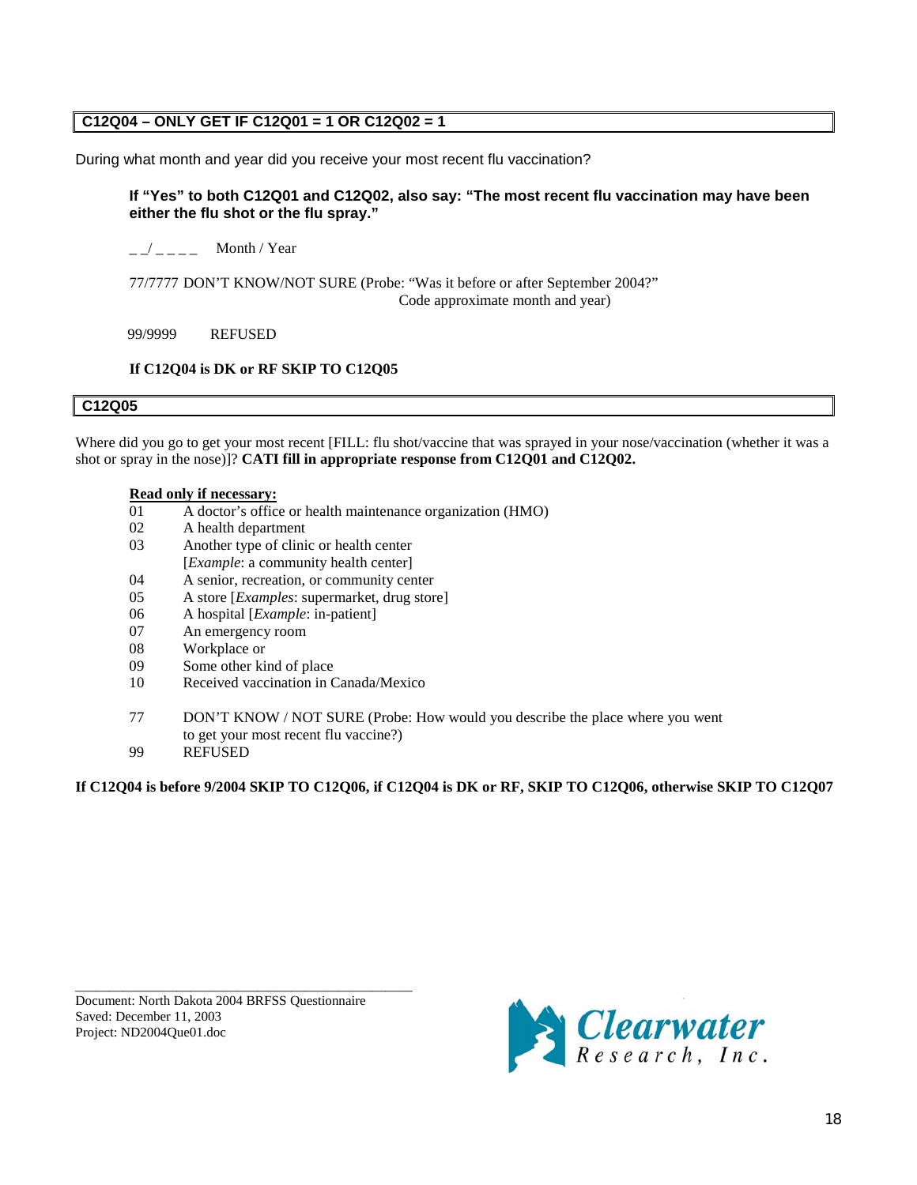**C12Q04 – ONLY GET IF C12Q01 = 1 OR C12Q02 = 1**

During what month and year did you receive your most recent flu vaccination?

**If "Yes" to both C12Q01 and C12Q02, also say: "The most recent flu vaccination may have been either the flu shot or the flu spray."**

_ _/ _ _ _ _ Month / Year

77/7777 DON'T KNOW/NOT SURE (Probe: "Was it before or after September 2004?" Code approximate month and year)

99/9999 REFUSED

**If C12Q04 is DK or RF SKIP TO C12Q05**

**C12Q05**

Where did you go to get your most recent [FILL: flu shot/vaccine that was sprayed in your nose/vaccination (whether it was a shot or spray in the nose)]? **CATI fill in appropriate response from C12Q01 and C12Q02.**

**Read only if necessary:**

01 A doctor's office or health maintenance organization (HMO)
02 A health department
03 Another type of clinic or health center [*Example*: a community health center]
04 A senior, recreation, or community center
05 A store [*Examples*: supermarket, drug store]
06 A hospital [*Example*: in-patient]
07 An emergency room
08 Workplace or
09 Some other kind of place
10 Received vaccination in Canada/Mexico

77 DON'T KNOW / NOT SURE (Probe: How would you describe the place where you went to get your most recent flu vaccine?)
99 REFUSED

**If C12Q04 is before 9/2004 SKIP TO C12Q06, if C12Q04 is DK or RF, SKIP TO C12Q06, otherwise SKIP TO C12Q07**

Document: North Dakota 2004 BRFSS Questionnaire
Saved: December 11, 2003
Project: ND2004Que01.doc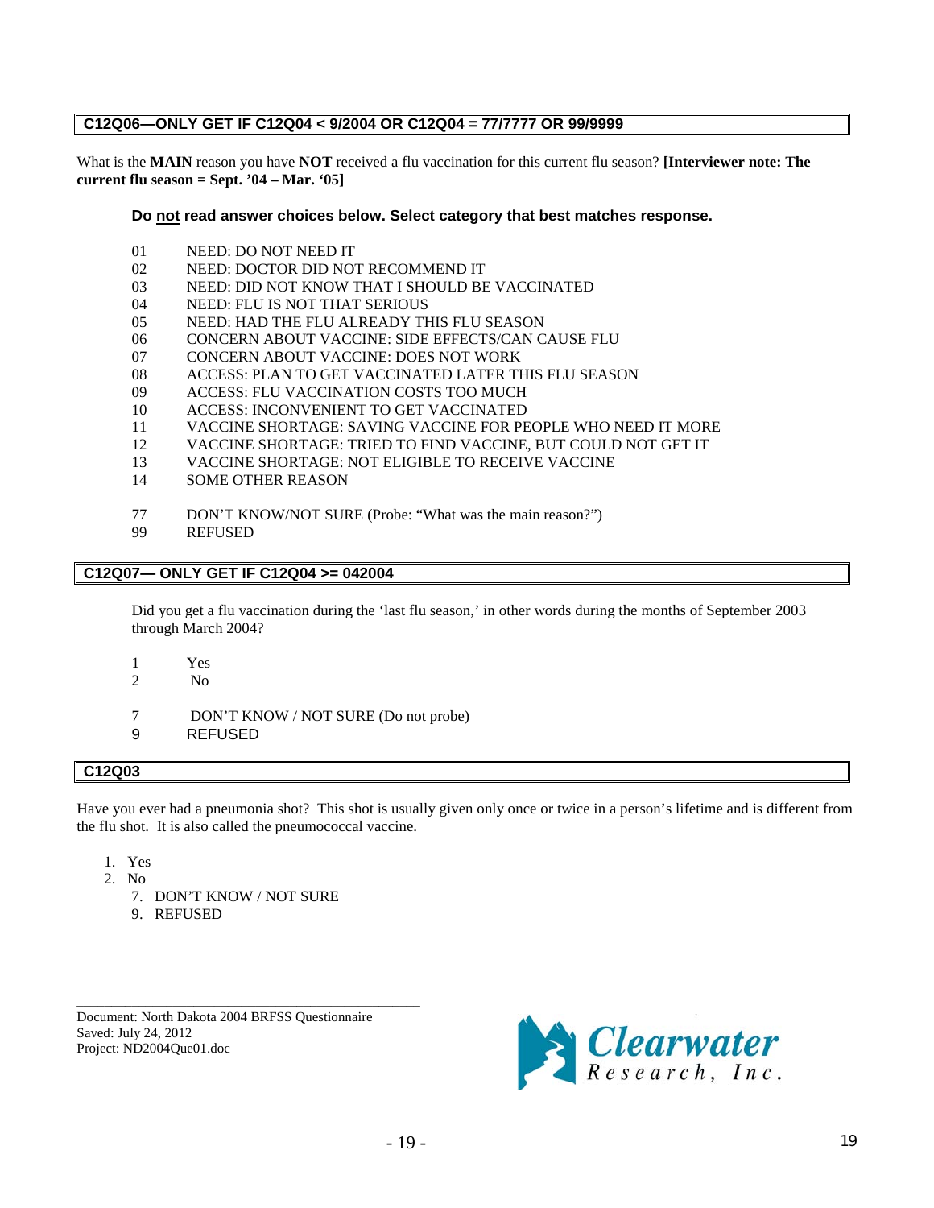**C12Q06—ONLY GET IF C12Q04 < 9/2004 OR C12Q04 = 77/7777 OR 99/9999**

What is the **MAIN** reason you have **NOT** received a flu vaccination for this current flu season? **[Interviewer note: The current flu season = Sept. '04 – Mar. '05]**

**Do not read answer choices below. Select category that best matches response.**

01 NEED: DO NOT NEED IT
02 NEED: DOCTOR DID NOT RECOMMEND IT
03 NEED: DID NOT KNOW THAT I SHOULD BE VACCINATED
04 NEED: FLU IS NOT THAT SERIOUS
05 NEED: HAD THE FLU ALREADY THIS FLU SEASON
06 CONCERN ABOUT VACCINE: SIDE EFFECTS/CAN CAUSE FLU
07 CONCERN ABOUT VACCINE: DOES NOT WORK
08 ACCESS: PLAN TO GET VACCINATED LATER THIS FLU SEASON
09 ACCESS: FLU VACCINATION COSTS TOO MUCH
10 ACCESS: INCONVENIENT TO GET VACCINATED
11 VACCINE SHORTAGE: SAVING VACCINE FOR PEOPLE WHO NEED IT MORE
12 VACCINE SHORTAGE: TRIED TO FIND VACCINE, BUT COULD NOT GET IT
13 VACCINE SHORTAGE: NOT ELIGIBLE TO RECEIVE VACCINE
14 SOME OTHER REASON

77 DON'T KNOW/NOT SURE (Probe: "What was the main reason?")
99 REFUSED

**C12Q07— ONLY GET IF C12Q04 >= 042004**

Did you get a flu vaccination during the 'last flu season,' in other words during the months of September 2003 through March 2004?

1 Yes
2 No

7 DON'T KNOW / NOT SURE (Do not probe)
9 REFUSED

**C12Q03**

Have you ever had a pneumonia shot? This shot is usually given only once or twice in a person's lifetime and is different from the flu shot. It is also called the pneumococcal vaccine.

1. Yes
2. No
7. DON'T KNOW / NOT SURE
9. REFUSED

Document: North Dakota 2004 BRFSS Questionnaire
Saved: July 24, 2012
Project: ND2004Que01.doc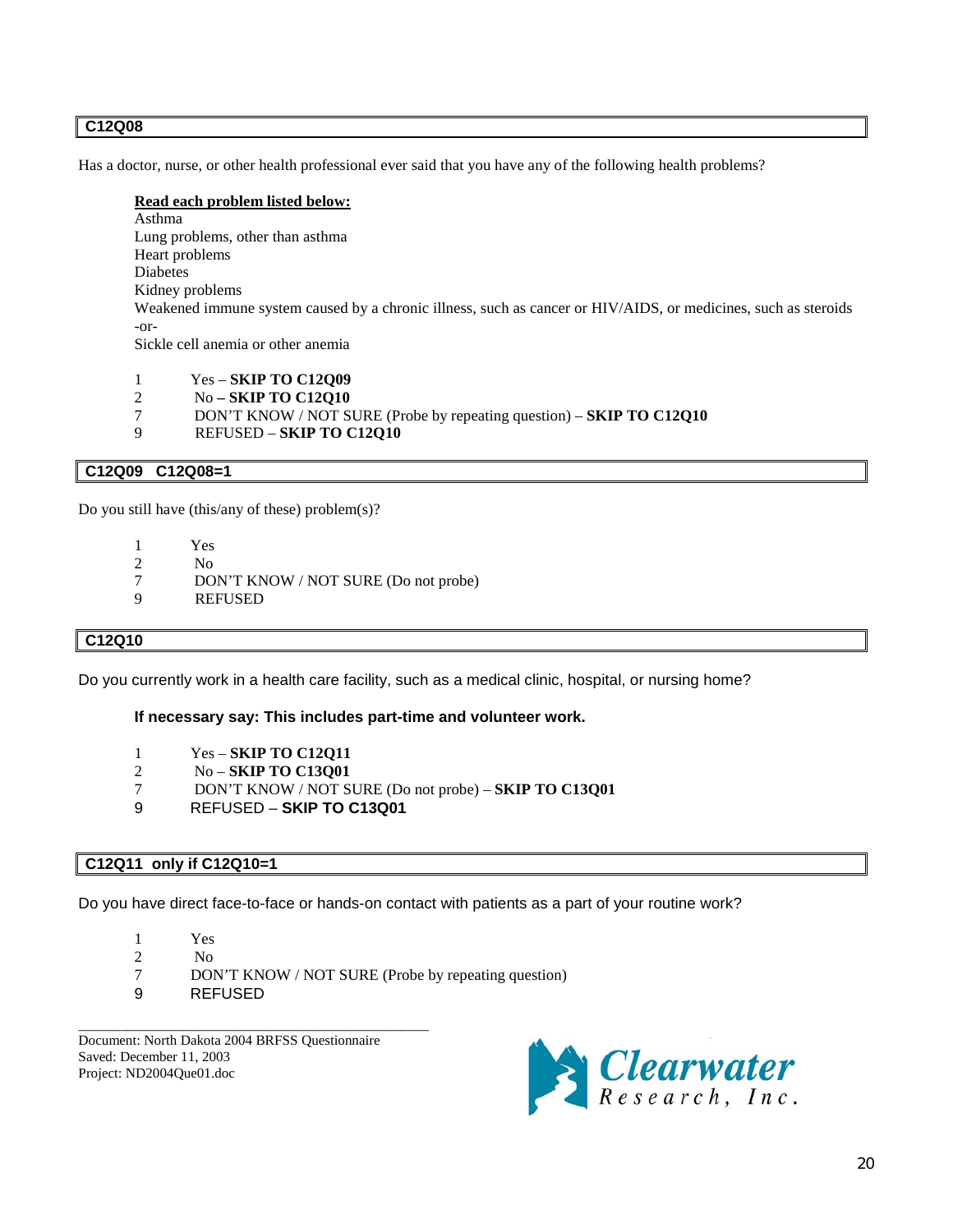**C12Q08**

Has a doctor, nurse, or other health professional ever said that you have any of the following health problems?

**Read each problem listed below:**
Asthma
Lung problems, other than asthma
Heart problems
Diabetes
Kidney problems
Weakened immune system caused by a chronic illness, such as cancer or HIV/AIDS, or medicines, such as steroids
-or-
Sickle cell anemia or other anemia

1 Yes – **SKIP TO C12Q09**
2 No **– SKIP TO C12Q10**
7 DON'T KNOW / NOT SURE (Probe by repeating question) – **SKIP TO C12Q10**
9 REFUSED – **SKIP TO C12Q10**

**C12Q09 C12Q08=1**

Do you still have (this/any of these) problem(s)?

1 Yes
2 No
7 DON'T KNOW / NOT SURE (Do not probe)
9 REFUSED

**C12Q10**

Do you currently work in a health care facility, such as a medical clinic, hospital, or nursing home?

**If necessary say: This includes part-time and volunteer work.**

1 Yes – **SKIP TO C12Q11**
2 No – **SKIP TO C13Q01**
7 DON'T KNOW / NOT SURE (Do not probe) – **SKIP TO C13Q01**
9 REFUSED – **SKIP TO C13Q01**

**C12Q11 only if C12Q10=1**

Do you have direct face-to-face or hands-on contact with patients as a part of your routine work?

1 Yes
2 No
7 DON'T KNOW / NOT SURE (Probe by repeating question)
9 REFUSED

Document: North Dakota 2004 BRFSS Questionnaire
Saved: December 11, 2003
Project: ND2004Que01.doc

Clearwater Research, Inc.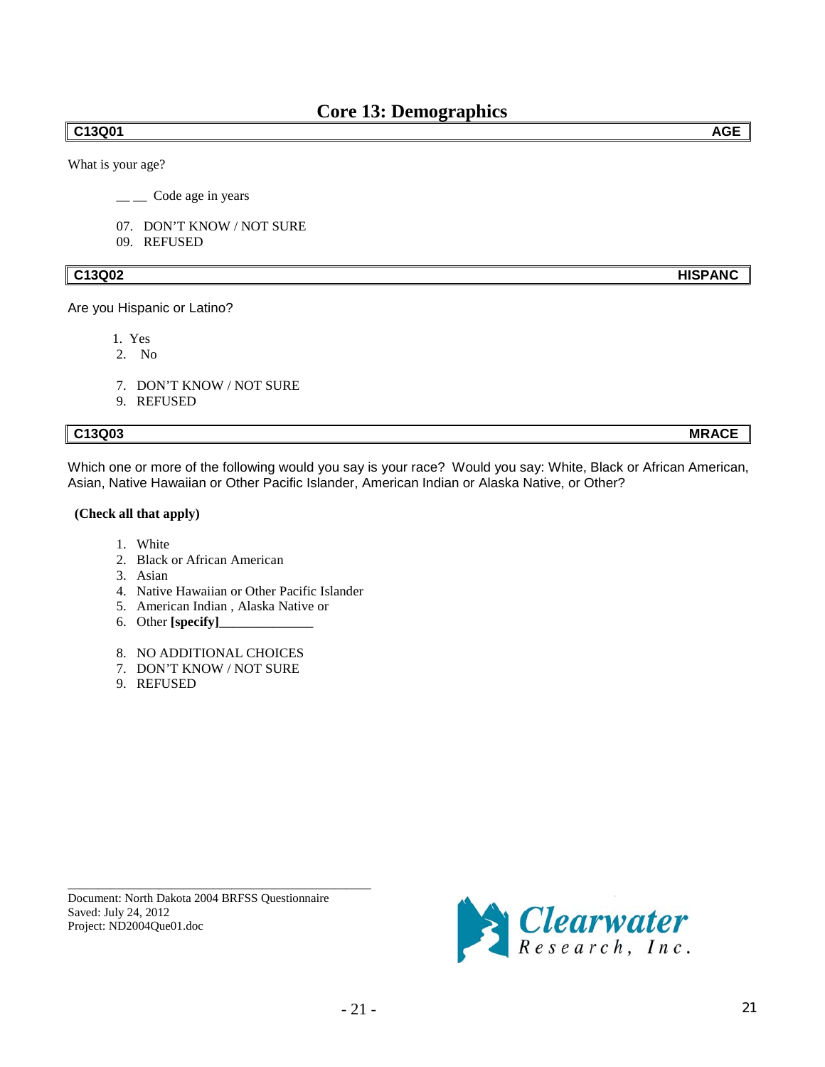# Core 13: Demographics

| C13Q01 | AGE |
|---|---|

What is your age?

\_\_ \_\_ Code age in years

07. DON'T KNOW / NOT SURE
09. REFUSED

| C13Q02 | HISPANC |
|---|---|

Are you Hispanic or Latino?

1. Yes
2. No

7. DON'T KNOW / NOT SURE
9. REFUSED

| C13Q03 | MRACE |
|---|---|

Which one or more of the following would you say is your race? Would you say: White, Black or African American, Asian, Native Hawaiian or Other Pacific Islander, American Indian or Alaska Native, or Other?

**(Check all that apply)**

1. White
2. Black or African American
3. Asian
4. Native Hawaiian or Other Pacific Islander
5. American Indian , Alaska Native or
6. Other **[specify]______________**

8. NO ADDITIONAL CHOICES
7. DON'T KNOW / NOT SURE
9. REFUSED

Document: North Dakota 2004 BRFSS Questionnaire
Saved: July 24, 2012
Project: ND2004Que01.doc

Clearwater Research, Inc.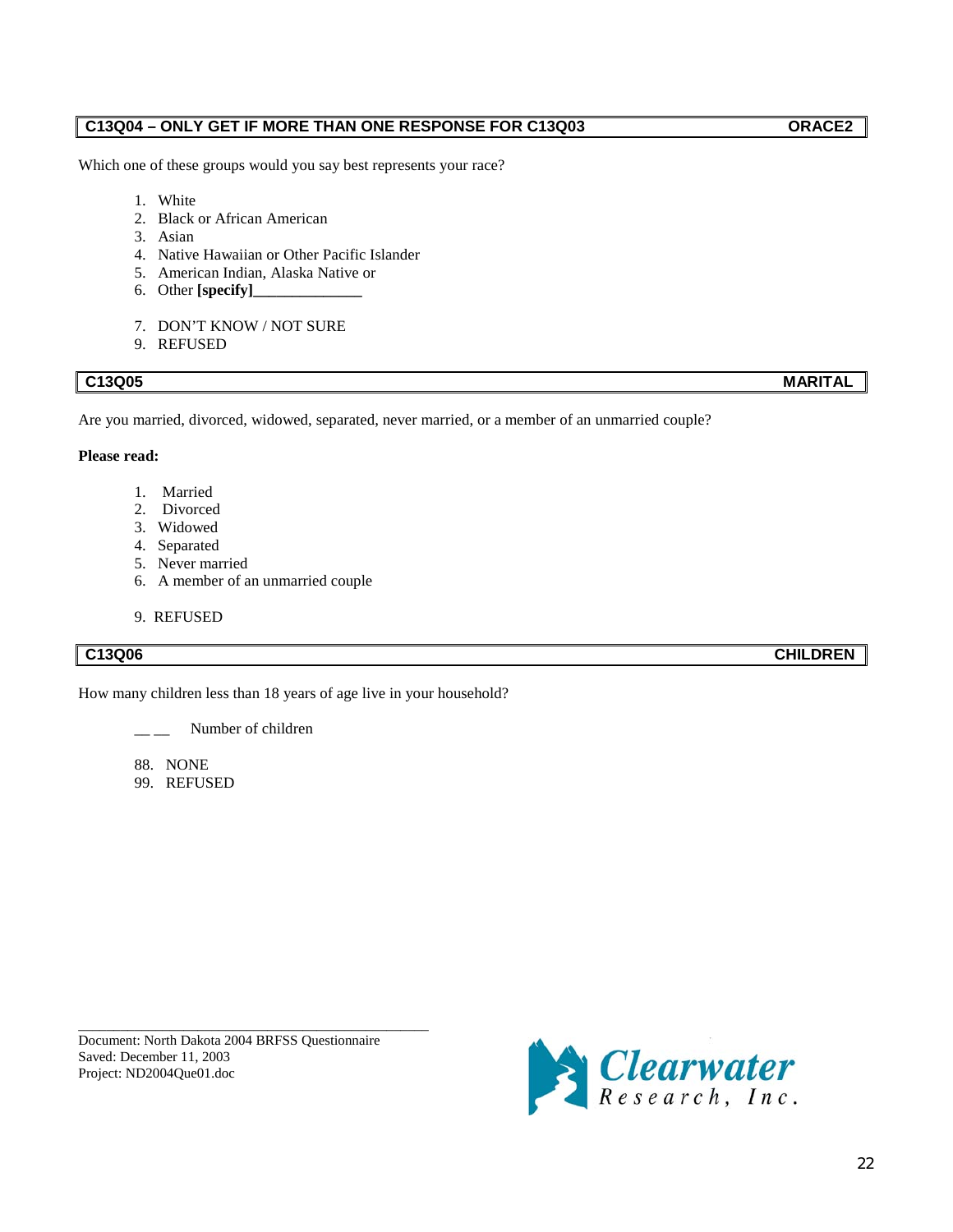**C13Q04 – ONLY GET IF MORE THAN ONE RESPONSE FOR C13Q03** **ORACE2**

Which one of these groups would you say best represents your race?

1. White
2. Black or African American
3. Asian
4. Native Hawaiian or Other Pacific Islander
5. American Indian, Alaska Native or
6. Other **[specify]______________**

7. DON'T KNOW / NOT SURE
9. REFUSED

**C13Q05** **MARITAL**

Are you married, divorced, widowed, separated, never married, or a member of an unmarried couple?

**Please read:**

1. Married
2. Divorced
3. Widowed
4. Separated
5. Never married
6. A member of an unmarried couple

9. REFUSED

**C13Q06** **CHILDREN**

How many children less than 18 years of age live in your household?

__ __ Number of children

88. NONE
99. REFUSED

Document: North Dakota 2004 BRFSS Questionnaire
Saved: December 11, 2003
Project: ND2004Que01.doc

Clearwater Research, Inc.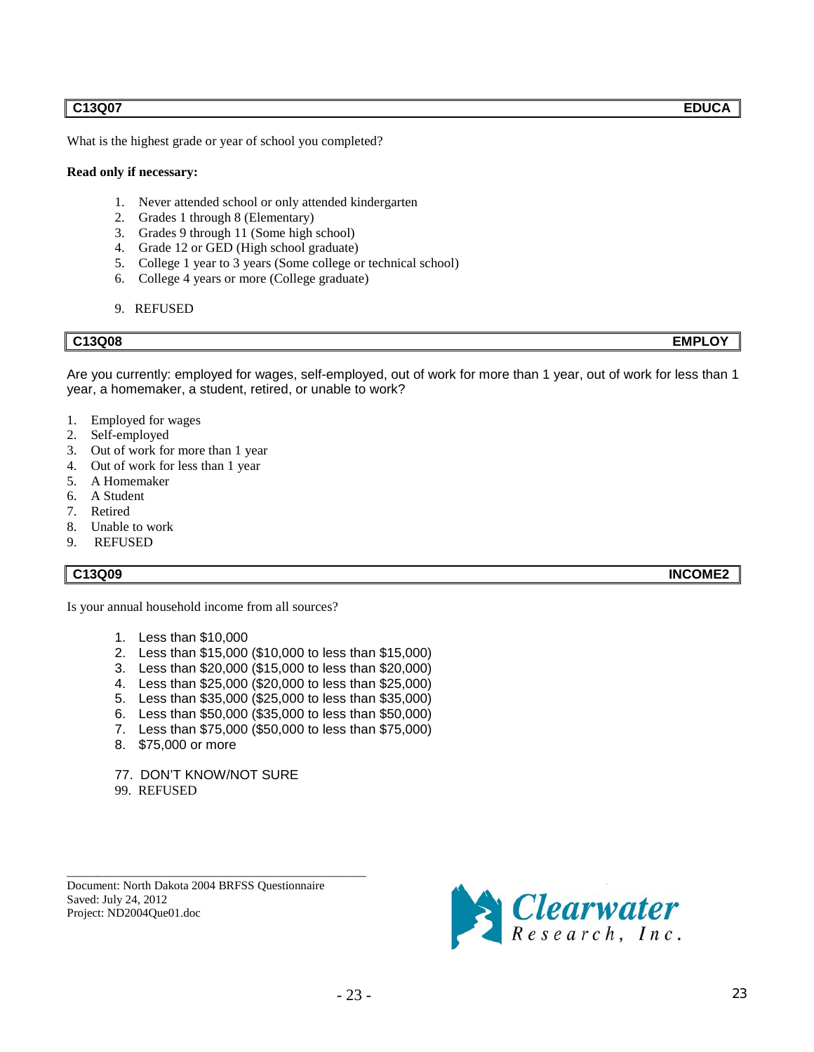| C13Q07 | EDUCA |
|---|---|

What is the highest grade or year of school you completed?

**Read only if necessary:**

1. Never attended school or only attended kindergarten
2. Grades 1 through 8 (Elementary)
3. Grades 9 through 11 (Some high school)
4. Grade 12 or GED (High school graduate)
5. College 1 year to 3 years (Some college or technical school)
6. College 4 years or more (College graduate)

9. REFUSED

| C13Q08 | EMPLOY |
|---|---|

Are you currently: employed for wages, self-employed, out of work for more than 1 year, out of work for less than 1 year, a homemaker, a student, retired, or unable to work?

1. Employed for wages
2. Self-employed
3. Out of work for more than 1 year
4. Out of work for less than 1 year
5. A Homemaker
6. A Student
7. Retired
8. Unable to work
9. REFUSED

| C13Q09 | INCOME2 |
|---|---|

Is your annual household income from all sources?

1. Less than $10,000
2. Less than $15,000 ($10,000 to less than $15,000)
3. Less than $20,000 ($15,000 to less than $20,000)
4. Less than $25,000 ($20,000 to less than $25,000)
5. Less than $35,000 ($25,000 to less than $35,000)
6. Less than $50,000 ($35,000 to less than $50,000)
7. Less than $75,000 ($50,000 to less than $75,000)
8. $75,000 or more

77. DON'T KNOW/NOT SURE
99. REFUSED

Document: North Dakota 2004 BRFSS Questionnaire
Saved: July 24, 2012
Project: ND2004Que01.doc

Clearwater Research, Inc.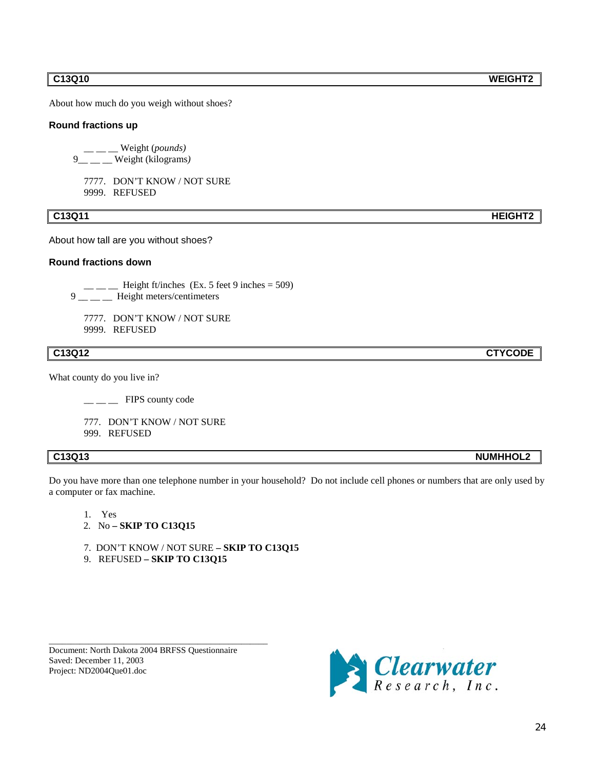| C13Q10 | WEIGHT2 |
|---|---|

About how much do you weigh without shoes?

**Round fractions up**

__ __ __ Weight (*pounds)*
9__ __ __ Weight (kilograms*)*

7777. DON'T KNOW / NOT SURE
9999. REFUSED

| C13Q11 | HEIGHT2 |
|---|---|

About how tall are you without shoes?

**Round fractions down**

__ __ __ Height ft/inches (Ex. 5 feet 9 inches = 509)
9 __ __ __ Height meters/centimeters

7777. DON'T KNOW / NOT SURE
9999. REFUSED

| C13Q12 | CTYCODE |
|---|---|

What county do you live in?

__ __ __ FIPS county code

777. DON'T KNOW / NOT SURE
999. REFUSED

| C13Q13 | NUMHHOL2 |
|---|---|

Do you have more than one telephone number in your household? Do not include cell phones or numbers that are only used by a computer or fax machine.

1. Yes
2. No **– SKIP TO C13Q15**

7. DON'T KNOW / NOT SURE **– SKIP TO C13Q15**
9. REFUSED **– SKIP TO C13Q15**

Document: North Dakota 2004 BRFSS Questionnaire
Saved: December 11, 2003
Project: ND2004Que01.doc

Clearwater Research, Inc.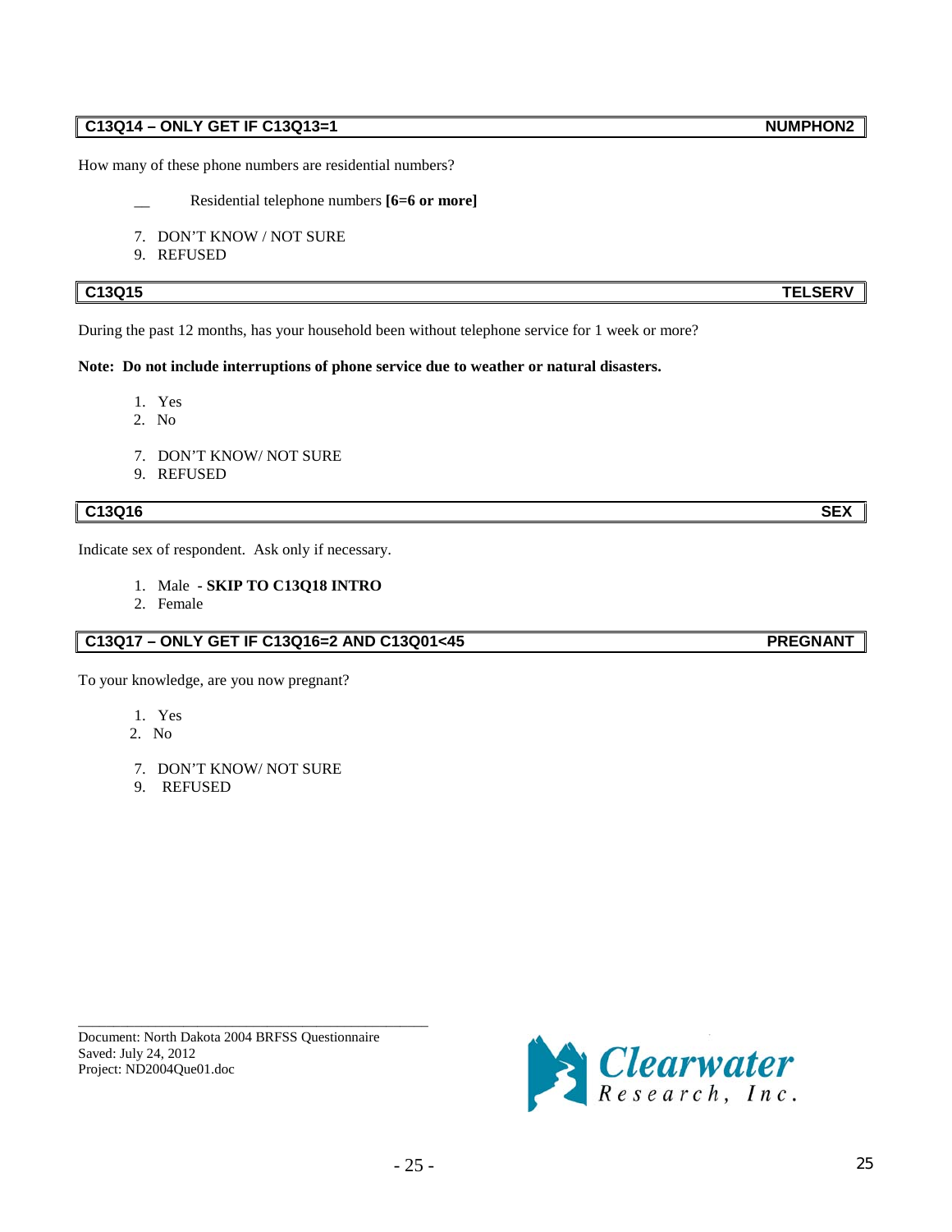## C13Q14 – ONLY GET IF C13Q13=1 NUMPHON2

How many of these phone numbers are residential numbers?

__ Residential telephone numbers **[6=6 or more]**

7. DON'T KNOW / NOT SURE
9. REFUSED

## C13Q15 TELSERV

During the past 12 months, has your household been without telephone service for 1 week or more?

**Note: Do not include interruptions of phone service due to weather or natural disasters.**

1. Yes
2. No

7. DON'T KNOW/ NOT SURE
9. REFUSED

## C13Q16 SEX

Indicate sex of respondent. Ask only if necessary.

1. Male - **SKIP TO C13Q18 INTRO**
2. Female

## C13Q17 – ONLY GET IF C13Q16=2 AND C13Q01<45 PREGNANT

To your knowledge, are you now pregnant?

1. Yes
2. No

7. DON'T KNOW/ NOT SURE
9. REFUSED

Document: North Dakota 2004 BRFSS Questionnaire
Saved: July 24, 2012
Project: ND2004Que01.doc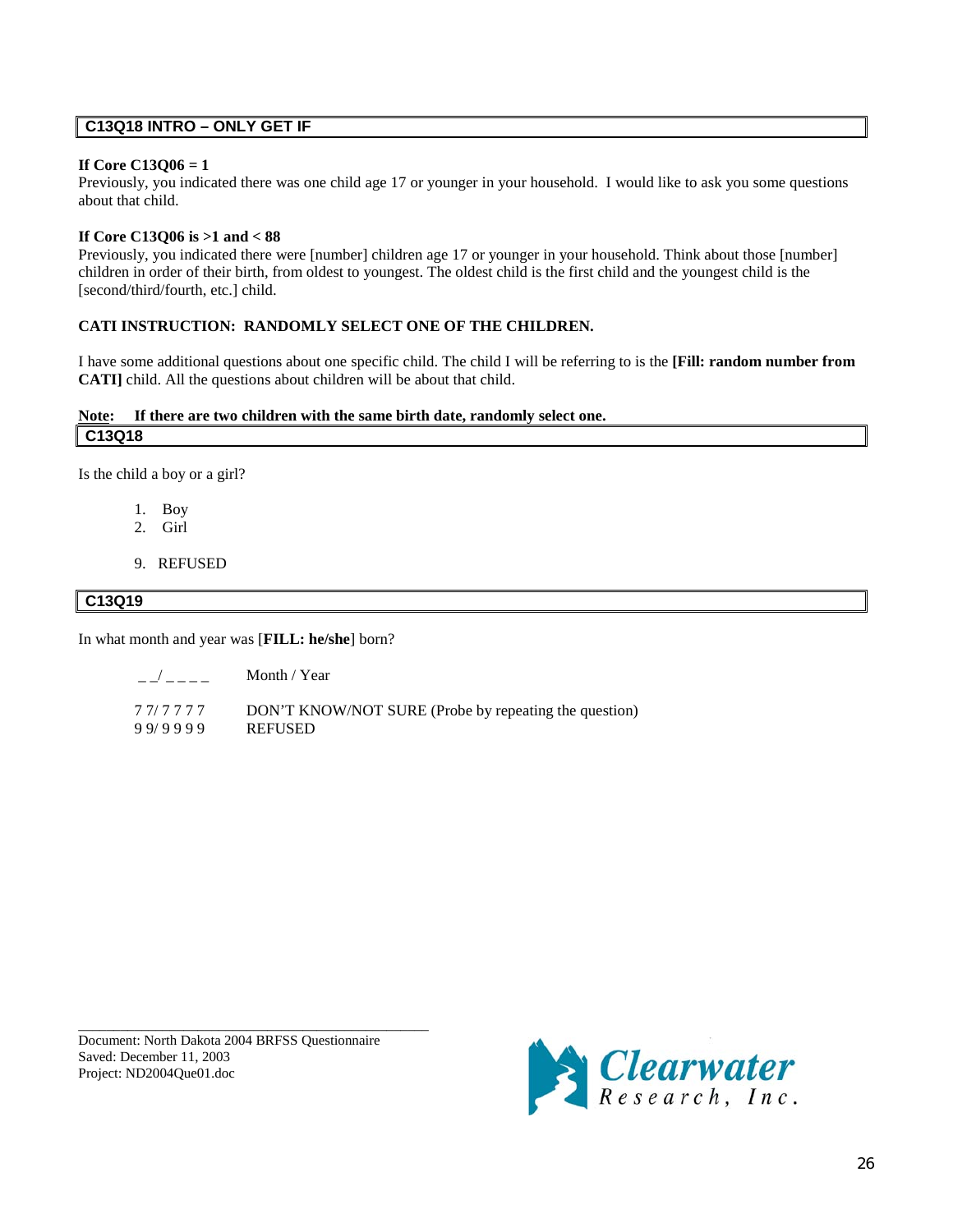## C13Q18 INTRO – ONLY GET IF

**If Core C13Q06 = 1**
Previously, you indicated there was one child age 17 or younger in your household. I would like to ask you some questions about that child.

**If Core C13Q06 is >1 and < 88**
Previously, you indicated there were [number] children age 17 or younger in your household. Think about those [number] children in order of their birth, from oldest to youngest. The oldest child is the first child and the youngest child is the [second/third/fourth, etc.] child.

**CATI INSTRUCTION: RANDOMLY SELECT ONE OF THE CHILDREN.**

I have some additional questions about one specific child. The child I will be referring to is the **[Fill: random number from CATI]** child. All the questions about children will be about that child.

**<u>Note</u>: If there are two children with the same birth date, randomly select one.**

## C13Q18

Is the child a boy or a girl?

1. Boy
2. Girl

9. REFUSED

## C13Q19

In what month and year was [**FILL: he/she**] born?

| | |
|---|---|
| _ _/ _ _ _ _ | Month / Year |
| 7 7/ 7 7 7 7 | DON'T KNOW/NOT SURE (Probe by repeating the question) |
| 9 9/ 9 9 9 9 | REFUSED |

Document: North Dakota 2004 BRFSS Questionnaire
Saved: December 11, 2003
Project: ND2004Que01.doc

Clearwater Research, Inc.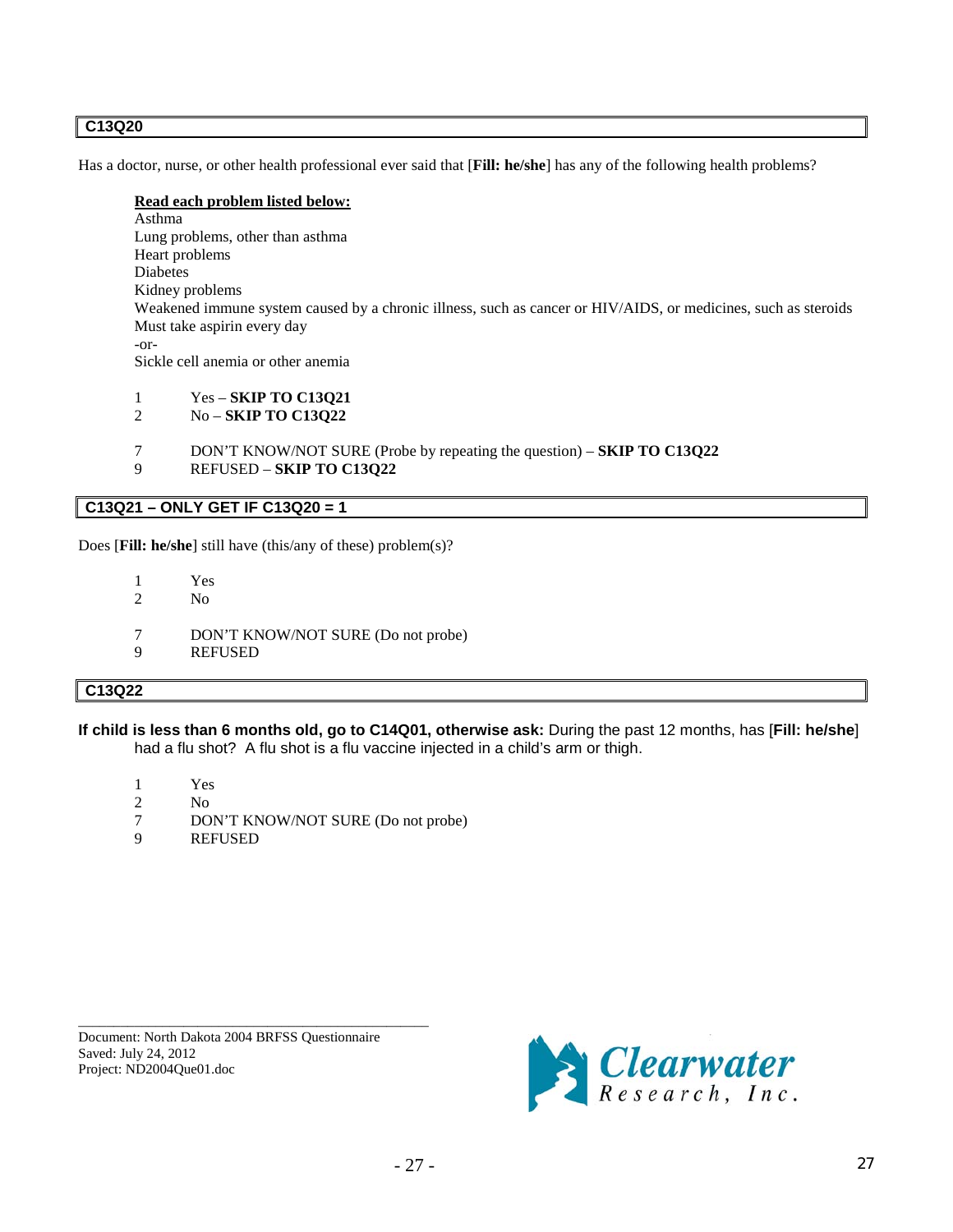## C13Q20

Has a doctor, nurse, or other health professional ever said that [**Fill: he/she**] has any of the following health problems?

**Read each problem listed below:**
Asthma
Lung problems, other than asthma
Heart problems
Diabetes
Kidney problems
Weakened immune system caused by a chronic illness, such as cancer or HIV/AIDS, or medicines, such as steroids
Must take aspirin every day
-or-
Sickle cell anemia or other anemia

1 Yes – **SKIP TO C13Q21**
2 No – **SKIP TO C13Q22**

7 DON'T KNOW/NOT SURE (Probe by repeating the question) – **SKIP TO C13Q22**
9 REFUSED – **SKIP TO C13Q22**

## C13Q21 – ONLY GET IF C13Q20 = 1

Does [**Fill: he/she**] still have (this/any of these) problem(s)?

1 Yes
2 No

7 DON'T KNOW/NOT SURE (Do not probe)
9 REFUSED

## C13Q22

**If child is less than 6 months old, go to C14Q01, otherwise ask:** During the past 12 months, has [**Fill: he/she**] had a flu shot? A flu shot is a flu vaccine injected in a child's arm or thigh.

1 Yes
2 No
7 DON'T KNOW/NOT SURE (Do not probe)
9 REFUSED

Document: North Dakota 2004 BRFSS Questionnaire
Saved: July 24, 2012
Project: ND2004Que01.doc

Clearwater Research, Inc.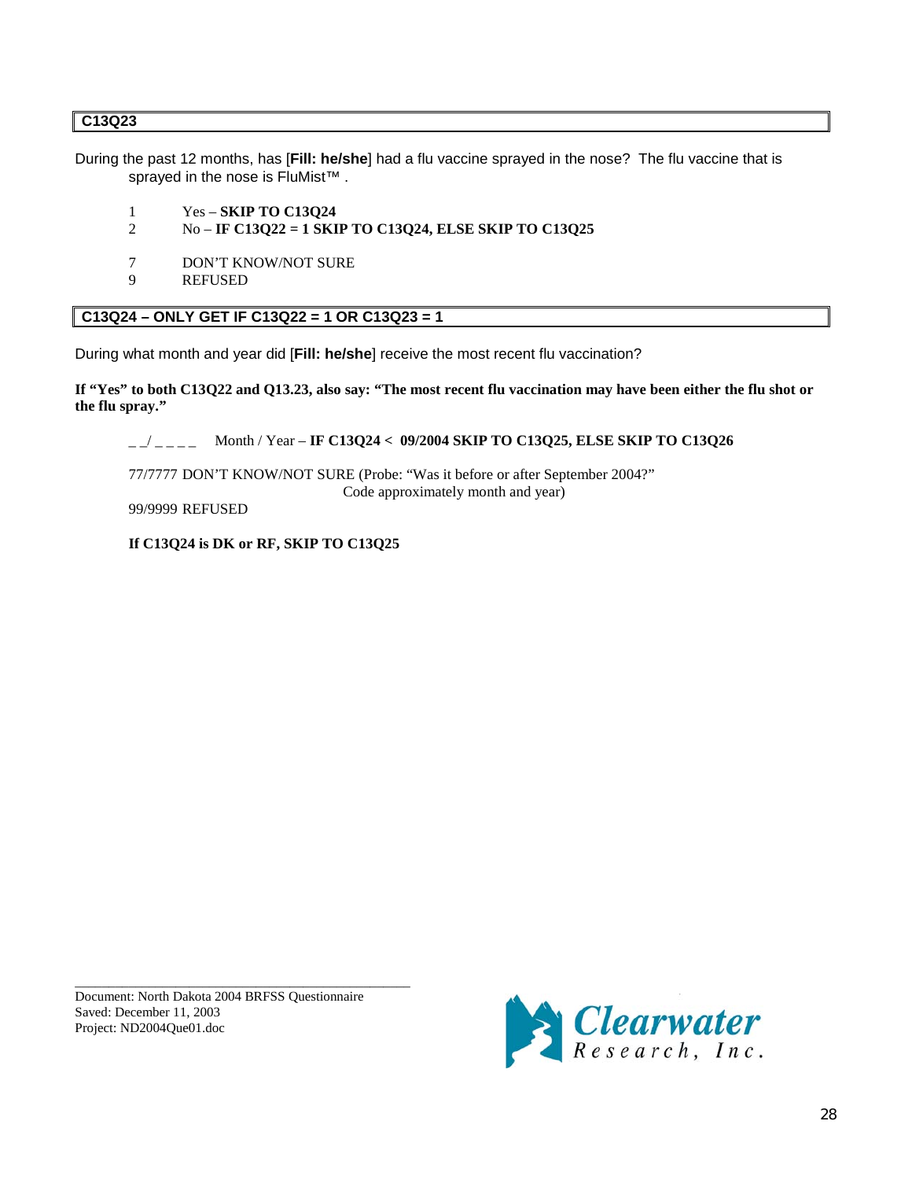**C13Q23**

During the past 12 months, has [**Fill: he/she**] had a flu vaccine sprayed in the nose? The flu vaccine that is sprayed in the nose is FluMist™ .

1 Yes – **SKIP TO C13Q24**
2 No – **IF C13Q22 = 1 SKIP TO C13Q24, ELSE SKIP TO C13Q25**

7 DON'T KNOW/NOT SURE
9 REFUSED

**C13Q24 – ONLY GET IF C13Q22 = 1 OR C13Q23 = 1**

During what month and year did [**Fill: he/she**] receive the most recent flu vaccination?

**If "Yes" to both C13Q22 and Q13.23, also say: "The most recent flu vaccination may have been either the flu shot or the flu spray."**

_ _/ _ _ _ _ Month / Year – **IF C13Q24 < 09/2004 SKIP TO C13Q25, ELSE SKIP TO C13Q26**

77/7777 DON'T KNOW/NOT SURE (Probe: "Was it before or after September 2004?" Code approximately month and year)

99/9999 REFUSED

**If C13Q24 is DK or RF, SKIP TO C13Q25**

Document: North Dakota 2004 BRFSS Questionnaire
Saved: December 11, 2003
Project: ND2004Que01.doc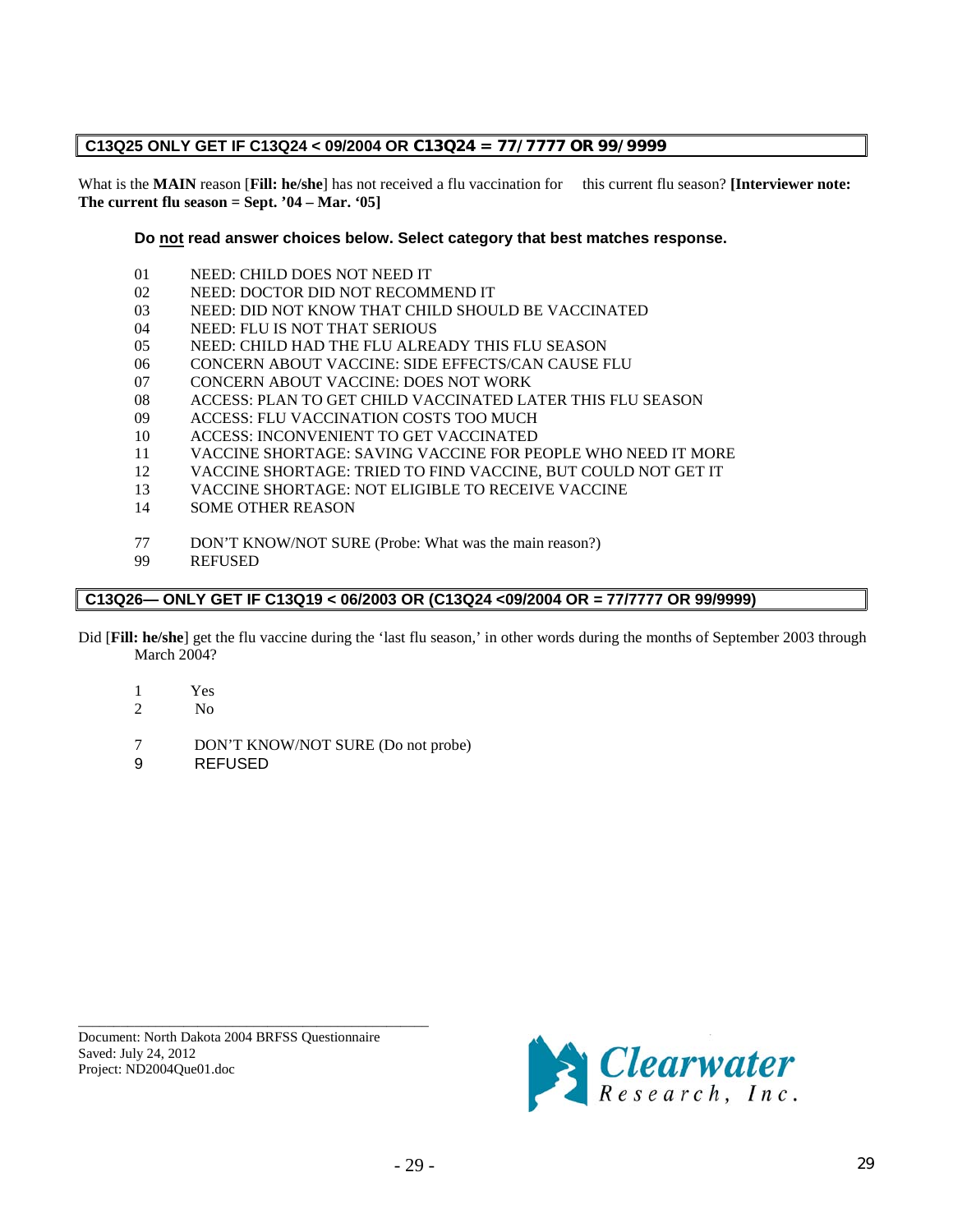**C13Q25 ONLY GET IF C13Q24 < 09/2004 OR C13Q24 = 77/ 7777 OR 99/ 9999**

What is the **MAIN** reason [**Fill: he/she**] has not received a flu vaccination for this current flu season? **[Interviewer note: The current flu season = Sept. '04 – Mar. '05]**

**Do not read answer choices below. Select category that best matches response.**

01 NEED: CHILD DOES NOT NEED IT
02 NEED: DOCTOR DID NOT RECOMMEND IT
03 NEED: DID NOT KNOW THAT CHILD SHOULD BE VACCINATED
04 NEED: FLU IS NOT THAT SERIOUS
05 NEED: CHILD HAD THE FLU ALREADY THIS FLU SEASON
06 CONCERN ABOUT VACCINE: SIDE EFFECTS/CAN CAUSE FLU
07 CONCERN ABOUT VACCINE: DOES NOT WORK
08 ACCESS: PLAN TO GET CHILD VACCINATED LATER THIS FLU SEASON
09 ACCESS: FLU VACCINATION COSTS TOO MUCH
10 ACCESS: INCONVENIENT TO GET VACCINATED
11 VACCINE SHORTAGE: SAVING VACCINE FOR PEOPLE WHO NEED IT MORE
12 VACCINE SHORTAGE: TRIED TO FIND VACCINE, BUT COULD NOT GET IT
13 VACCINE SHORTAGE: NOT ELIGIBLE TO RECEIVE VACCINE
14 SOME OTHER REASON

77 DON'T KNOW/NOT SURE (Probe: What was the main reason?)
99 REFUSED

**C13Q26— ONLY GET IF C13Q19 < 06/2003 OR (C13Q24 <09/2004 OR = 77/7777 OR 99/9999)**

Did [**Fill: he/she**] get the flu vaccine during the 'last flu season,' in other words during the months of September 2003 through March 2004?

1 Yes
2 No

7 DON'T KNOW/NOT SURE (Do not probe)
9 REFUSED

Document: North Dakota 2004 BRFSS Questionnaire
Saved: July 24, 2012
Project: ND2004Que01.doc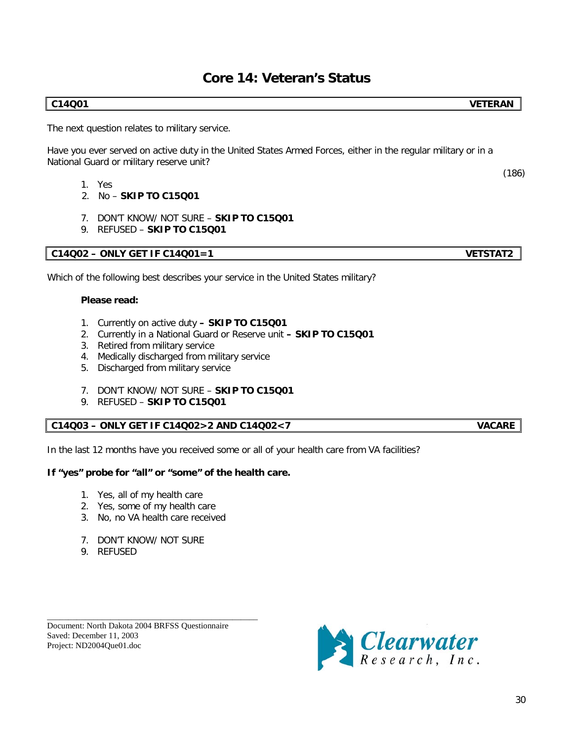# Core 14: Veteran's Status

| **C14Q01** | **VETERAN** |
|---|---|

The next question relates to military service.

Have you ever served on active duty in the United States Armed Forces, either in the regular military or in a National Guard or military reserve unit?

(186)

1. Yes
2. No – **SKIP TO C15Q01**

7. DON'T KNOW/ NOT SURE – **SKIP TO C15Q01**
9. REFUSED – **SKIP TO C15Q01**

| **C14Q02 – ONLY GET IF C14Q01=1** | **VETSTAT2** |
|---|---|

Which of the following best describes your service in the United States military?

**Please read:**

1. Currently on active duty **– SKIP TO C15Q01**
2. Currently in a National Guard or Reserve unit **– SKIP TO C15Q01**
3. Retired from military service
4. Medically discharged from military service
5. Discharged from military service

7. DON'T KNOW/ NOT SURE – **SKIP TO C15Q01**
9. REFUSED – **SKIP TO C15Q01**

| **C14Q03 – ONLY GET IF C14Q02>2 AND C14Q02<7** | **VACARE** |
|---|---|

In the last 12 months have you received some or all of your health care from VA facilities?

**If "yes" probe for "all" or "some" of the health care.**

1. Yes, all of my health care
2. Yes, some of my health care
3. No, no VA health care received

7. DON'T KNOW/ NOT SURE
9. REFUSED

Document: North Dakota 2004 BRFSS Questionnaire
Saved: December 11, 2003
Project: ND2004Que01.doc

Clearwater Research, Inc.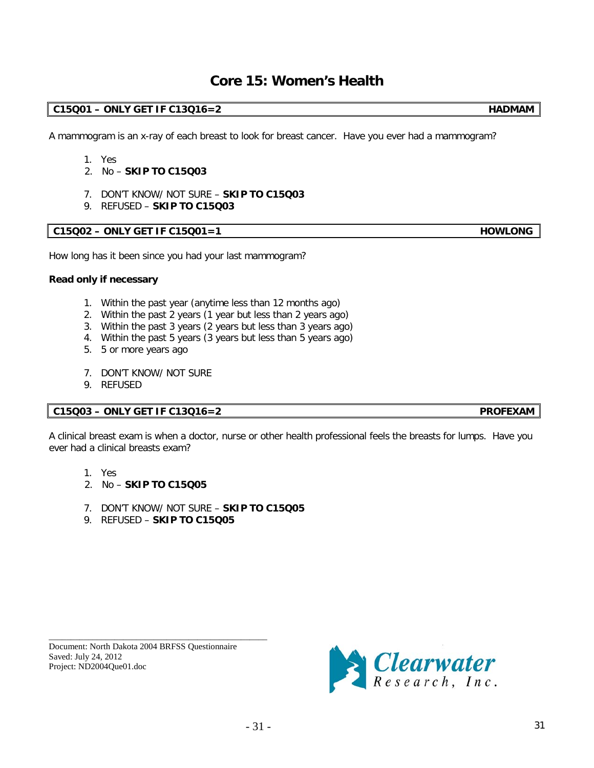# Core 15: Women's Health

| **C15Q01 – ONLY GET IF C13Q16=2** | **HADMAM** |
|---|---|

A mammogram is an x-ray of each breast to look for breast cancer. Have you ever had a mammogram?

1. Yes
2. No – **SKIP TO C15Q03**

7. DON'T KNOW/ NOT SURE – **SKIP TO C15Q03**
9. REFUSED – **SKIP TO C15Q03**

| **C15Q02 – ONLY GET IF C15Q01=1** | **HOWLONG** |
|---|---|

How long has it been since you had your last mammogram?

**Read only if necessary**

1. Within the past year (anytime less than 12 months ago)
2. Within the past 2 years (1 year but less than 2 years ago)
3. Within the past 3 years (2 years but less than 3 years ago)
4. Within the past 5 years (3 years but less than 5 years ago)
5. 5 or more years ago

7. DON'T KNOW/ NOT SURE
9. REFUSED

| **C15Q03 – ONLY GET IF C13Q16=2** | **PROFEXAM** |
|---|---|

A clinical breast exam is when a doctor, nurse or other health professional feels the breasts for lumps. Have you ever had a clinical breasts exam?

1. Yes
2. No – **SKIP TO C15Q05**

7. DON'T KNOW/ NOT SURE – **SKIP TO C15Q05**
9. REFUSED – **SKIP TO C15Q05**

Document: North Dakota 2004 BRFSS Questionnaire
Saved: July 24, 2012
Project: ND2004Que01.doc

Clearwater Research, Inc.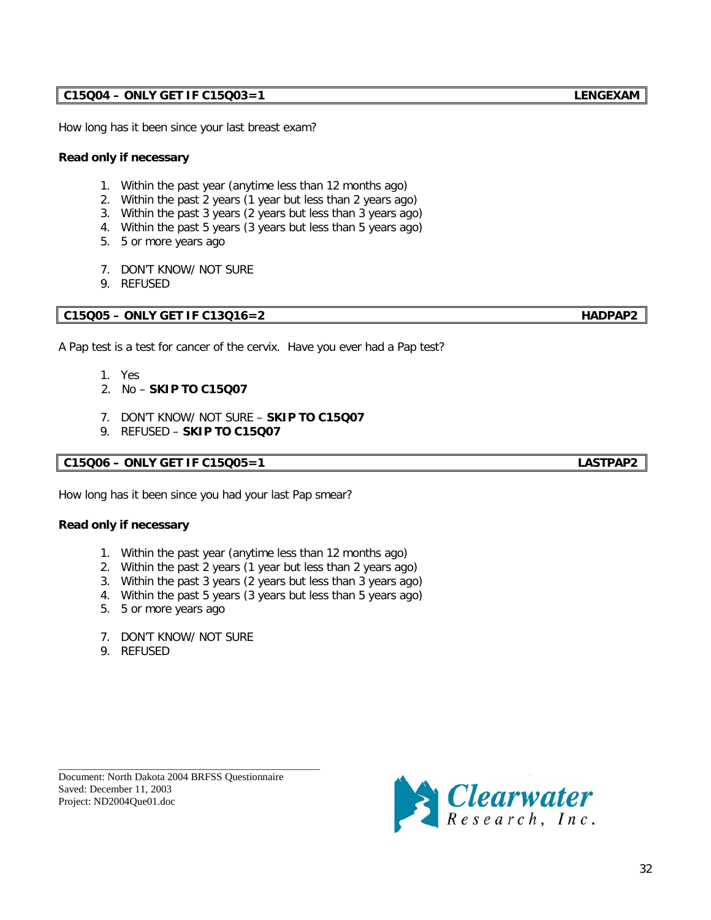**C15Q04 – ONLY GET IF C15Q03=1** **LENGEXAM**

How long has it been since your last breast exam?

**Read only if necessary**

1. Within the past year (anytime less than 12 months ago)
2. Within the past 2 years (1 year but less than 2 years ago)
3. Within the past 3 years (2 years but less than 3 years ago)
4. Within the past 5 years (3 years but less than 5 years ago)
5. 5 or more years ago

7. DON'T KNOW/ NOT SURE
9. REFUSED

**C15Q05 – ONLY GET IF C13Q16=2** **HADPAP2**

A Pap test is a test for cancer of the cervix. Have you ever had a Pap test?

1. Yes
2. No – **SKIP TO C15Q07**

7. DON'T KNOW/ NOT SURE – **SKIP TO C15Q07**
9. REFUSED – **SKIP TO C15Q07**

**C15Q06 – ONLY GET IF C15Q05=1** **LASTPAP2**

How long has it been since you had your last Pap smear?

**Read only if necessary**

1. Within the past year (anytime less than 12 months ago)
2. Within the past 2 years (1 year but less than 2 years ago)
3. Within the past 3 years (2 years but less than 3 years ago)
4. Within the past 5 years (3 years but less than 5 years ago)
5. 5 or more years ago

7. DON'T KNOW/ NOT SURE
9. REFUSED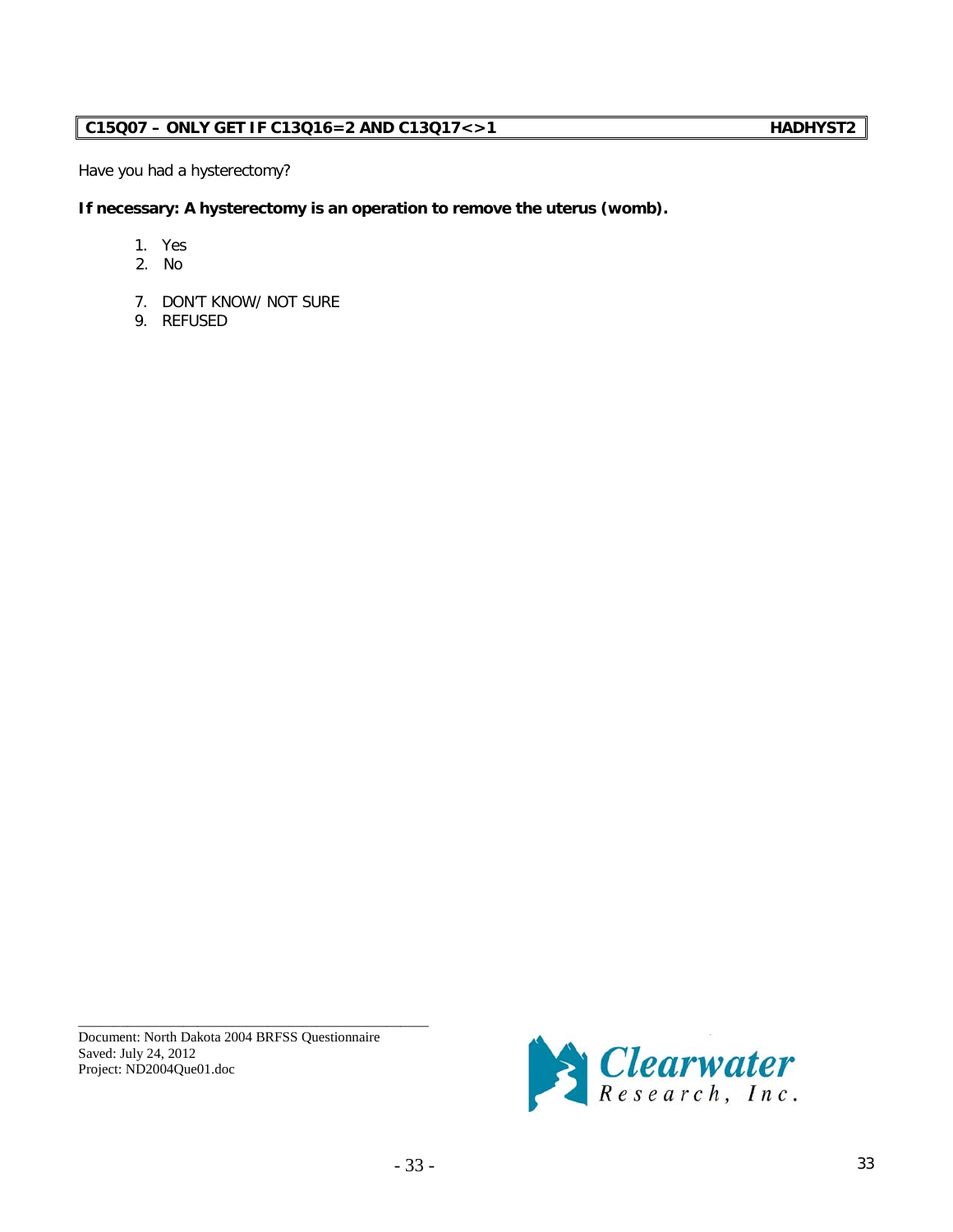| C15Q07 – ONLY GET IF C13Q16=2 AND C13Q17<>1 | HADHYST2 |
|---|---|

Have you had a hysterectomy?

**If necessary: A hysterectomy is an operation to remove the uterus (womb).**

1. Yes
2. No

7. DON'T KNOW/ NOT SURE
9. REFUSED

Document: North Dakota 2004 BRFSS Questionnaire
Saved: July 24, 2012
Project: ND2004Que01.doc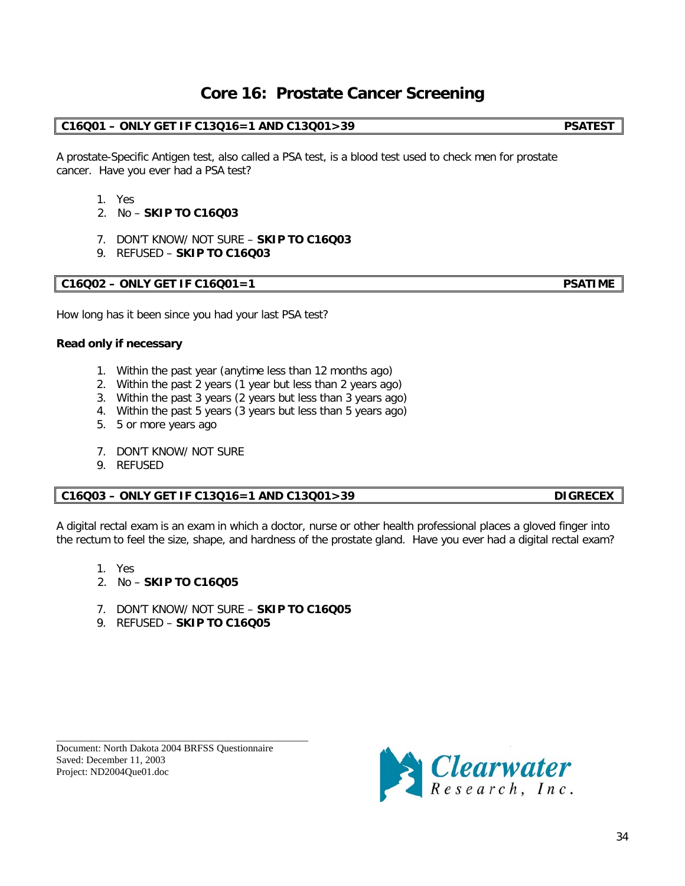# Core 16: Prostate Cancer Screening

| C16Q01 – ONLY GET IF C13Q16=1 AND C13Q01>39 | PSATEST |
|---|---|

A prostate-Specific Antigen test, also called a PSA test, is a blood test used to check men for prostate cancer. Have you ever had a PSA test?

1. Yes
2. No – **SKIP TO C16Q03**

7. DON'T KNOW/ NOT SURE – **SKIP TO C16Q03**
9. REFUSED – **SKIP TO C16Q03**

| C16Q02 – ONLY GET IF C16Q01=1 | PSATIME |
|---|---|

How long has it been since you had your last PSA test?

**Read only if necessary**

1. Within the past year (anytime less than 12 months ago)
2. Within the past 2 years (1 year but less than 2 years ago)
3. Within the past 3 years (2 years but less than 3 years ago)
4. Within the past 5 years (3 years but less than 5 years ago)
5. 5 or more years ago

7. DON'T KNOW/ NOT SURE
9. REFUSED

| C16Q03 – ONLY GET IF C13Q16=1 AND C13Q01>39 | DIGRECEX |
|---|---|

A digital rectal exam is an exam in which a doctor, nurse or other health professional places a gloved finger into the rectum to feel the size, shape, and hardness of the prostate gland. Have you ever had a digital rectal exam?

1. Yes
2. No – **SKIP TO C16Q05**

7. DON'T KNOW/ NOT SURE – **SKIP TO C16Q05**
9. REFUSED – **SKIP TO C16Q05**

Document: North Dakota 2004 BRFSS Questionnaire
Saved: December 11, 2003
Project: ND2004Que01.doc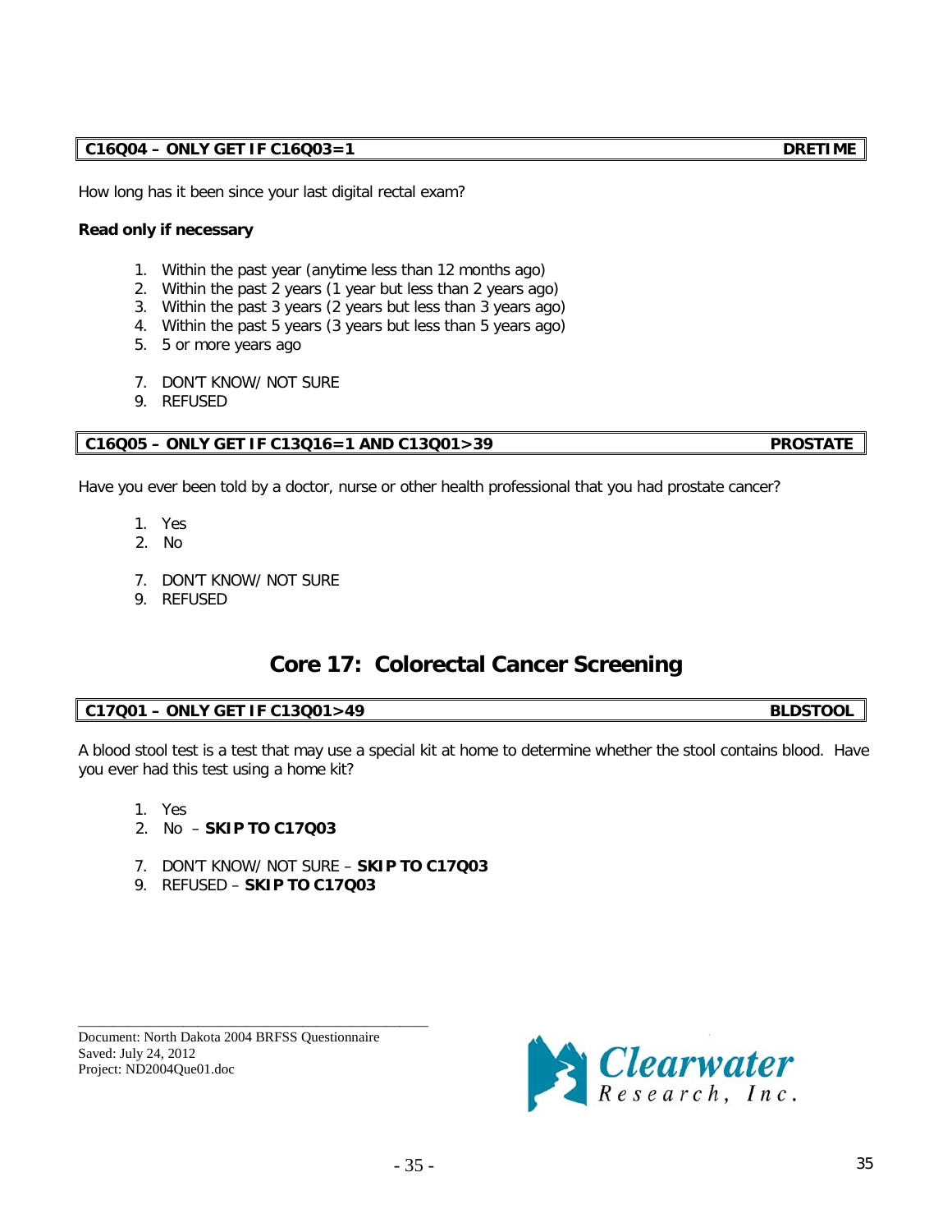| C16Q04 – ONLY GET IF C16Q03=1 | DRETIME |
|---|---|

How long has it been since your last digital rectal exam?

**Read only if necessary**

1. Within the past year (anytime less than 12 months ago)
2. Within the past 2 years (1 year but less than 2 years ago)
3. Within the past 3 years (2 years but less than 3 years ago)
4. Within the past 5 years (3 years but less than 5 years ago)
5. 5 or more years ago

7. DON'T KNOW/ NOT SURE
9. REFUSED

| C16Q05 – ONLY GET IF C13Q16=1 AND C13Q01>39 | PROSTATE |
|---|---|

Have you ever been told by a doctor, nurse or other health professional that you had prostate cancer?

1. Yes
2. No

7. DON'T KNOW/ NOT SURE
9. REFUSED

# Core 17: Colorectal Cancer Screening

| C17Q01 – ONLY GET IF C13Q01>49 | BLDSTOOL |
|---|---|

A blood stool test is a test that may use a special kit at home to determine whether the stool contains blood. Have you ever had this test using a home kit?

1. Yes
2. No – **SKIP TO C17Q03**

7. DON'T KNOW/ NOT SURE – **SKIP TO C17Q03**
9. REFUSED – **SKIP TO C17Q03**

Document: North Dakota 2004 BRFSS Questionnaire
Saved: July 24, 2012
Project: ND2004Que01.doc

Clearwater Research, Inc.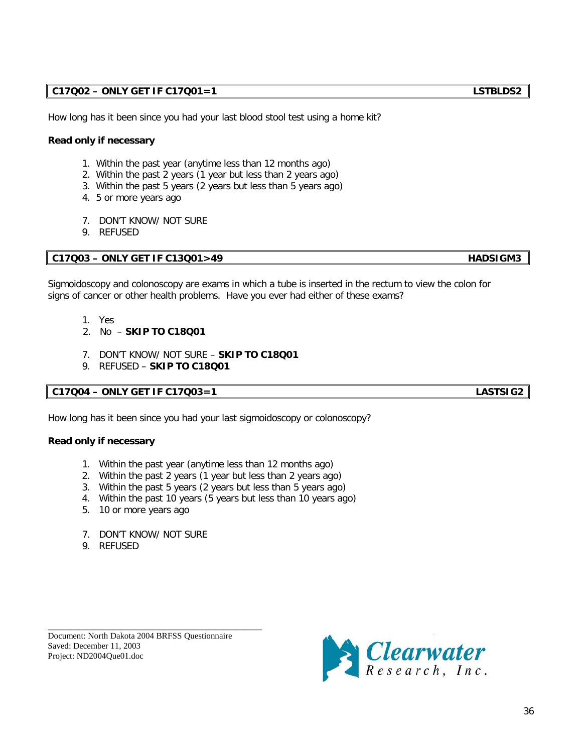**C17Q02 – ONLY GET IF C17Q01=1** **LSTBLDS2**

How long has it been since you had your last blood stool test using a home kit?

**Read only if necessary**

1. Within the past year (anytime less than 12 months ago)
2. Within the past 2 years (1 year but less than 2 years ago)
3. Within the past 5 years (2 years but less than 5 years ago)
4. 5 or more years ago

7. DON'T KNOW/ NOT SURE
9. REFUSED

**C17Q03 – ONLY GET IF C13Q01>49** **HADSIGM3**

Sigmoidoscopy and colonoscopy are exams in which a tube is inserted in the rectum to view the colon for signs of cancer or other health problems. Have you ever had either of these exams?

1. Yes
2. No – **SKIP TO C18Q01**

7. DON'T KNOW/ NOT SURE – **SKIP TO C18Q01**
9. REFUSED – **SKIP TO C18Q01**

**C17Q04 – ONLY GET IF C17Q03=1** **LASTSIG2**

How long has it been since you had your last sigmoidoscopy or colonoscopy?

**Read only if necessary**

1. Within the past year (anytime less than 12 months ago)
2. Within the past 2 years (1 year but less than 2 years ago)
3. Within the past 5 years (2 years but less than 5 years ago)
4. Within the past 10 years (5 years but less than 10 years ago)
5. 10 or more years ago

7. DON'T KNOW/ NOT SURE
9. REFUSED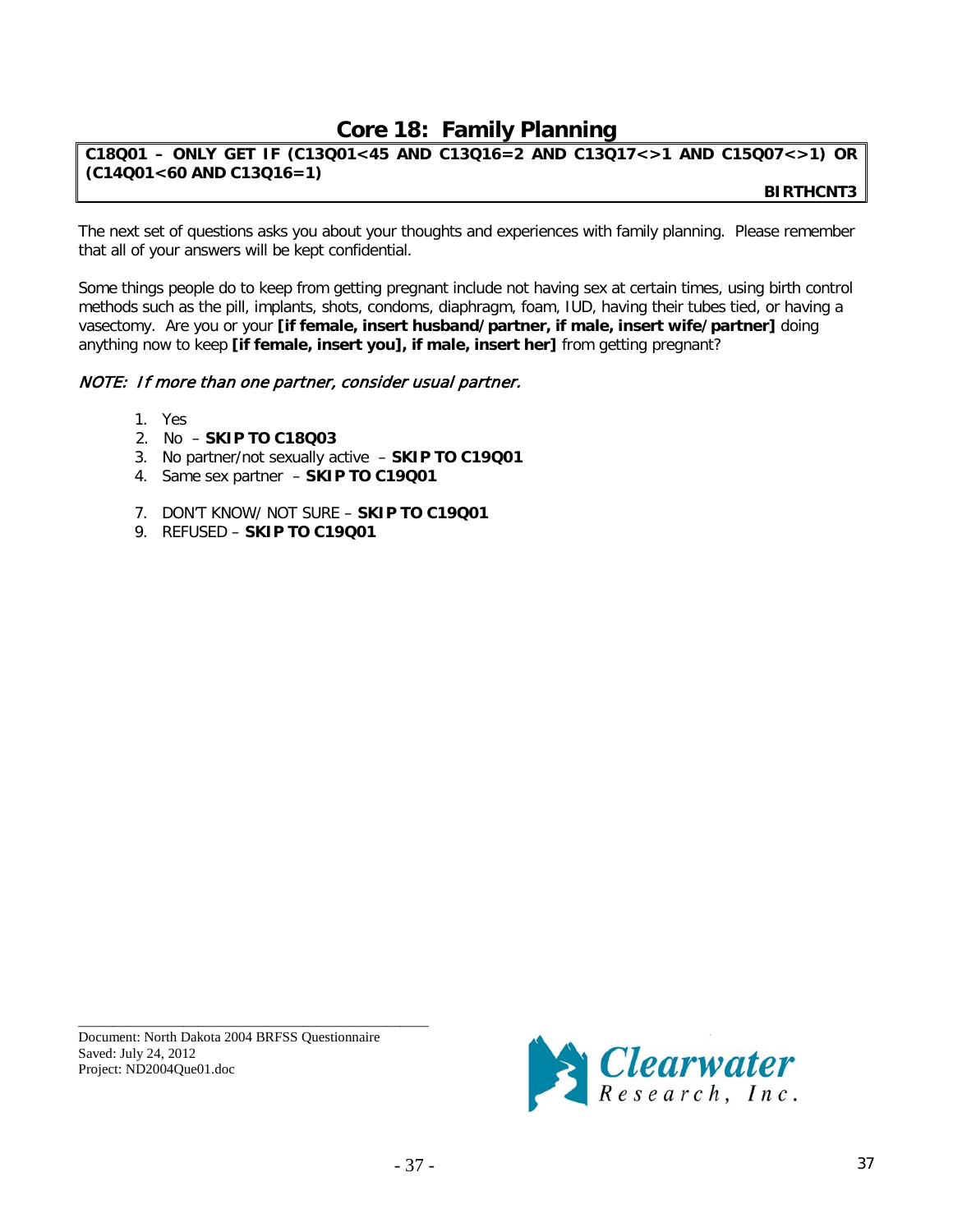# Core 18: Family Planning

**C18Q01 – ONLY GET IF (C13Q01<45 AND C13Q16=2 AND C13Q17<>1 AND C15Q07<>1) OR (C14Q01<60 AND C13Q16=1)**

**BIRTHCNT3**

The next set of questions asks you about your thoughts and experiences with family planning. Please remember that all of your answers will be kept confidential.

Some things people do to keep from getting pregnant include not having sex at certain times, using birth control methods such as the pill, implants, shots, condoms, diaphragm, foam, IUD, having their tubes tied, or having a vasectomy. Are you or your **[if female, insert husband/partner, if male, insert wife/partner]** doing anything now to keep **[if female, insert you], if male, insert her]** from getting pregnant?

*NOTE: If more than one partner, consider usual partner.*

1. Yes
2. No – **SKIP TO C18Q03**
3. No partner/not sexually active – **SKIP TO C19Q01**
4. Same sex partner – **SKIP TO C19Q01**

7. DON'T KNOW/ NOT SURE – **SKIP TO C19Q01**
9. REFUSED – **SKIP TO C19Q01**

Document: North Dakota 2004 BRFSS Questionnaire
Saved: July 24, 2012
Project: ND2004Que01.doc

Clearwater Research, Inc.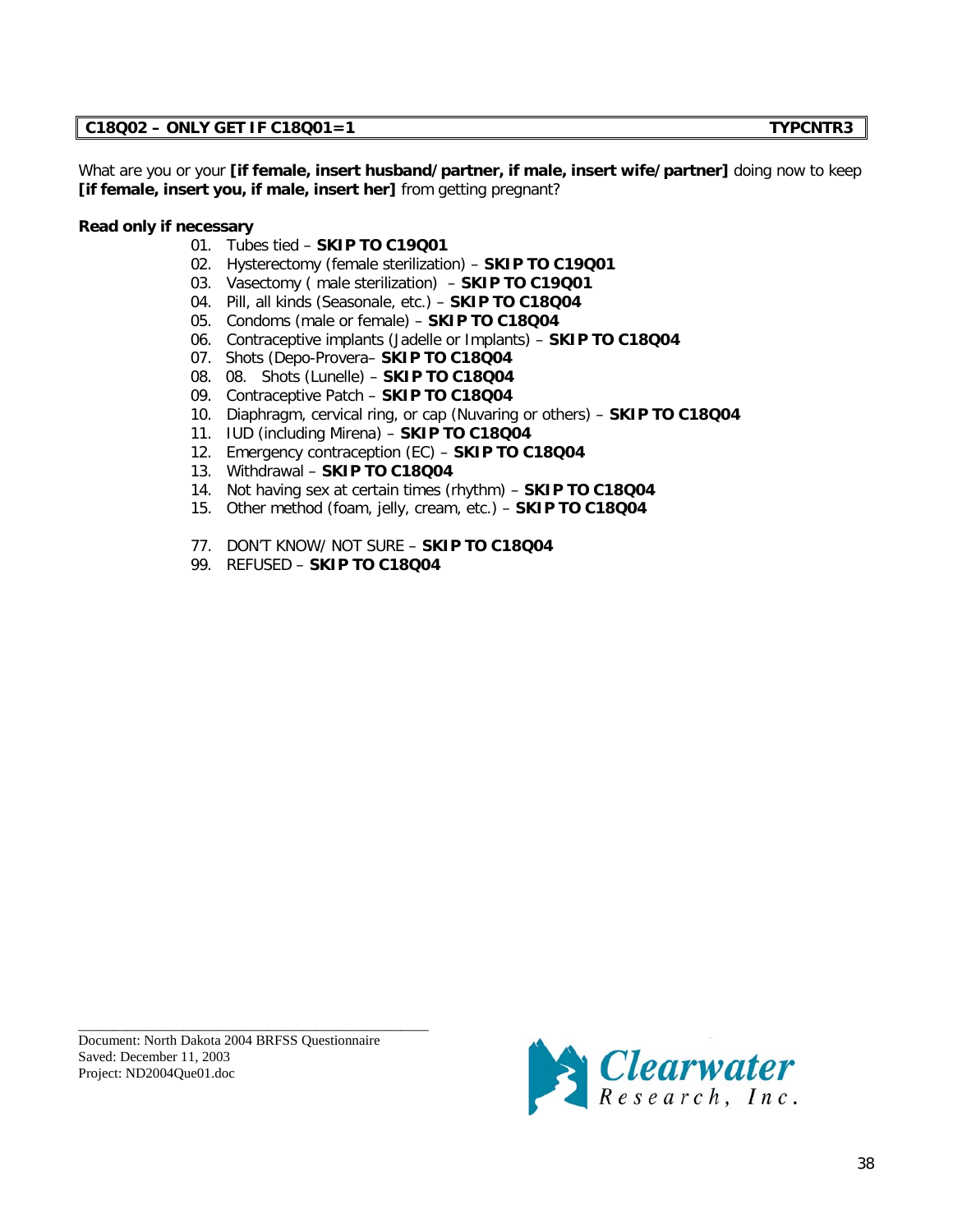| **C18Q02 – ONLY GET IF C18Q01=1** | **TYPCNTR3** |
|---|---|

What are you or your **[if female, insert husband/partner, if male, insert wife/partner]** doing now to keep **[if female, insert you, if male, insert her]** from getting pregnant?

**Read only if necessary**

01. Tubes tied – **SKIP TO C19Q01**
02. Hysterectomy (female sterilization) – **SKIP TO C19Q01**
03. Vasectomy ( male sterilization) – **SKIP TO C19Q01**
04. Pill, all kinds (Seasonale, etc.) – **SKIP TO C18Q04**
05. Condoms (male or female) – **SKIP TO C18Q04**
06. Contraceptive implants (Jadelle or Implants) – **SKIP TO C18Q04**
07. Shots (Depo-Provera– **SKIP TO C18Q04**
08. 08. Shots (Lunelle) – **SKIP TO C18Q04**
09. Contraceptive Patch – **SKIP TO C18Q04**
10. Diaphragm, cervical ring, or cap (Nuvaring or others) – **SKIP TO C18Q04**
11. IUD (including Mirena) – **SKIP TO C18Q04**
12. Emergency contraception (EC) – **SKIP TO C18Q04**
13. Withdrawal – **SKIP TO C18Q04**
14. Not having sex at certain times (rhythm) – **SKIP TO C18Q04**
15. Other method (foam, jelly, cream, etc.) – **SKIP TO C18Q04**

77. DON'T KNOW/ NOT SURE – **SKIP TO C18Q04**
99. REFUSED – **SKIP TO C18Q04**

Document: North Dakota 2004 BRFSS Questionnaire
Saved: December 11, 2003
Project: ND2004Que01.doc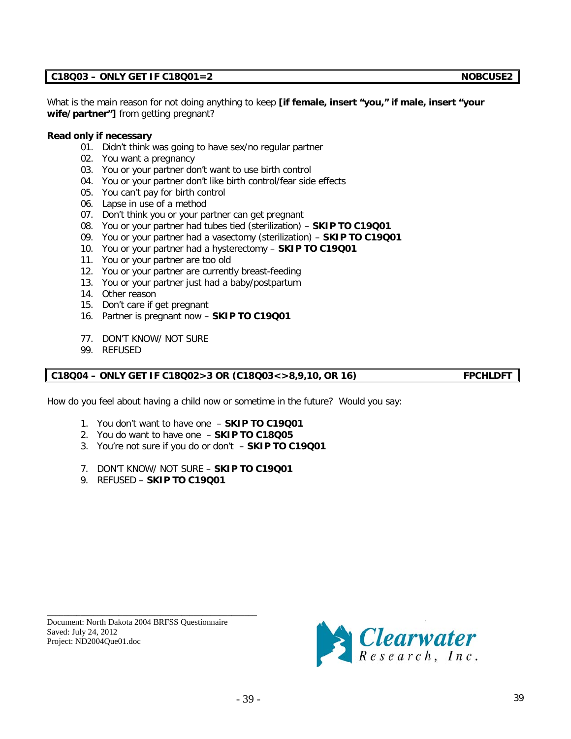**C18Q03 – ONLY GET IF C18Q01=2** **NOBCUSE2**

What is the main reason for not doing anything to keep **[if female, insert "you," if male, insert "your wife/partner"]** from getting pregnant?

**Read only if necessary**

01. Didn't think was going to have sex/no regular partner
02. You want a pregnancy
03. You or your partner don't want to use birth control
04. You or your partner don't like birth control/fear side effects
05. You can't pay for birth control
06. Lapse in use of a method
07. Don't think you or your partner can get pregnant
08. You or your partner had tubes tied (sterilization) – **SKIP TO C19Q01**
09. You or your partner had a vasectomy (sterilization) – **SKIP TO C19Q01**
10. You or your partner had a hysterectomy – **SKIP TO C19Q01**
11. You or your partner are too old
12. You or your partner are currently breast-feeding
13. You or your partner just had a baby/postpartum
14. Other reason
15. Don't care if get pregnant
16. Partner is pregnant now – **SKIP TO C19Q01**

77. DON'T KNOW/ NOT SURE
99. REFUSED

**C18Q04 – ONLY GET IF C18Q02>3 OR (C18Q03<>8,9,10, OR 16)** **FPCHLDFT**

How do you feel about having a child now or sometime in the future? Would you say:

1. You don't want to have one – **SKIP TO C19Q01**
2. You do want to have one – **SKIP TO C18Q05**
3. You're not sure if you do or don't – **SKIP TO C19Q01**

7. DON'T KNOW/ NOT SURE – **SKIP TO C19Q01**
9. REFUSED – **SKIP TO C19Q01**

Document: North Dakota 2004 BRFSS Questionnaire
Saved: July 24, 2012
Project: ND2004Que01.doc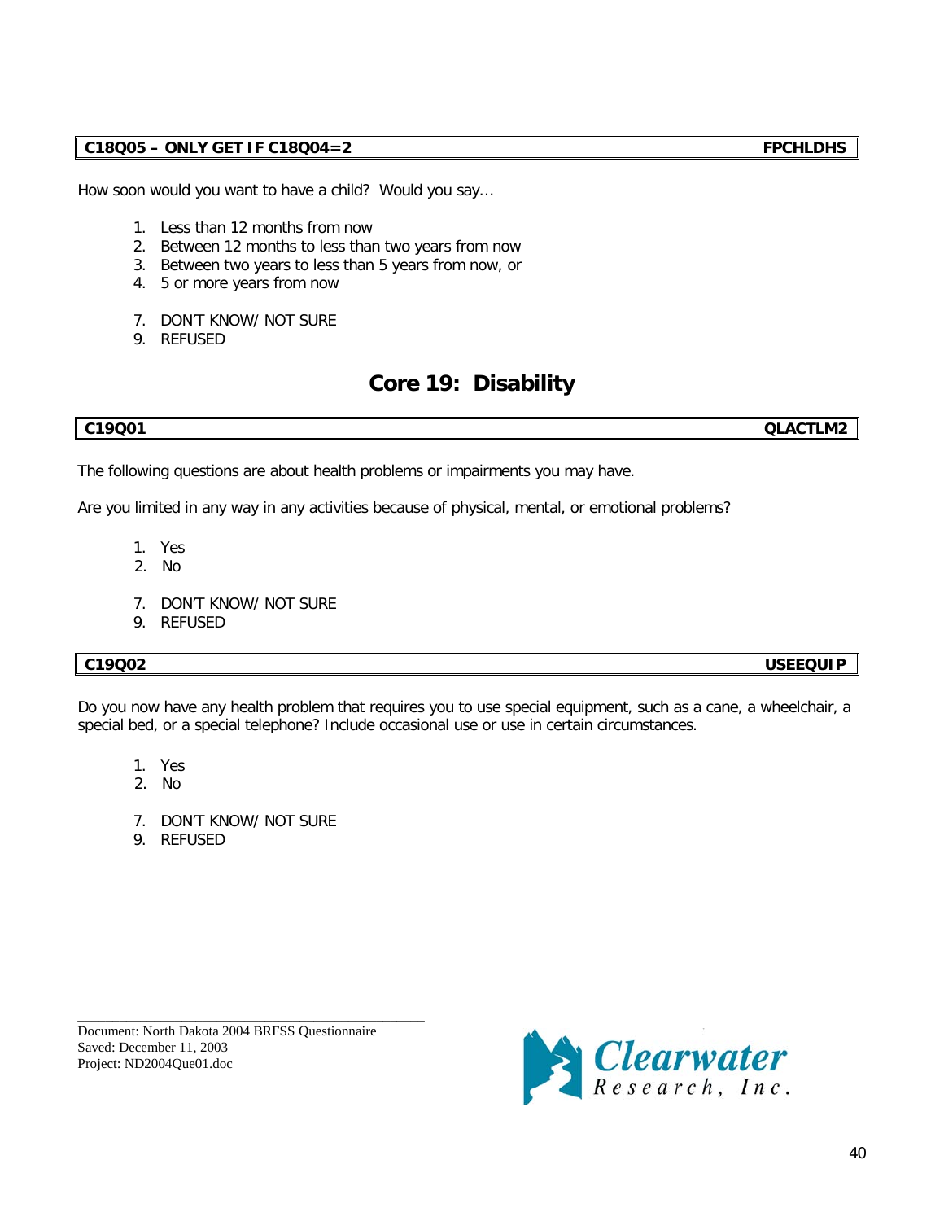| C18Q05 – ONLY GET IF C18Q04=2 | FPCHLDHS |
| --- | --- |

How soon would you want to have a child? Would you say…

1. Less than 12 months from now
2. Between 12 months to less than two years from now
3. Between two years to less than 5 years from now, or
4. 5 or more years from now

7. DON'T KNOW/ NOT SURE
9. REFUSED

## Core 19: Disability

| C19Q01 | QLACTLM2 |
| --- | --- |

The following questions are about health problems or impairments you may have.

Are you limited in any way in any activities because of physical, mental, or emotional problems?

1. Yes
2. No

7. DON'T KNOW/ NOT SURE
9. REFUSED

| C19Q02 | USEEQUIP |
| --- | --- |

Do you now have any health problem that requires you to use special equipment, such as a cane, a wheelchair, a special bed, or a special telephone? Include occasional use or use in certain circumstances.

1. Yes
2. No

7. DON'T KNOW/ NOT SURE
9. REFUSED

Document: North Dakota 2004 BRFSS Questionnaire
Saved: December 11, 2003
Project: ND2004Que01.doc

Clearwater Research, Inc.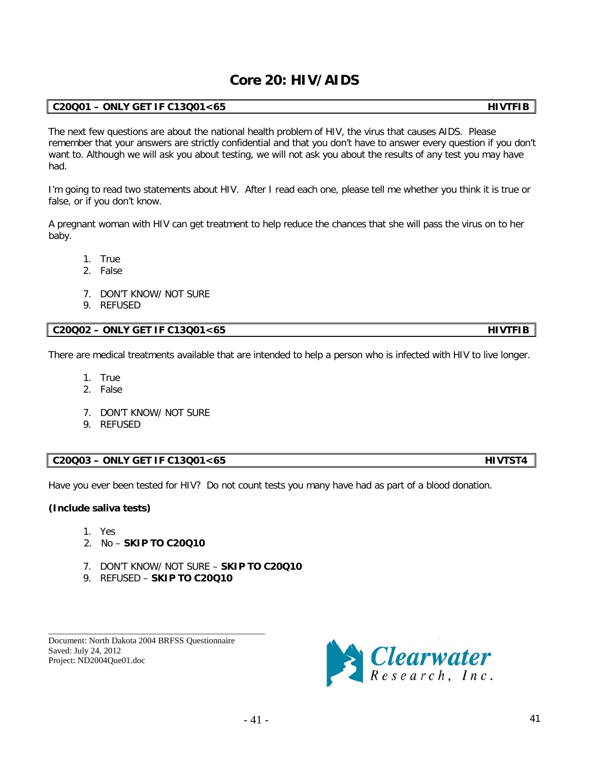# Core 20: HIV/AIDS

| C20Q01 – ONLY GET IF C13Q01<65 | HIVTFIB |
|---|---|

The next few questions are about the national health problem of HIV, the virus that causes AIDS. Please remember that your answers are strictly confidential and that you don't have to answer every question if you don't want to. Although we will ask you about testing, we will not ask you about the results of any test you may have had.

I'm going to read two statements about HIV. After I read each one, please tell me whether you think it is true or false, or if you don't know.

A pregnant woman with HIV can get treatment to help reduce the chances that she will pass the virus on to her baby.

1. True
2. False

7. DON'T KNOW/ NOT SURE
9. REFUSED

| C20Q02 – ONLY GET IF C13Q01<65 | HIVTFIB |
|---|---|

There are medical treatments available that are intended to help a person who is infected with HIV to live longer.

1. True
2. False

7. DON'T KNOW/ NOT SURE
9. REFUSED

| C20Q03 – ONLY GET IF C13Q01<65 | HIVTST4 |
|---|---|

Have you ever been tested for HIV? Do not count tests you many have had as part of a blood donation.

**(Include saliva tests)**

1. Yes
2. No – **SKIP TO C20Q10**

7. DON'T KNOW/ NOT SURE – **SKIP TO C20Q10**
9. REFUSED – **SKIP TO C20Q10**

Document: North Dakota 2004 BRFSS Questionnaire
Saved: July 24, 2012
Project: ND2004Que01.doc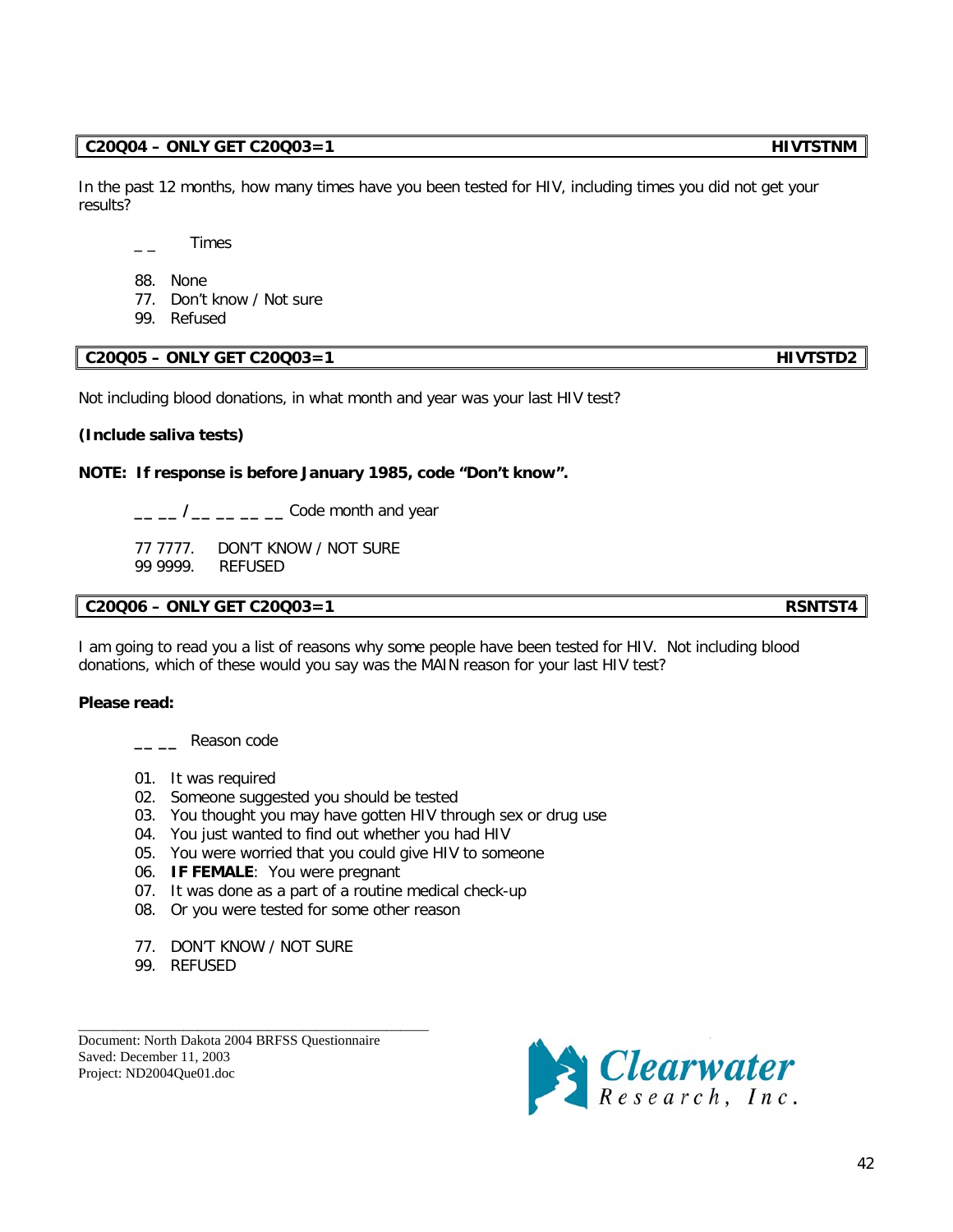| **C20Q04 – ONLY GET C20Q03=1** | **HIVTSTNM** |
|---|---|

In the past 12 months, how many times have you been tested for HIV, including times you did not get your results?

_ _ Times

88. None
77. Don't know / Not sure
99. Refused

| **C20Q05 – ONLY GET C20Q03=1** | **HIVTSTD2** |
|---|---|

Not including blood donations, in what month and year was your last HIV test?

**(Include saliva tests)**

**NOTE: If response is before January 1985, code "Don't know".**

__ __ / __ __ __ __ Code month and year

77 7777. DON'T KNOW / NOT SURE
99 9999. REFUSED

| **C20Q06 – ONLY GET C20Q03=1** | **RSNTST4** |
|---|---|

I am going to read you a list of reasons why some people have been tested for HIV. Not including blood donations, which of these would you say was the MAIN reason for your last HIV test?

**Please read:**

__ __ Reason code

01. It was required
02. Someone suggested you should be tested
03. You thought you may have gotten HIV through sex or drug use
04. You just wanted to find out whether you had HIV
05. You were worried that you could give HIV to someone
06. **IF FEMALE**: You were pregnant
07. It was done as a part of a routine medical check-up
08. Or you were tested for some other reason

77. DON'T KNOW / NOT SURE
99. REFUSED

Document: North Dakota 2004 BRFSS Questionnaire
Saved: December 11, 2003
Project: ND2004Que01.doc

Clearwater Research, Inc.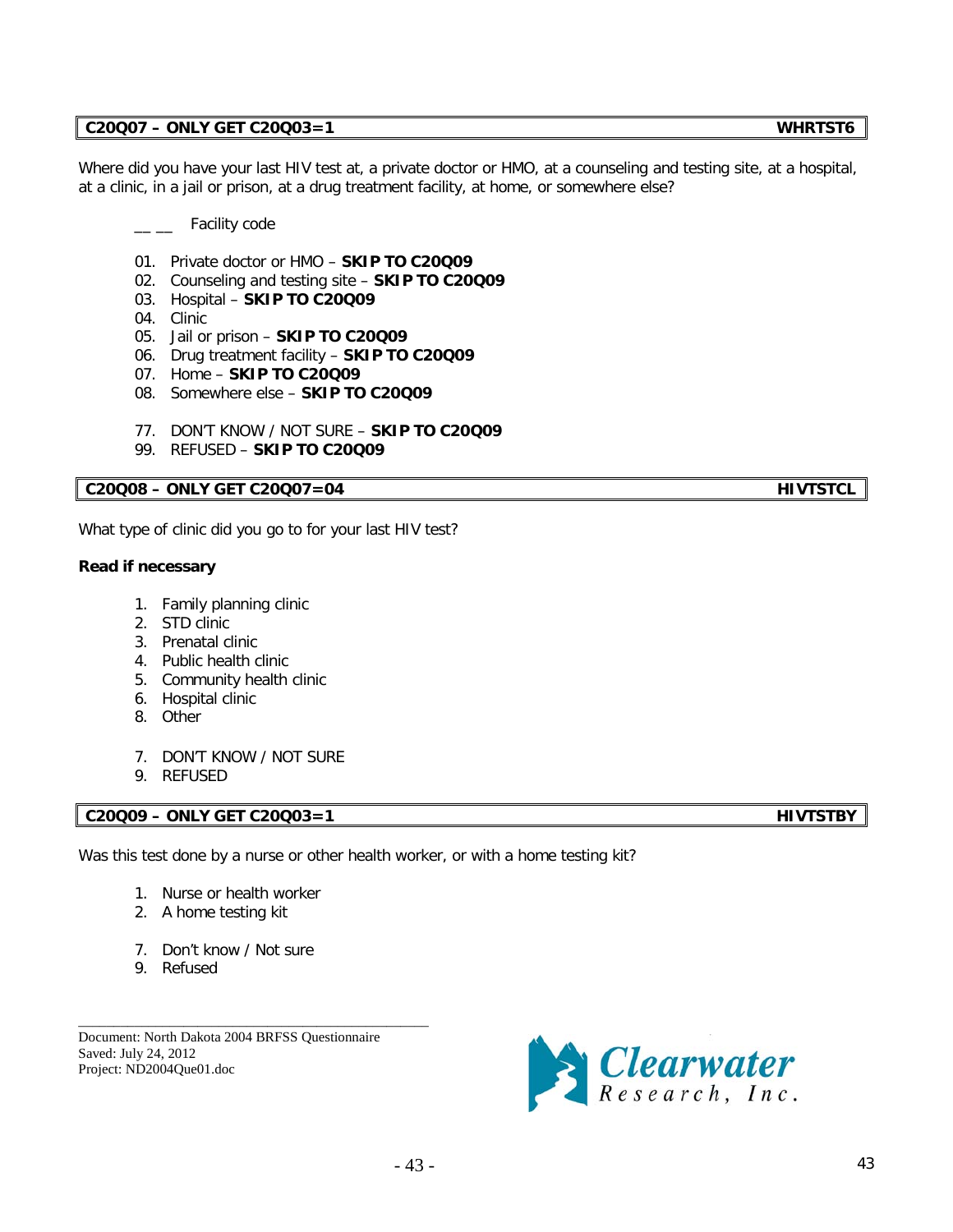| C20Q07 – ONLY GET C20Q03=1 | WHRTST6 |
|---|---|

Where did you have your last HIV test at, a private doctor or HMO, at a counseling and testing site, at a hospital, at a clinic, in a jail or prison, at a drug treatment facility, at home, or somewhere else?

__ __ Facility code

01. Private doctor or HMO – **SKIP TO C20Q09**
02. Counseling and testing site – **SKIP TO C20Q09**
03. Hospital – **SKIP TO C20Q09**
04. Clinic
05. Jail or prison – **SKIP TO C20Q09**
06. Drug treatment facility – **SKIP TO C20Q09**
07. Home – **SKIP TO C20Q09**
08. Somewhere else – **SKIP TO C20Q09**

77. DON'T KNOW / NOT SURE – **SKIP TO C20Q09**
99. REFUSED – **SKIP TO C20Q09**

| C20Q08 – ONLY GET C20Q07=04 | HIVTSTCL |
|---|---|

What type of clinic did you go to for your last HIV test?

**Read if necessary**

1. Family planning clinic
2. STD clinic
3. Prenatal clinic
4. Public health clinic
5. Community health clinic
6. Hospital clinic
8. Other

7. DON'T KNOW / NOT SURE
9. REFUSED

| C20Q09 – ONLY GET C20Q03=1 | HIVTSTBY |
|---|---|

Was this test done by a nurse or other health worker, or with a home testing kit?

1. Nurse or health worker
2. A home testing kit

7. Don't know / Not sure
9. Refused

Document: North Dakota 2004 BRFSS Questionnaire
Saved: July 24, 2012
Project: ND2004Que01.doc

Clearwater Research, Inc.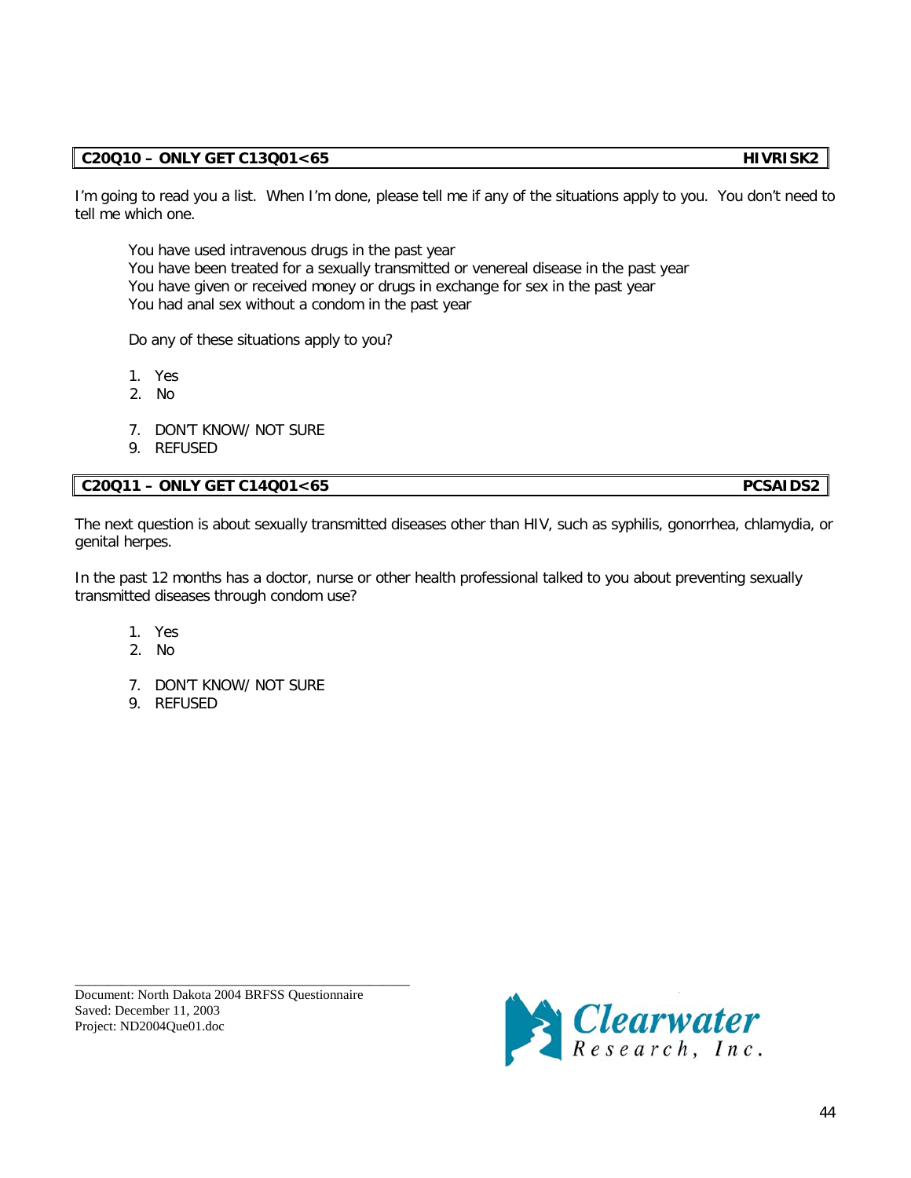| C20Q10 – ONLY GET C13Q01<65 | HIVRISK2 |
|---|---|

I'm going to read you a list. When I'm done, please tell me if any of the situations apply to you. You don't need to tell me which one.

You have used intravenous drugs in the past year
You have been treated for a sexually transmitted or venereal disease in the past year
You have given or received money or drugs in exchange for sex in the past year
You had anal sex without a condom in the past year

Do any of these situations apply to you?

1. Yes
2. No

7. DON'T KNOW/ NOT SURE
9. REFUSED

| C20Q11 – ONLY GET C14Q01<65 | PCSAIDS2 |
|---|---|

The next question is about sexually transmitted diseases other than HIV, such as syphilis, gonorrhea, chlamydia, or genital herpes.

In the past 12 months has a doctor, nurse or other health professional talked to you about preventing sexually transmitted diseases through condom use?

1. Yes
2. No

7. DON'T KNOW/ NOT SURE
9. REFUSED

Document: North Dakota 2004 BRFSS Questionnaire
Saved: December 11, 2003
Project: ND2004Que01.doc

Clearwater Research, Inc.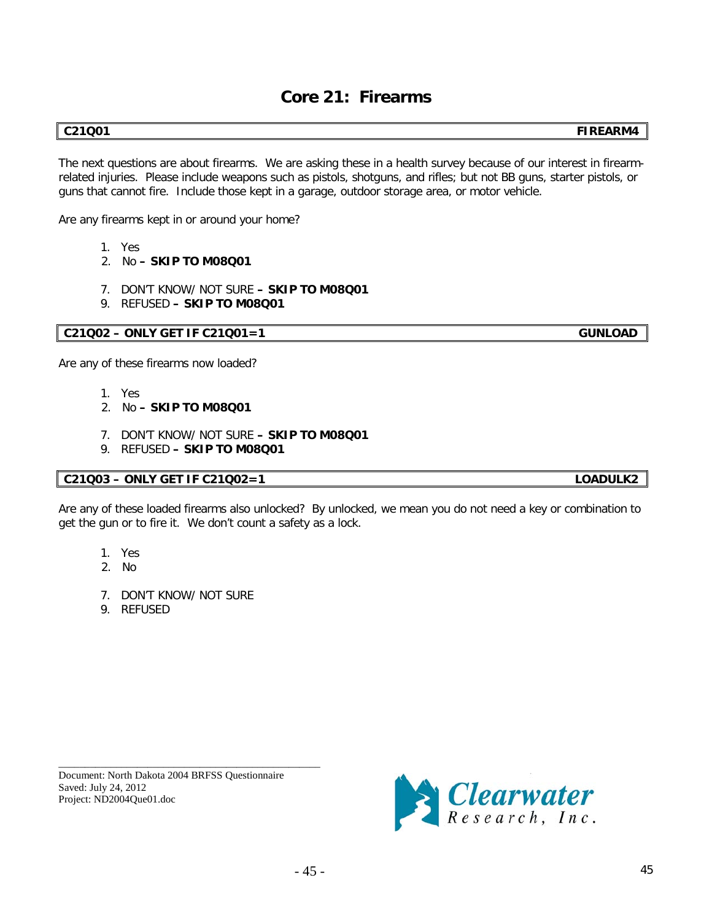# Core 21: Firearms

| C21Q01 | FIREARM4 |
|---|---|

The next questions are about firearms. We are asking these in a health survey because of our interest in firearm-related injuries. Please include weapons such as pistols, shotguns, and rifles; but not BB guns, starter pistols, or guns that cannot fire. Include those kept in a garage, outdoor storage area, or motor vehicle.

Are any firearms kept in or around your home?

1. Yes
2. No **– SKIP TO M08Q01**

7. DON'T KNOW/ NOT SURE **– SKIP TO M08Q01**
9. REFUSED **– SKIP TO M08Q01**

| C21Q02 – ONLY GET IF C21Q01=1 | GUNLOAD |
|---|---|

Are any of these firearms now loaded?

1. Yes
2. No **– SKIP TO M08Q01**

7. DON'T KNOW/ NOT SURE **– SKIP TO M08Q01**
9. REFUSED **– SKIP TO M08Q01**

| C21Q03 – ONLY GET IF C21Q02=1 | LOADULK2 |
|---|---|

Are any of these loaded firearms also unlocked? By unlocked, we mean you do not need a key or combination to get the gun or to fire it. We don't count a safety as a lock.

1. Yes
2. No

7. DON'T KNOW/ NOT SURE
9. REFUSED

Document: North Dakota 2004 BRFSS Questionnaire
Saved: July 24, 2012
Project: ND2004Que01.doc

Clearwater Research, Inc.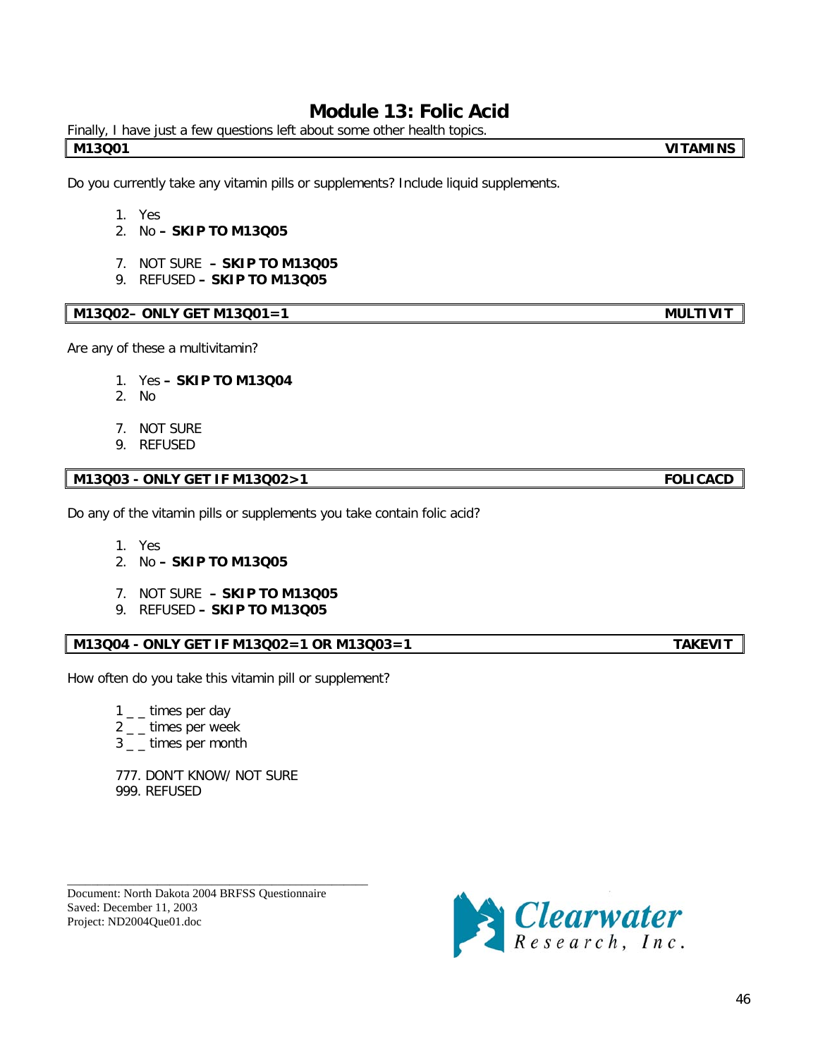# Module 13: Folic Acid

Finally, I have just a few questions left about some other health topics.

| M13Q01 | VITAMINS |
|---|---|

Do you currently take any vitamin pills or supplements? Include liquid supplements.

1. Yes
2. No **– SKIP TO M13Q05**

7. NOT SURE **– SKIP TO M13Q05**
9. REFUSED **– SKIP TO M13Q05**

| M13Q02– ONLY GET M13Q01=1 | MULTIVIT |
|---|---|

Are any of these a multivitamin?

1. Yes **– SKIP TO M13Q04**
2. No

7. NOT SURE
9. REFUSED

| M13Q03 - ONLY GET IF M13Q02>1 | FOLICACD |
|---|---|

Do any of the vitamin pills or supplements you take contain folic acid?

1. Yes
2. No **– SKIP TO M13Q05**

7. NOT SURE **– SKIP TO M13Q05**
9. REFUSED **– SKIP TO M13Q05**

| M13Q04 - ONLY GET IF M13Q02=1 OR M13Q03=1 | TAKEVIT |
|---|---|

How often do you take this vitamin pill or supplement?

1 _ _ times per day
2 _ _ times per week
3 _ _ times per month

777. DON'T KNOW/ NOT SURE
999. REFUSED

Document: North Dakota 2004 BRFSS Questionnaire
Saved: December 11, 2003
Project: ND2004Que01.doc

Clearwater Research, Inc.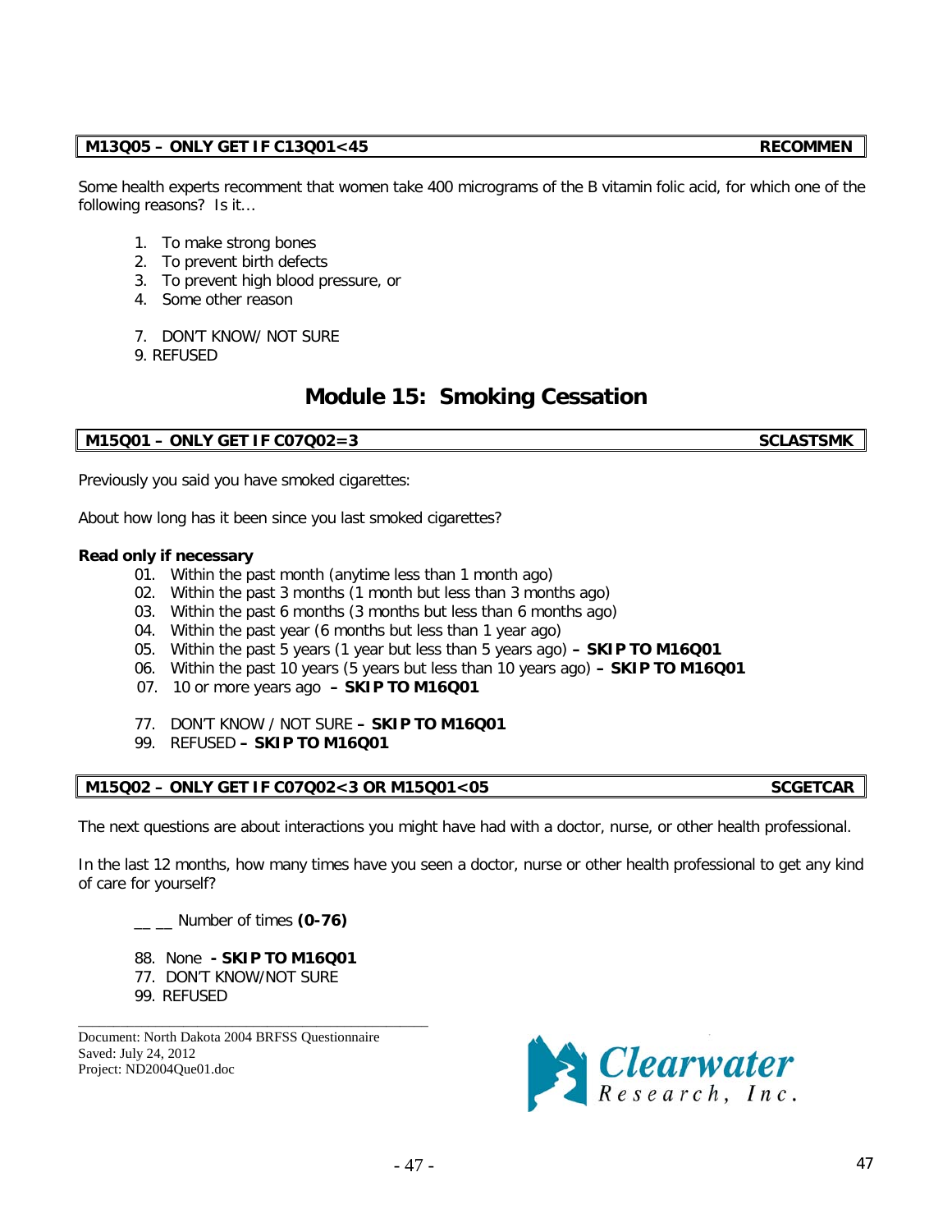**M13Q05 – ONLY GET IF C13Q01<45 RECOMMEN**

Some health experts recomment that women take 400 micrograms of the B vitamin folic acid, for which one of the following reasons? Is it…

1. To make strong bones
2. To prevent birth defects
3. To prevent high blood pressure, or
4. Some other reason

7. DON'T KNOW/ NOT SURE
9. REFUSED

# Module 15: Smoking Cessation

**M15Q01 – ONLY GET IF C07Q02=3 SCLASTSMK**

Previously you said you have smoked cigarettes:

About how long has it been since you last smoked cigarettes?

**Read only if necessary**

01. Within the past month (anytime less than 1 month ago)
02. Within the past 3 months (1 month but less than 3 months ago)
03. Within the past 6 months (3 months but less than 6 months ago)
04. Within the past year (6 months but less than 1 year ago)
05. Within the past 5 years (1 year but less than 5 years ago) **– SKIP TO M16Q01**
06. Within the past 10 years (5 years but less than 10 years ago) **– SKIP TO M16Q01**
07. 10 or more years ago **– SKIP TO M16Q01**

77. DON'T KNOW / NOT SURE **– SKIP TO M16Q01**
99. REFUSED **– SKIP TO M16Q01**

**M15Q02 – ONLY GET IF C07Q02<3 OR M15Q01<05 SCGETCAR**

The next questions are about interactions you might have had with a doctor, nurse, or other health professional.

In the last 12 months, how many times have you seen a doctor, nurse or other health professional to get any kind of care for yourself?

__ __ Number of times **(0-76)**

88. None **- SKIP TO M16Q01**
77. DON'T KNOW/NOT SURE
99. REFUSED

Document: North Dakota 2004 BRFSS Questionnaire
Saved: July 24, 2012
Project: ND2004Que01.doc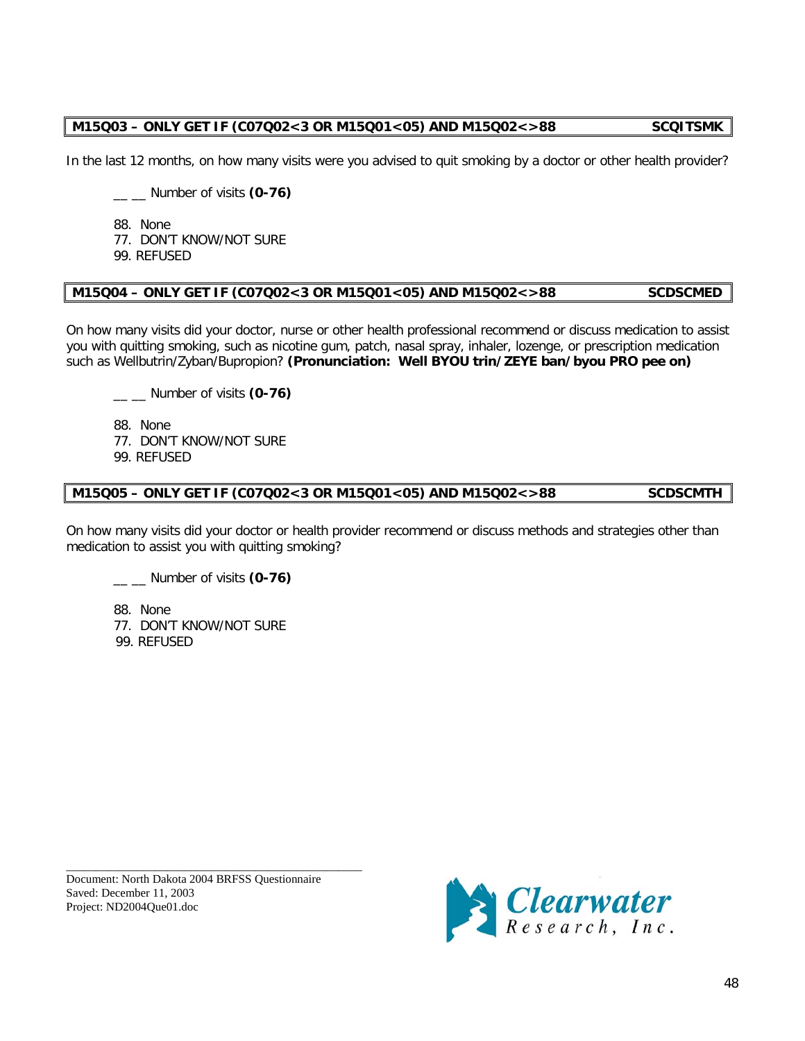**M15Q03 – ONLY GET IF (C07Q02<3 OR M15Q01<05) AND M15Q02<>88 SCQITSMK**

In the last 12 months, on how many visits were you advised to quit smoking by a doctor or other health provider?

__ __ Number of visits **(0-76)**

88. None
77. DON'T KNOW/NOT SURE
99. REFUSED

**M15Q04 – ONLY GET IF (C07Q02<3 OR M15Q01<05) AND M15Q02<>88 SCDSCMED**

On how many visits did your doctor, nurse or other health professional recommend or discuss medication to assist you with quitting smoking, such as nicotine gum, patch, nasal spray, inhaler, lozenge, or prescription medication such as Wellbutrin/Zyban/Bupropion? **(Pronunciation: Well BYOU trin/ZEYE ban/byou PRO pee on)**

__ __ Number of visits **(0-76)**

88. None
77. DON'T KNOW/NOT SURE
99. REFUSED

**M15Q05 – ONLY GET IF (C07Q02<3 OR M15Q01<05) AND M15Q02<>88 SCDSCMTH**

On how many visits did your doctor or health provider recommend or discuss methods and strategies other than medication to assist you with quitting smoking?

__ __ Number of visits **(0-76)**

88. None
77. DON'T KNOW/NOT SURE
99. REFUSED

Document: North Dakota 2004 BRFSS Questionnaire
Saved: December 11, 2003
Project: ND2004Que01.doc

Clearwater Research, Inc.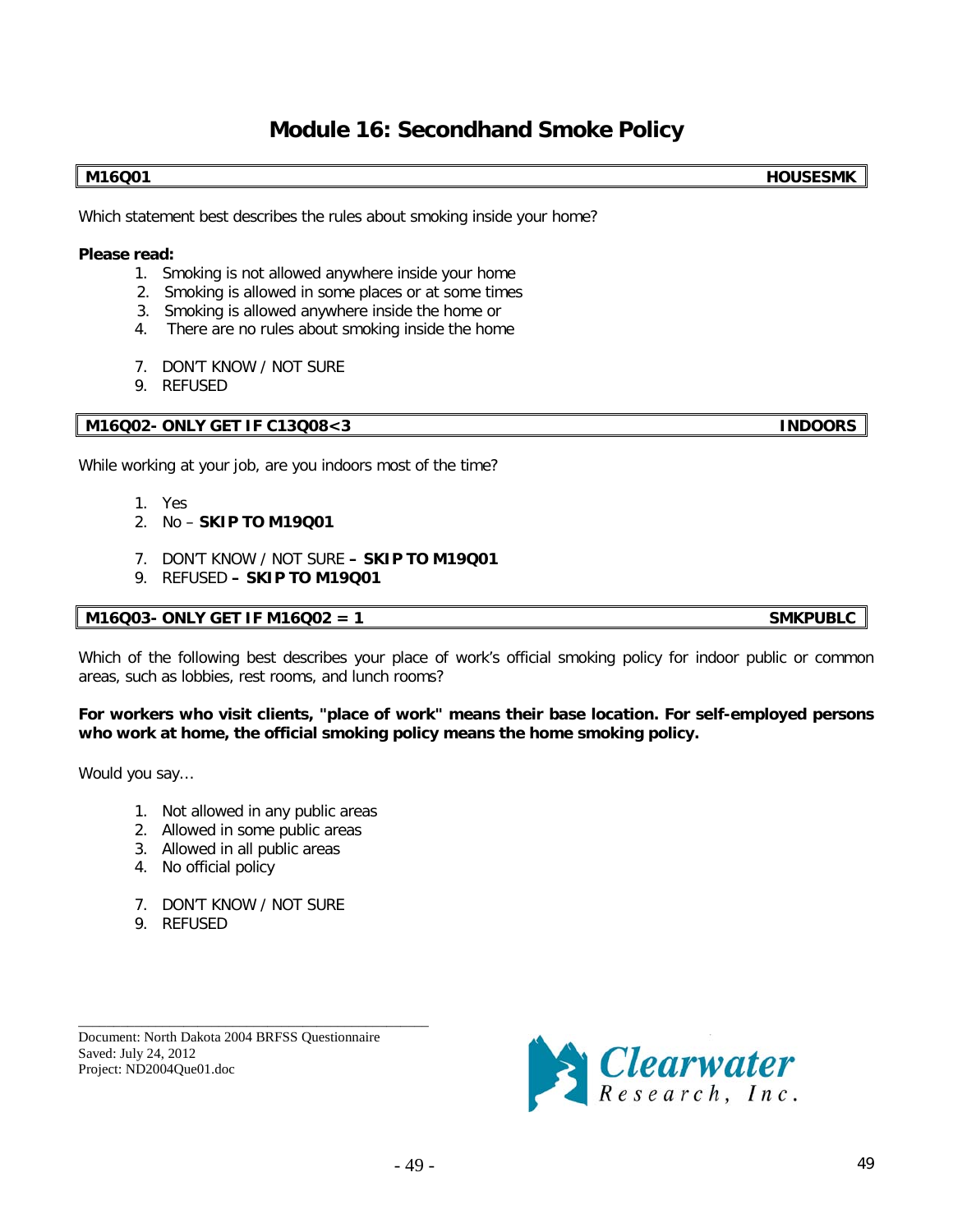# Module 16: Secondhand Smoke Policy

| M16Q01 | HOUSESMK |
|---|---|

Which statement best describes the rules about smoking inside your home?

**Please read:**

1. Smoking is not allowed anywhere inside your home
2. Smoking is allowed in some places or at some times
3. Smoking is allowed anywhere inside the home or
4. There are no rules about smoking inside the home

7. DON'T KNOW / NOT SURE
9. REFUSED

| M16Q02- ONLY GET IF C13Q08<3 | INDOORS |
|---|---|

While working at your job, are you indoors most of the time?

1. Yes
2. No – **SKIP TO M19Q01**

7. DON'T KNOW / NOT SURE **– SKIP TO M19Q01**
9. REFUSED **– SKIP TO M19Q01**

| M16Q03- ONLY GET IF M16Q02 = 1 | SMKPUBLC |
|---|---|

Which of the following best describes your place of work's official smoking policy for indoor public or common areas, such as lobbies, rest rooms, and lunch rooms?

**For workers who visit clients, "place of work" means their base location. For self-employed persons who work at home, the official smoking policy means the home smoking policy.**

Would you say…

1. Not allowed in any public areas
2. Allowed in some public areas
3. Allowed in all public areas
4. No official policy

7. DON'T KNOW / NOT SURE
9. REFUSED

Document: North Dakota 2004 BRFSS Questionnaire
Saved: July 24, 2012
Project: ND2004Que01.doc

Clearwater Research, Inc.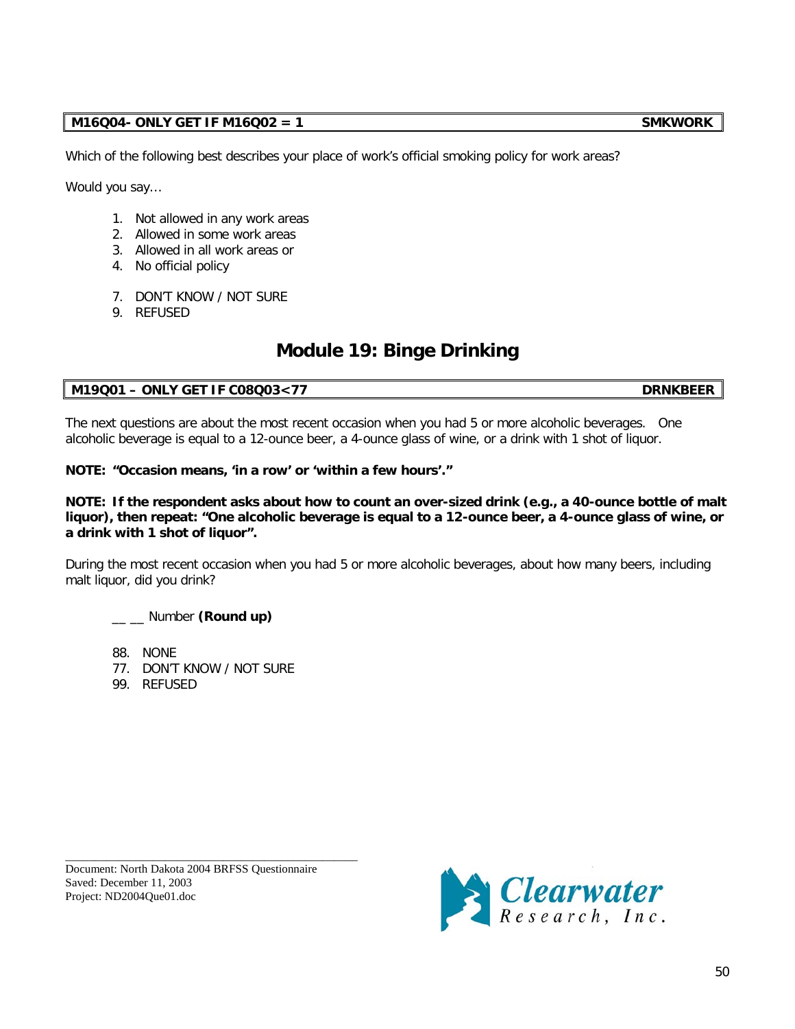| M16Q04- ONLY GET IF M16Q02 = 1 | SMKWORK |
|---|---|

Which of the following best describes your place of work's official smoking policy for work areas?

Would you say…

1. Not allowed in any work areas
2. Allowed in some work areas
3. Allowed in all work areas or
4. No official policy

7. DON'T KNOW / NOT SURE
9. REFUSED

# Module 19: Binge Drinking

| M19Q01 – ONLY GET IF C08Q03<77 | DRNKBEER |
|---|---|

The next questions are about the most recent occasion when you had 5 or more alcoholic beverages. One alcoholic beverage is equal to a 12-ounce beer, a 4-ounce glass of wine, or a drink with 1 shot of liquor.

**NOTE: "Occasion means, 'in a row' or 'within a few hours'."**

**NOTE: If the respondent asks about how to count an over-sized drink (e.g., a 40-ounce bottle of malt liquor), then repeat: "One alcoholic beverage is equal to a 12-ounce beer, a 4-ounce glass of wine, or a drink with 1 shot of liquor".**

During the most recent occasion when you had 5 or more alcoholic beverages, about how many beers, including malt liquor, did you drink?

__ __ Number **(Round up)**

88. NONE
77. DON'T KNOW / NOT SURE
99. REFUSED

Document: North Dakota 2004 BRFSS Questionnaire
Saved: December 11, 2003
Project: ND2004Que01.doc

Clearwater Research, Inc.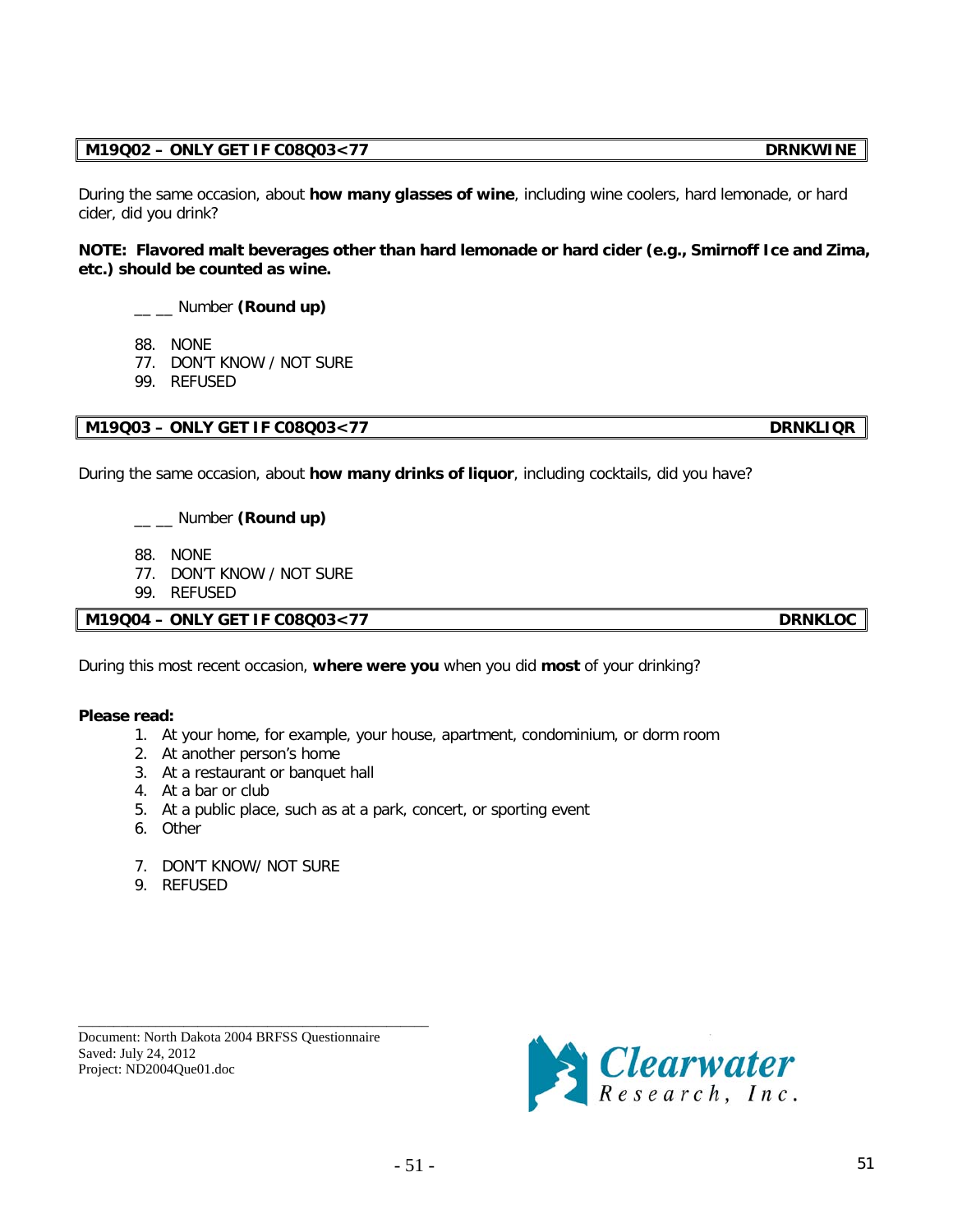| **M19Q02 – ONLY GET IF C08Q03<77** | **DRNKWINE** |
|---|---|

During the same occasion, about **how many glasses of wine**, including wine coolers, hard lemonade, or hard cider, did you drink?

**NOTE: Flavored malt beverages other than hard lemonade or hard cider (e.g., Smirnoff Ice and Zima, etc.) should be counted as wine.**

__ __ Number **(Round up)**

88. NONE
77. DON'T KNOW / NOT SURE
99. REFUSED

| **M19Q03 – ONLY GET IF C08Q03<77** | **DRNKLIQR** |
|---|---|

During the same occasion, about **how many drinks of liquor**, including cocktails, did you have?

__ __ Number **(Round up)**

88. NONE
77. DON'T KNOW / NOT SURE
99. REFUSED

| **M19Q04 – ONLY GET IF C08Q03<77** | **DRNKLOC** |
|---|---|

During this most recent occasion, **where were you** when you did **most** of your drinking?

**Please read:**

1. At your home, for example, your house, apartment, condominium, or dorm room
2. At another person's home
3. At a restaurant or banquet hall
4. At a bar or club
5. At a public place, such as at a park, concert, or sporting event
6. Other

7. DON'T KNOW/ NOT SURE
9. REFUSED

Document: North Dakota 2004 BRFSS Questionnaire
Saved: July 24, 2012
Project: ND2004Que01.doc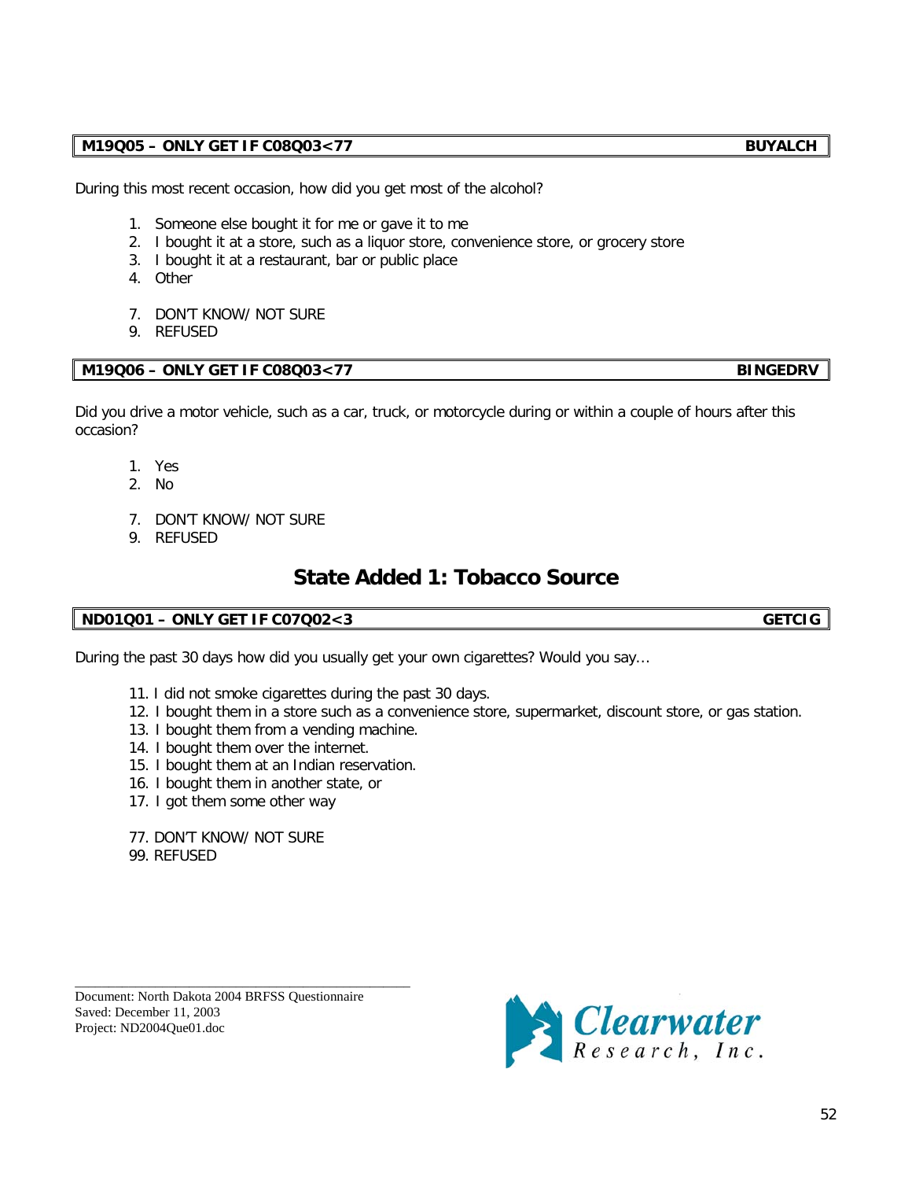| M19Q05 – ONLY GET IF C08Q03<77 | BUYALCH |
| --- | --- |

During this most recent occasion, how did you get most of the alcohol?

1. Someone else bought it for me or gave it to me
2. I bought it at a store, such as a liquor store, convenience store, or grocery store
3. I bought it at a restaurant, bar or public place
4. Other

7. DON'T KNOW/ NOT SURE
9. REFUSED

| M19Q06 – ONLY GET IF C08Q03<77 | BINGEDRV |
| --- | --- |

Did you drive a motor vehicle, such as a car, truck, or motorcycle during or within a couple of hours after this occasion?

1. Yes
2. No

7. DON'T KNOW/ NOT SURE
9. REFUSED

## State Added 1: Tobacco Source

| ND01Q01 – ONLY GET IF C07Q02<3 | GETCIG |
| --- | --- |

During the past 30 days how did you usually get your own cigarettes? Would you say…

11. I did not smoke cigarettes during the past 30 days.
12. I bought them in a store such as a convenience store, supermarket, discount store, or gas station.
13. I bought them from a vending machine.
14. I bought them over the internet.
15. I bought them at an Indian reservation.
16. I bought them in another state, or
17. I got them some other way

77. DON'T KNOW/ NOT SURE
99. REFUSED

Document: North Dakota 2004 BRFSS Questionnaire
Saved: December 11, 2003
Project: ND2004Que01.doc

Clearwater Research, Inc.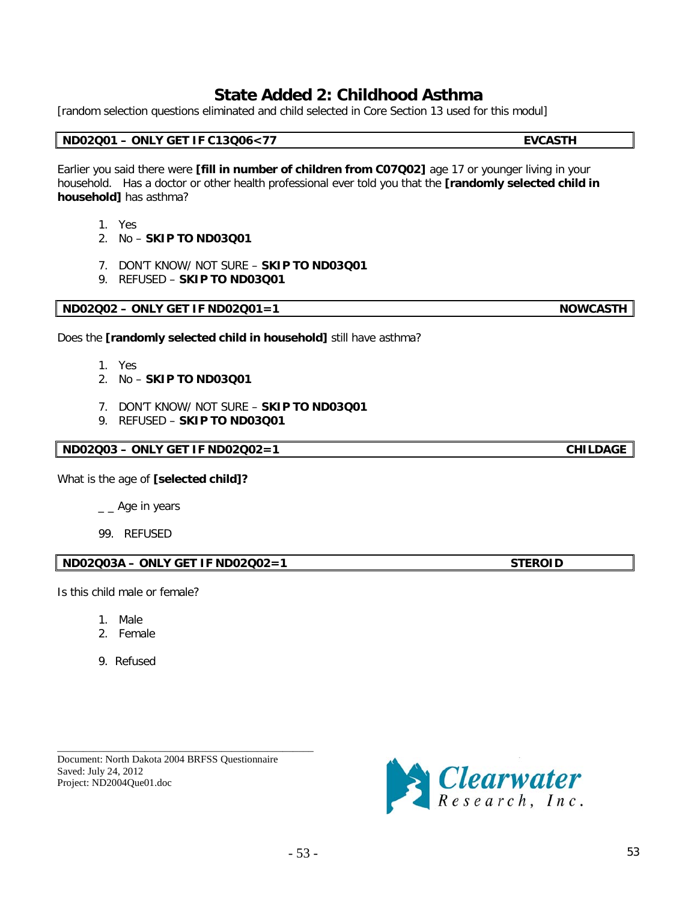# State Added 2: Childhood Asthma

[random selection questions eliminated and child selected in Core Section 13 used for this modul]

| **ND02Q01 – ONLY GET IF C13Q06<77** | **EVCASTH** |
|---|---|

Earlier you said there were **[fill in number of children from C07Q02]** age 17 or younger living in your household. Has a doctor or other health professional ever told you that the **[randomly selected child in household]** has asthma?

1. Yes
2. No – **SKIP TO ND03Q01**

7. DON'T KNOW/ NOT SURE – **SKIP TO ND03Q01**
9. REFUSED – **SKIP TO ND03Q01**

| **ND02Q02 – ONLY GET IF ND02Q01=1** | **NOWCASTH** |
|---|---|

Does the **[randomly selected child in household]** still have asthma?

1. Yes
2. No – **SKIP TO ND03Q01**

7. DON'T KNOW/ NOT SURE – **SKIP TO ND03Q01**
9. REFUSED – **SKIP TO ND03Q01**

| **ND02Q03 – ONLY GET IF ND02Q02=1** | **CHILDAGE** |
|---|---|

What is the age of **[selected child]?**

_ _ Age in years

99. REFUSED

| **ND02Q03A – ONLY GET IF ND02Q02=1** | **STEROID** |
|---|---|

Is this child male or female?

1. Male
2. Female

9. Refused

Document: North Dakota 2004 BRFSS Questionnaire
Saved: July 24, 2012
Project: ND2004Que01.doc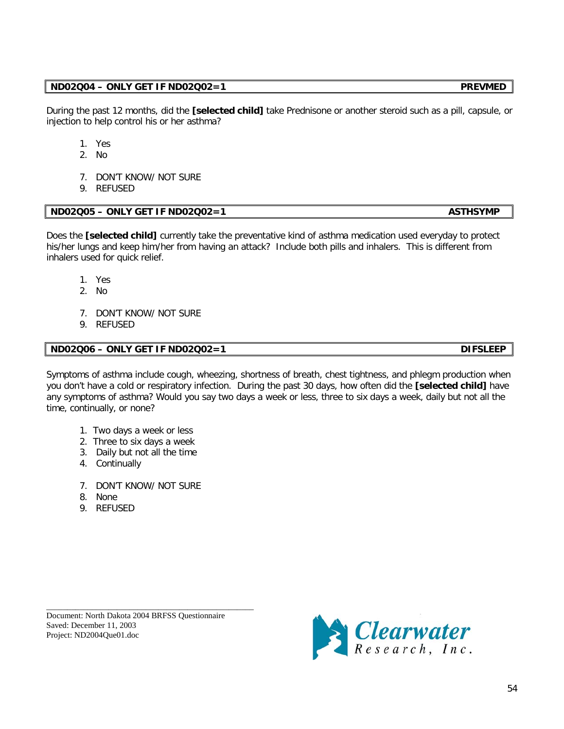**ND02Q04 – ONLY GET IF ND02Q02=1 PREVMED**

During the past 12 months, did the **[selected child]** take Prednisone or another steroid such as a pill, capsule, or injection to help control his or her asthma?

1. Yes
2. No

7. DON'T KNOW/ NOT SURE
9. REFUSED

**ND02Q05 – ONLY GET IF ND02Q02=1 ASTHSYMP**

Does the **[selected child]** currently take the preventative kind of asthma medication used everyday to protect his/her lungs and keep him/her from having an attack? Include both pills and inhalers. This is different from inhalers used for quick relief.

1. Yes
2. No

7. DON'T KNOW/ NOT SURE
9. REFUSED

**ND02Q06 – ONLY GET IF ND02Q02=1 DIFSLEEP**

Symptoms of asthma include cough, wheezing, shortness of breath, chest tightness, and phlegm production when you don't have a cold or respiratory infection. During the past 30 days, how often did the **[selected child]** have any symptoms of asthma? Would you say two days a week or less, three to six days a week, daily but not all the time, continually, or none?

1. Two days a week or less
2. Three to six days a week
3. Daily but not all the time
4. Continually

7. DON'T KNOW/ NOT SURE
8. None
9. REFUSED

Document: North Dakota 2004 BRFSS Questionnaire
Saved: December 11, 2003
Project: ND2004Que01.doc

Clearwater Research, Inc.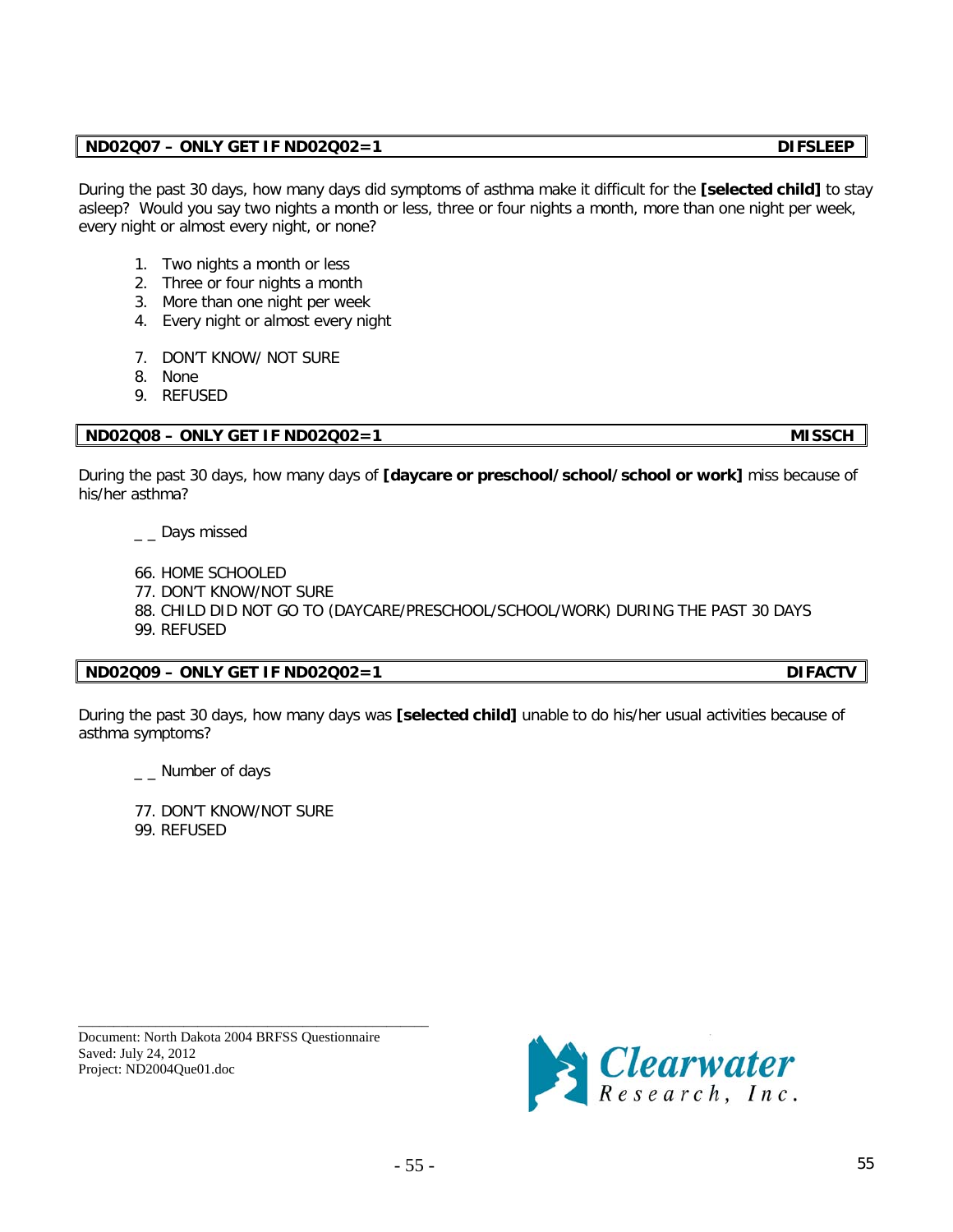**ND02Q07 – ONLY GET IF ND02Q02=1** **DIFSLEEP**

During the past 30 days, how many days did symptoms of asthma make it difficult for the **[selected child]** to stay asleep? Would you say two nights a month or less, three or four nights a month, more than one night per week, every night or almost every night, or none?

1. Two nights a month or less
2. Three or four nights a month
3. More than one night per week
4. Every night or almost every night

7. DON'T KNOW/ NOT SURE
8. None
9. REFUSED

**ND02Q08 – ONLY GET IF ND02Q02=1** **MISSCH**

During the past 30 days, how many days of **[daycare or preschool/school/school or work]** miss because of his/her asthma?

_ _ Days missed

66. HOME SCHOOLED
77. DON'T KNOW/NOT SURE
88. CHILD DID NOT GO TO (DAYCARE/PRESCHOOL/SCHOOL/WORK) DURING THE PAST 30 DAYS
99. REFUSED

**ND02Q09 – ONLY GET IF ND02Q02=1** **DIFACTV**

During the past 30 days, how many days was **[selected child]** unable to do his/her usual activities because of asthma symptoms?

_ _ Number of days

77. DON'T KNOW/NOT SURE
99. REFUSED

Document: North Dakota 2004 BRFSS Questionnaire
Saved: July 24, 2012
Project: ND2004Que01.doc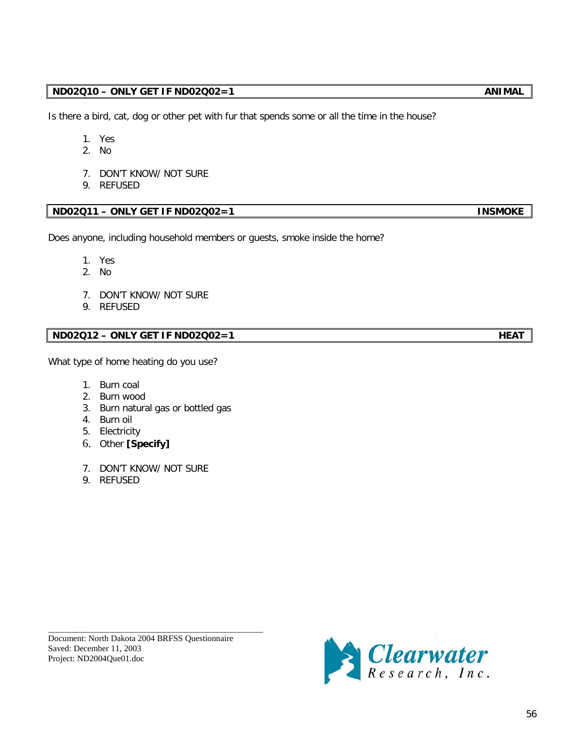**ND02Q10 – ONLY GET IF ND02Q02=1 ANIMAL**

Is there a bird, cat, dog or other pet with fur that spends some or all the time in the house?

1. Yes
2. No

7. DON'T KNOW/ NOT SURE
9. REFUSED

**ND02Q11 – ONLY GET IF ND02Q02=1 INSMOKE**

Does anyone, including household members or guests, smoke inside the home?

1. Yes
2. No

7. DON'T KNOW/ NOT SURE
9. REFUSED

**ND02Q12 – ONLY GET IF ND02Q02=1 HEAT**

What type of home heating do you use?

1. Burn coal
2. Burn wood
3. Burn natural gas or bottled gas
4. Burn oil
5. Electricity
6. Other **[Specify]**

7. DON'T KNOW/ NOT SURE
9. REFUSED

Document: North Dakota 2004 BRFSS Questionnaire
Saved: December 11, 2003
Project: ND2004Que01.doc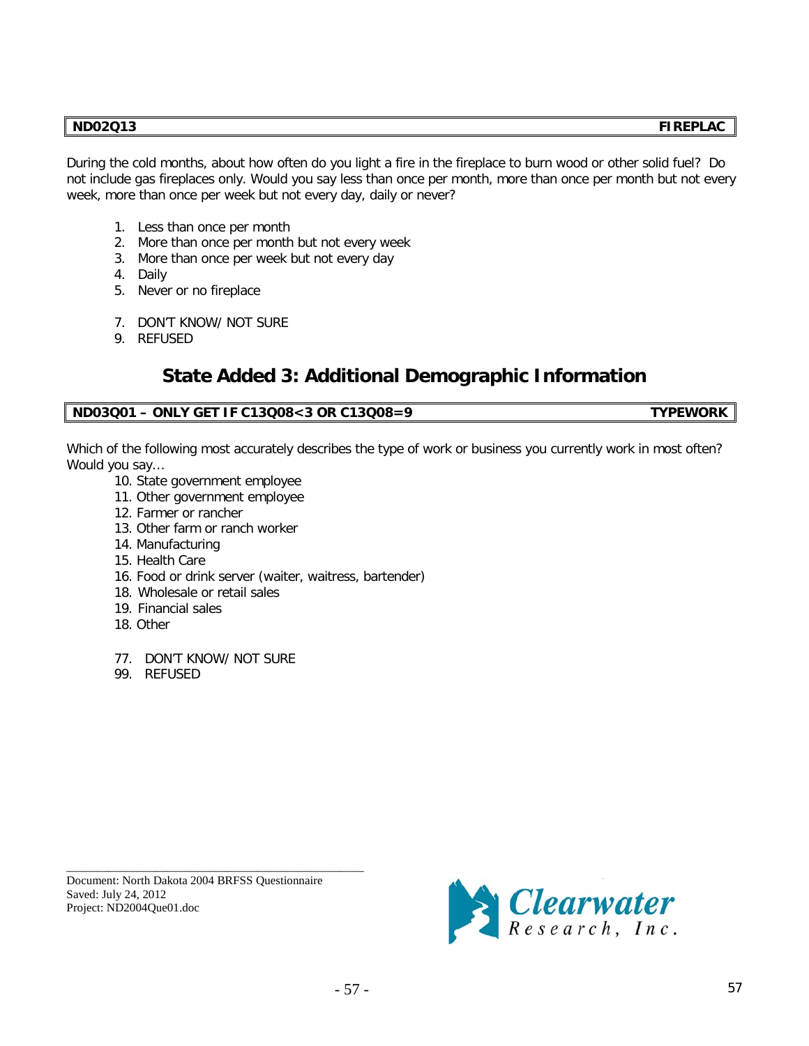| ND02Q13 | FIREPLAC |
|---|---|

During the cold months, about how often do you light a fire in the fireplace to burn wood or other solid fuel? Do not include gas fireplaces only. Would you say less than once per month, more than once per month but not every week, more than once per week but not every day, daily or never?

1. Less than once per month
2. More than once per month but not every week
3. More than once per week but not every day
4. Daily
5. Never or no fireplace

7. DON'T KNOW/ NOT SURE
9. REFUSED

## State Added 3: Additional Demographic Information

| ND03Q01 – ONLY GET IF C13Q08<3 OR C13Q08=9 | TYPEWORK |
|---|---|

Which of the following most accurately describes the type of work or business you currently work in most often? Would you say…

10. State government employee
11. Other government employee
12. Farmer or rancher
13. Other farm or ranch worker
14. Manufacturing
15. Health Care
16. Food or drink server (waiter, waitress, bartender)
18. Wholesale or retail sales
19. Financial sales
18. Other

77. DON'T KNOW/ NOT SURE
99. REFUSED

Document: North Dakota 2004 BRFSS Questionnaire
Saved: July 24, 2012
Project: ND2004Que01.doc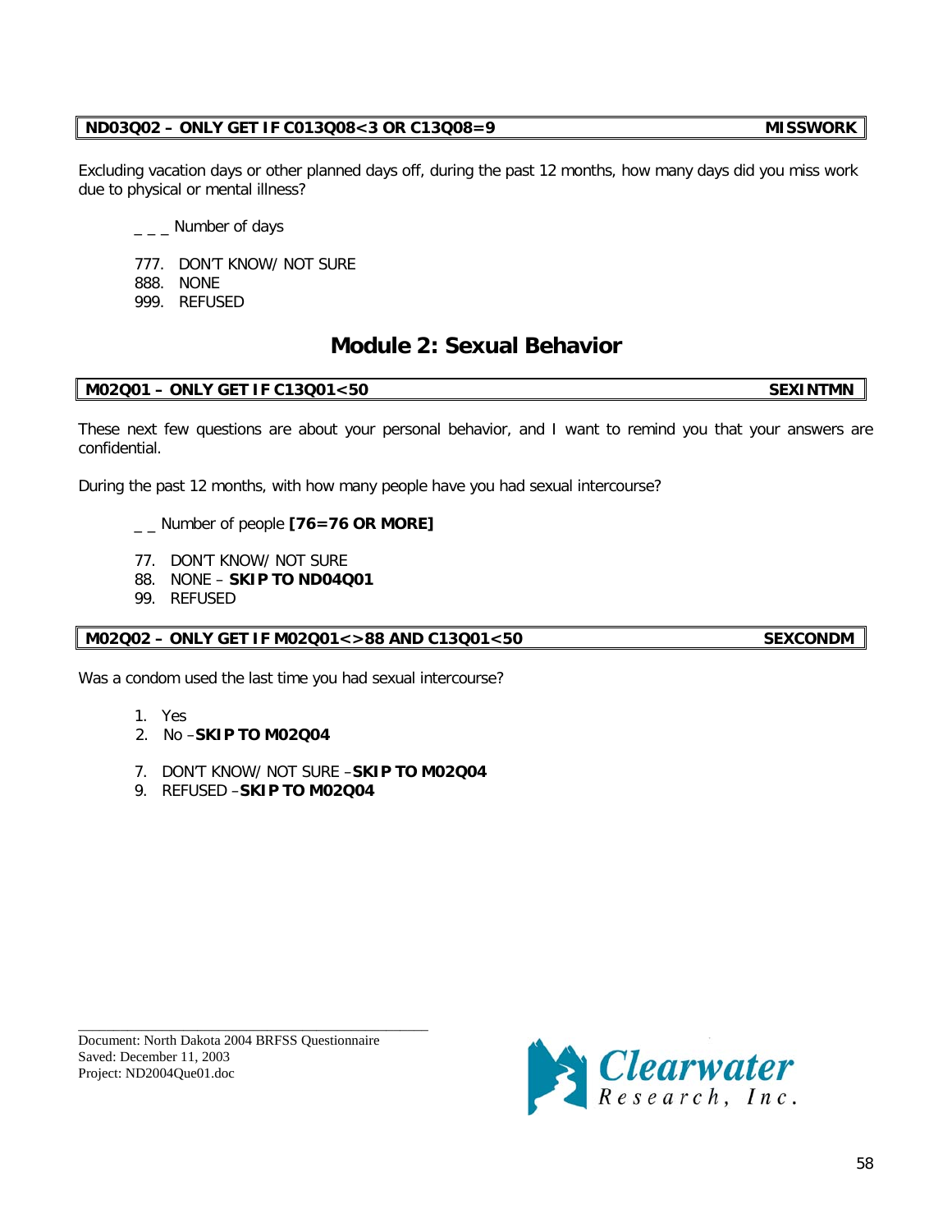**ND03Q02 – ONLY GET IF C013Q08<3 OR C13Q08=9** **MISSWORK**

Excluding vacation days or other planned days off, during the past 12 months, how many days did you miss work due to physical or mental illness?

_ _ _ Number of days

777. DON'T KNOW/ NOT SURE
888. NONE
999. REFUSED

## Module 2: Sexual Behavior

**M02Q01 – ONLY GET IF C13Q01<50** **SEXINTMN**

These next few questions are about your personal behavior, and I want to remind you that your answers are confidential.

During the past 12 months, with how many people have you had sexual intercourse?

_ _ Number of people **[76=76 OR MORE]**

77. DON'T KNOW/ NOT SURE
88. NONE – **SKIP TO ND04Q01**
99. REFUSED

**M02Q02 – ONLY GET IF M02Q01<>88 AND C13Q01<50** **SEXCONDM**

Was a condom used the last time you had sexual intercourse?

1. Yes
2. No –**SKIP TO M02Q04**

7. DON'T KNOW/ NOT SURE –**SKIP TO M02Q04**
9. REFUSED –**SKIP TO M02Q04**

Document: North Dakota 2004 BRFSS Questionnaire
Saved: December 11, 2003
Project: ND2004Que01.doc

Clearwater Research, Inc.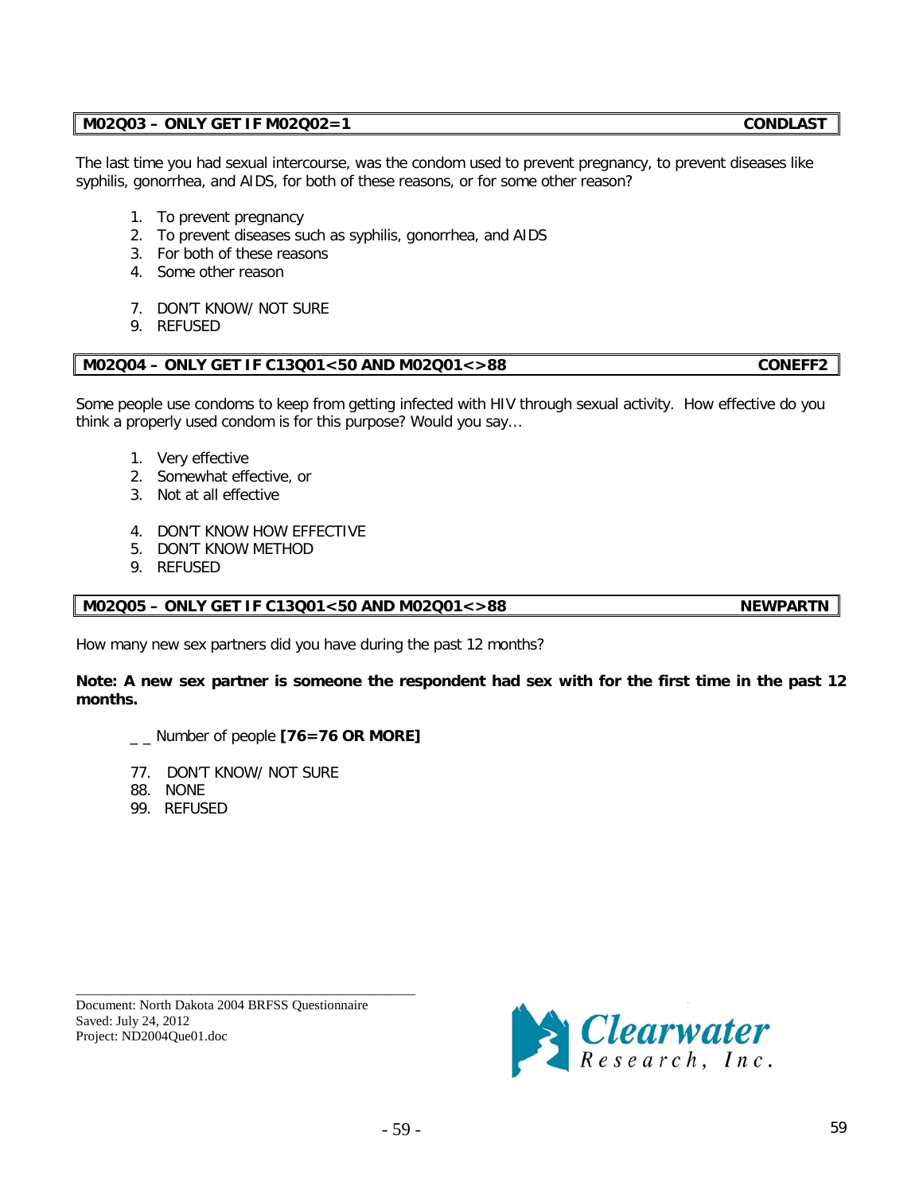| M02Q03 – ONLY GET IF M02Q02=1 | CONDLAST |
|---|---|

The last time you had sexual intercourse, was the condom used to prevent pregnancy, to prevent diseases like syphilis, gonorrhea, and AIDS, for both of these reasons, or for some other reason?

1. To prevent pregnancy
2. To prevent diseases such as syphilis, gonorrhea, and AIDS
3. For both of these reasons
4. Some other reason

7. DON'T KNOW/ NOT SURE
9. REFUSED

| M02Q04 – ONLY GET IF C13Q01<50 AND M02Q01<>88 | CONEFF2 |
|---|---|

Some people use condoms to keep from getting infected with HIV through sexual activity. How effective do you think a properly used condom is for this purpose? Would you say…

1. Very effective
2. Somewhat effective, or
3. Not at all effective

4. DON'T KNOW HOW EFFECTIVE
5. DON'T KNOW METHOD
9. REFUSED

| M02Q05 – ONLY GET IF C13Q01<50 AND M02Q01<>88 | NEWPARTN |
|---|---|

How many new sex partners did you have during the past 12 months?

**Note: A new sex partner is someone the respondent had sex with for the first time in the past 12 months.**

_ _ Number of people **[76=76 OR MORE]**

77. DON'T KNOW/ NOT SURE
88. NONE
99. REFUSED

Document: North Dakota 2004 BRFSS Questionnaire
Saved: July 24, 2012
Project: ND2004Que01.doc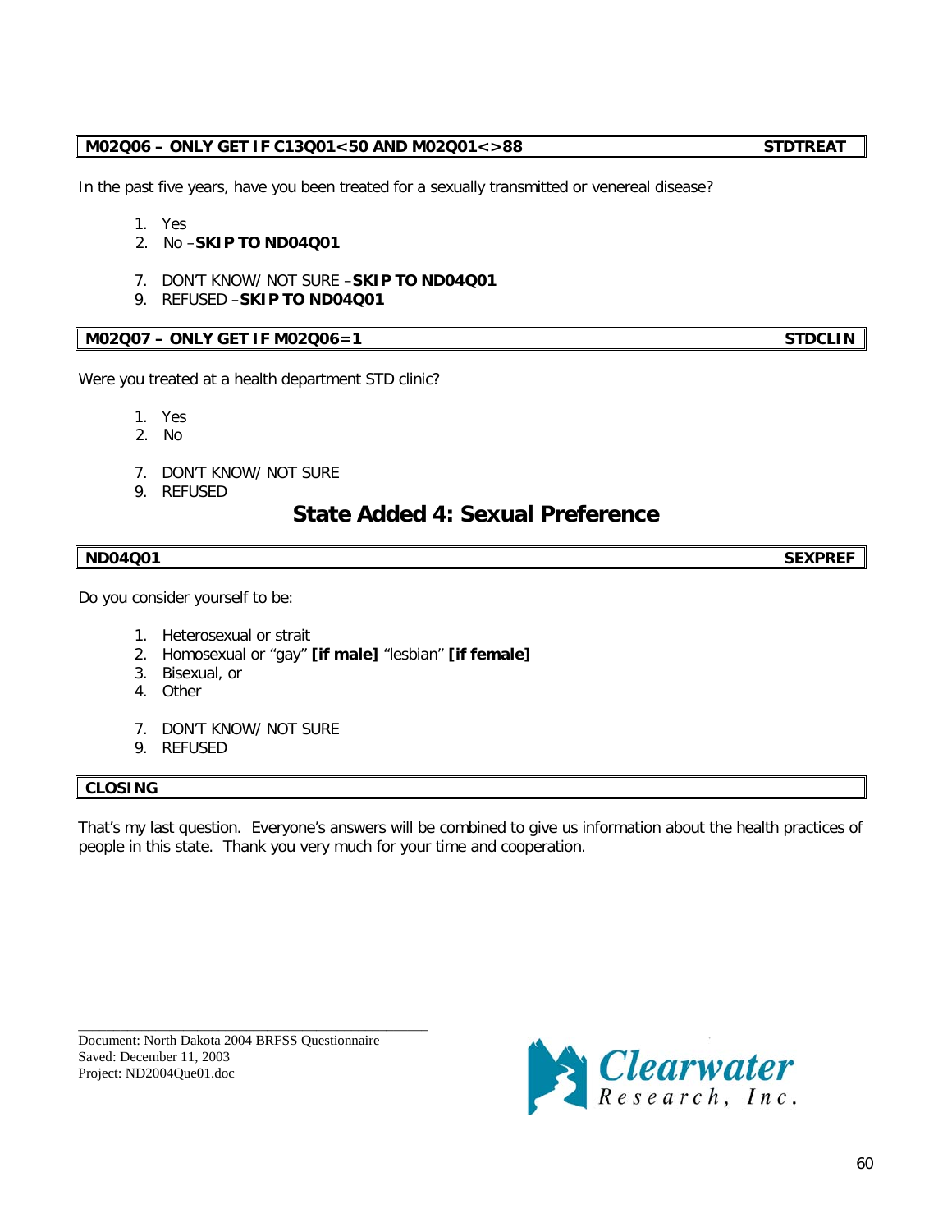**M02Q06 – ONLY GET IF C13Q01<50 AND M02Q01<>88 — STDTREAT**

In the past five years, have you been treated for a sexually transmitted or venereal disease?

1. Yes
2. No –**SKIP TO ND04Q01**

7. DON'T KNOW/ NOT SURE –**SKIP TO ND04Q01**
9. REFUSED –**SKIP TO ND04Q01**

**M02Q07 – ONLY GET IF M02Q06=1 — STDCLIN**

Were you treated at a health department STD clinic?

1. Yes
2. No

7. DON'T KNOW/ NOT SURE
9. REFUSED

## State Added 4: Sexual Preference

**ND04Q01 — SEXPREF**

Do you consider yourself to be:

1. Heterosexual or strait
2. Homosexual or "gay" **[if male]** "lesbian" **[if female]**
3. Bisexual, or
4. Other

7. DON'T KNOW/ NOT SURE
9. REFUSED

**CLOSING**

That's my last question. Everyone's answers will be combined to give us information about the health practices of people in this state. Thank you very much for your time and cooperation.

Document: North Dakota 2004 BRFSS Questionnaire
Saved: December 11, 2003
Project: ND2004Que01.doc

Clearwater Research, Inc.